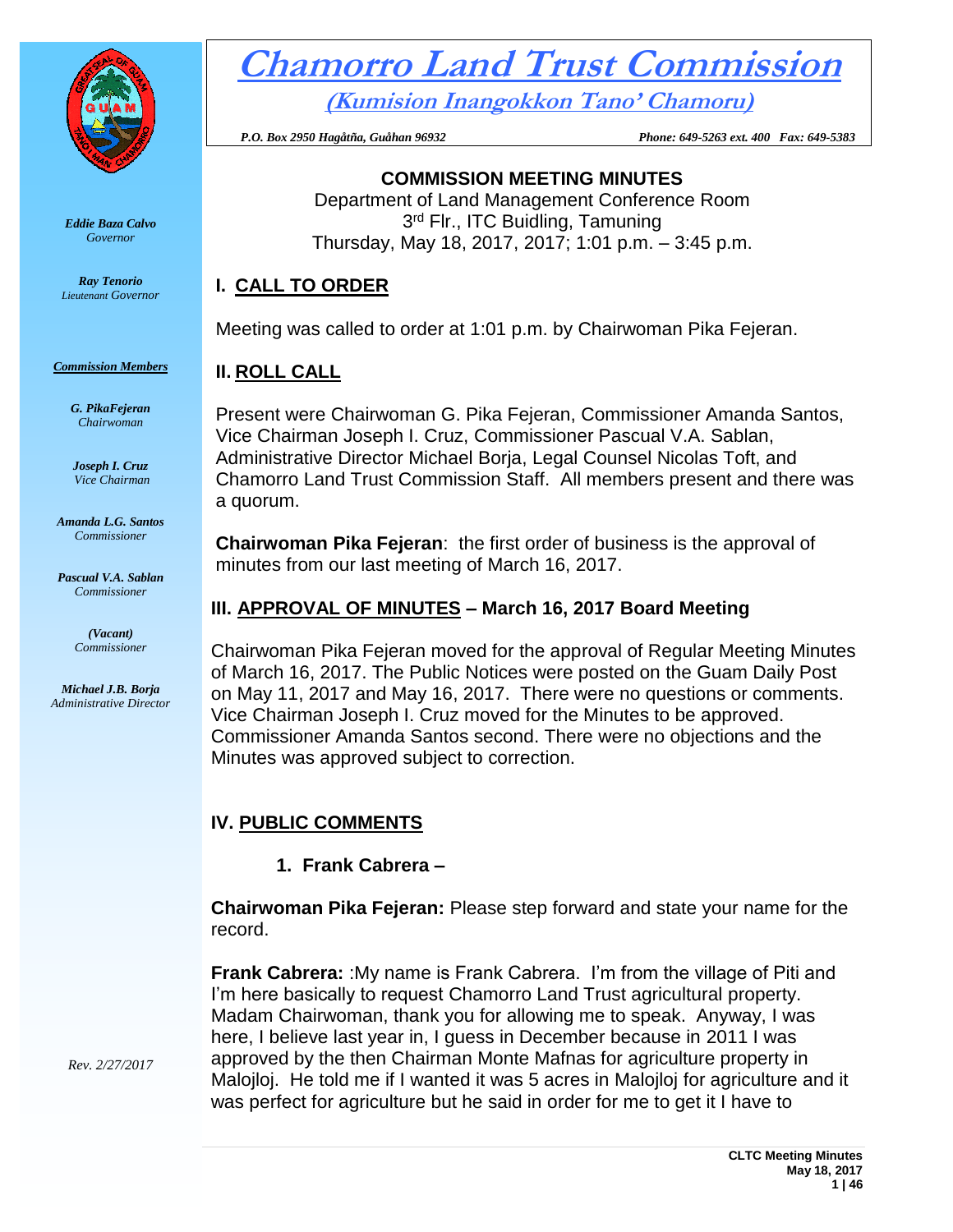# Chamorro Land Trust Commission

**(Kumision Inangokkon Tano' Chamoru)**

*P.O. Box 2950 Hagåtña, Guåhan 96932* *Phone: 649-5263 ext. 400 Fax: 649-5383*

*Eddie Baza Calvo*
*Governor*

*Ray Tenorio*
*Lieutenant Governor*

***Commission Members***

***G. PikaFejeran***
*Chairwoman*

***Joseph I. Cruz***
*Vice Chairman*

***Amanda L.G. Santos***
*Commissioner*

***Pascual V.A. Sablan***
*Commissioner*

***(Vacant)***
*Commissioner*

***Michael J.B. Borja***
*Administrative Director*

*Rev. 2/27/2017*

**COMMISSION MEETING MINUTES**

Department of Land Management Conference Room
3rd Flr., ITC Buidling, Tamuning
Thursday, May 18, 2017, 2017; 1:01 p.m. – 3:45 p.m.

## I. CALL TO ORDER

Meeting was called to order at 1:01 p.m. by Chairwoman Pika Fejeran.

## II. ROLL CALL

Present were Chairwoman G. Pika Fejeran, Commissioner Amanda Santos, Vice Chairman Joseph I. Cruz, Commissioner Pascual V.A. Sablan, Administrative Director Michael Borja, Legal Counsel Nicolas Toft, and Chamorro Land Trust Commission Staff. All members present and there was a quorum.

**Chairwoman Pika Fejeran**: the first order of business is the approval of minutes from our last meeting of March 16, 2017.

## III. APPROVAL OF MINUTES – March 16, 2017 Board Meeting

Chairwoman Pika Fejeran moved for the approval of Regular Meeting Minutes of March 16, 2017. The Public Notices were posted on the Guam Daily Post on May 11, 2017 and May 16, 2017. There were no questions or comments. Vice Chairman Joseph I. Cruz moved for the Minutes to be approved. Commissioner Amanda Santos second. There were no objections and the Minutes was approved subject to correction.

## IV. PUBLIC COMMENTS

### 1. Frank Cabrera –

**Chairwoman Pika Fejeran:** Please step forward and state your name for the record.

**Frank Cabrera:** :My name is Frank Cabrera. I'm from the village of Piti and I'm here basically to request Chamorro Land Trust agricultural property. Madam Chairwoman, thank you for allowing me to speak. Anyway, I was here, I believe last year in, I guess in December because in 2011 I was approved by the then Chairman Monte Mafnas for agriculture property in Malojloj. He told me if I wanted it was 5 acres in Malojloj for agriculture and it was perfect for agriculture but he said in order for me to get it I have to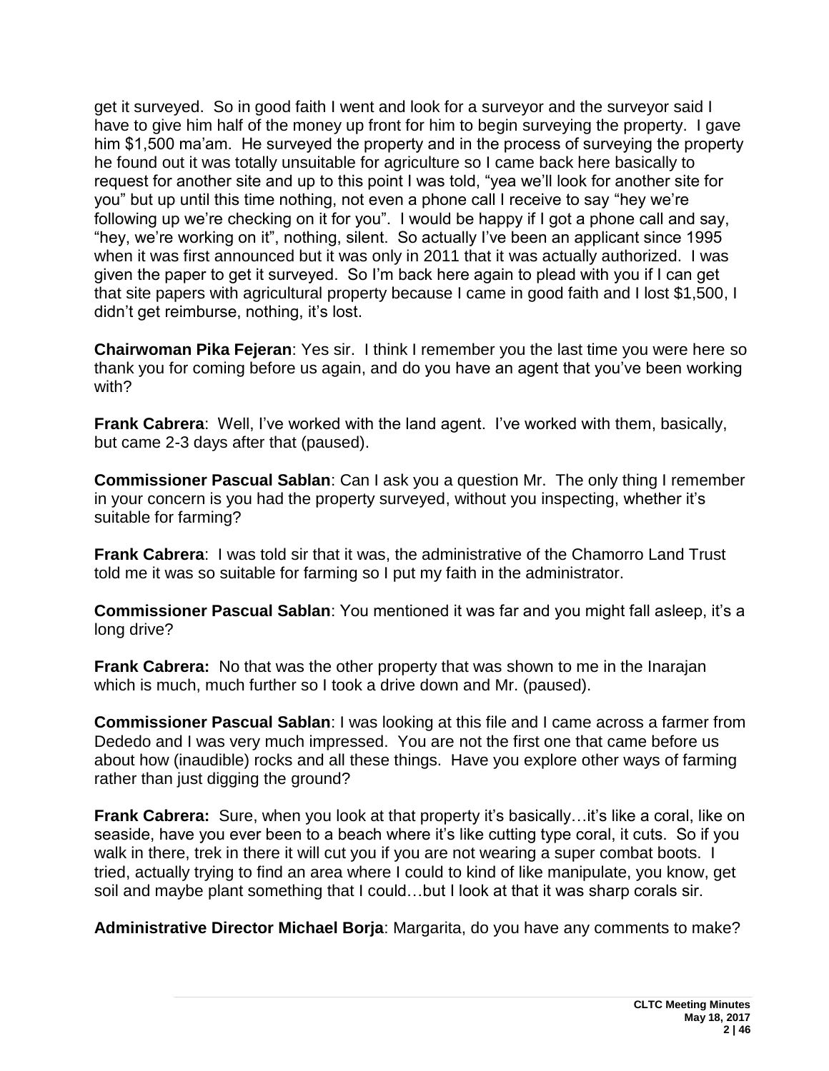get it surveyed. So in good faith I went and look for a surveyor and the surveyor said I have to give him half of the money up front for him to begin surveying the property. I gave him $1,500 ma'am. He surveyed the property and in the process of surveying the property he found out it was totally unsuitable for agriculture so I came back here basically to request for another site and up to this point I was told, "yea we'll look for another site for you" but up until this time nothing, not even a phone call I receive to say "hey we're following up we're checking on it for you". I would be happy if I got a phone call and say, "hey, we're working on it", nothing, silent. So actually I've been an applicant since 1995 when it was first announced but it was only in 2011 that it was actually authorized. I was given the paper to get it surveyed. So I'm back here again to plead with you if I can get that site papers with agricultural property because I came in good faith and I lost $1,500, I didn't get reimburse, nothing, it's lost.

**Chairwoman Pika Fejeran**: Yes sir. I think I remember you the last time you were here so thank you for coming before us again, and do you have an agent that you've been working with?

**Frank Cabrera**: Well, I've worked with the land agent. I've worked with them, basically, but came 2-3 days after that (paused).

**Commissioner Pascual Sablan**: Can I ask you a question Mr. The only thing I remember in your concern is you had the property surveyed, without you inspecting, whether it's suitable for farming?

**Frank Cabrera**: I was told sir that it was, the administrative of the Chamorro Land Trust told me it was so suitable for farming so I put my faith in the administrator.

**Commissioner Pascual Sablan**: You mentioned it was far and you might fall asleep, it's a long drive?

**Frank Cabrera:** No that was the other property that was shown to me in the Inarajan which is much, much further so I took a drive down and Mr. (paused).

**Commissioner Pascual Sablan**: I was looking at this file and I came across a farmer from Dededo and I was very much impressed. You are not the first one that came before us about how (inaudible) rocks and all these things. Have you explore other ways of farming rather than just digging the ground?

**Frank Cabrera:** Sure, when you look at that property it's basically…it's like a coral, like on seaside, have you ever been to a beach where it's like cutting type coral, it cuts. So if you walk in there, trek in there it will cut you if you are not wearing a super combat boots. I tried, actually trying to find an area where I could to kind of like manipulate, you know, get soil and maybe plant something that I could…but I look at that it was sharp corals sir.

**Administrative Director Michael Borja**: Margarita, do you have any comments to make?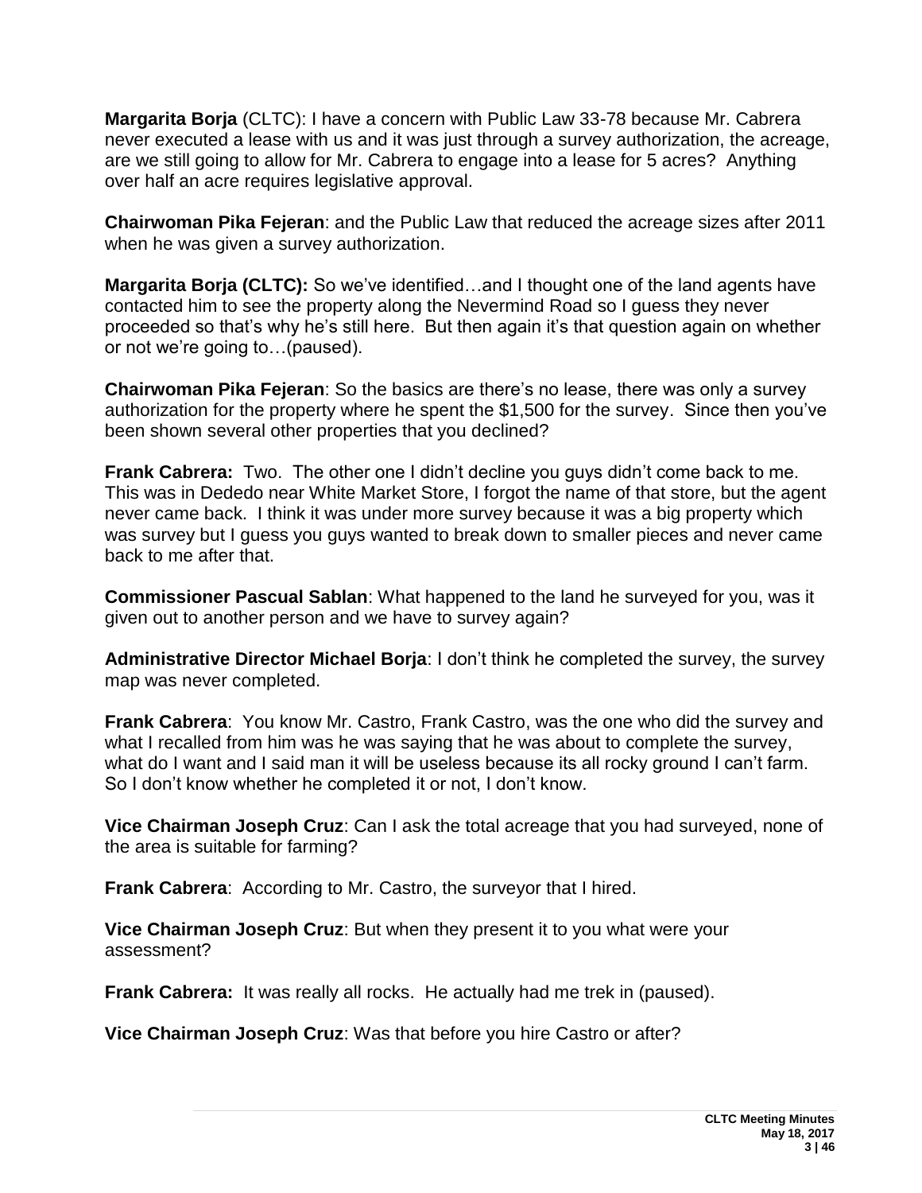**Margarita Borja** (CLTC): I have a concern with Public Law 33-78 because Mr. Cabrera never executed a lease with us and it was just through a survey authorization, the acreage, are we still going to allow for Mr. Cabrera to engage into a lease for 5 acres? Anything over half an acre requires legislative approval.

**Chairwoman Pika Fejeran**: and the Public Law that reduced the acreage sizes after 2011 when he was given a survey authorization.

**Margarita Borja (CLTC):** So we've identified…and I thought one of the land agents have contacted him to see the property along the Nevermind Road so I guess they never proceeded so that's why he's still here. But then again it's that question again on whether or not we're going to…(paused).

**Chairwoman Pika Fejeran**: So the basics are there's no lease, there was only a survey authorization for the property where he spent the $1,500 for the survey. Since then you've been shown several other properties that you declined?

**Frank Cabrera:** Two. The other one I didn't decline you guys didn't come back to me. This was in Dededo near White Market Store, I forgot the name of that store, but the agent never came back. I think it was under more survey because it was a big property which was survey but I guess you guys wanted to break down to smaller pieces and never came back to me after that.

**Commissioner Pascual Sablan**: What happened to the land he surveyed for you, was it given out to another person and we have to survey again?

**Administrative Director Michael Borja**: I don't think he completed the survey, the survey map was never completed.

**Frank Cabrera**: You know Mr. Castro, Frank Castro, was the one who did the survey and what I recalled from him was he was saying that he was about to complete the survey, what do I want and I said man it will be useless because its all rocky ground I can't farm. So I don't know whether he completed it or not, I don't know.

**Vice Chairman Joseph Cruz**: Can I ask the total acreage that you had surveyed, none of the area is suitable for farming?

**Frank Cabrera**: According to Mr. Castro, the surveyor that I hired.

**Vice Chairman Joseph Cruz**: But when they present it to you what were your assessment?

**Frank Cabrera:** It was really all rocks. He actually had me trek in (paused).

**Vice Chairman Joseph Cruz**: Was that before you hire Castro or after?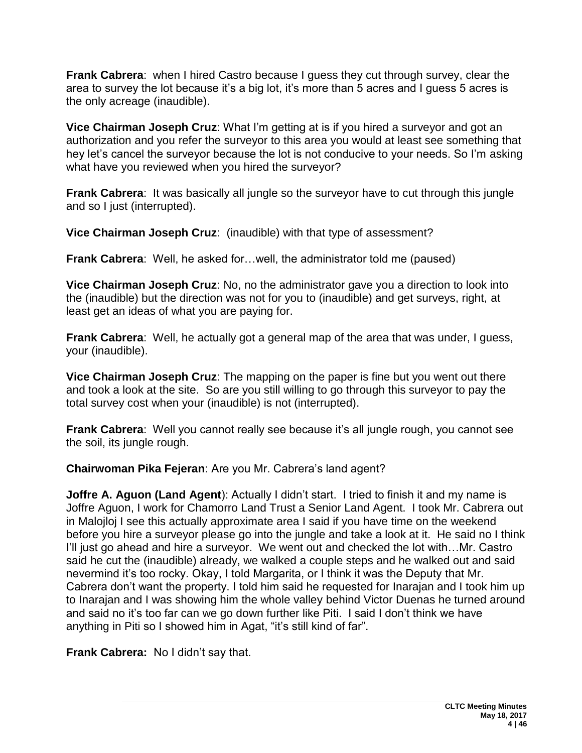**Frank Cabrera**: when I hired Castro because I guess they cut through survey, clear the area to survey the lot because it's a big lot, it's more than 5 acres and I guess 5 acres is the only acreage (inaudible).

**Vice Chairman Joseph Cruz**: What I'm getting at is if you hired a surveyor and got an authorization and you refer the surveyor to this area you would at least see something that hey let's cancel the surveyor because the lot is not conducive to your needs. So I'm asking what have you reviewed when you hired the surveyor?

**Frank Cabrera**: It was basically all jungle so the surveyor have to cut through this jungle and so I just (interrupted).

**Vice Chairman Joseph Cruz**: (inaudible) with that type of assessment?

**Frank Cabrera**: Well, he asked for…well, the administrator told me (paused)

**Vice Chairman Joseph Cruz**: No, no the administrator gave you a direction to look into the (inaudible) but the direction was not for you to (inaudible) and get surveys, right, at least get an ideas of what you are paying for.

**Frank Cabrera**: Well, he actually got a general map of the area that was under, I guess, your (inaudible).

**Vice Chairman Joseph Cruz**: The mapping on the paper is fine but you went out there and took a look at the site. So are you still willing to go through this surveyor to pay the total survey cost when your (inaudible) is not (interrupted).

**Frank Cabrera**: Well you cannot really see because it's all jungle rough, you cannot see the soil, its jungle rough.

**Chairwoman Pika Fejeran**: Are you Mr. Cabrera's land agent?

**Joffre A. Aguon (Land Agent**): Actually I didn't start. I tried to finish it and my name is Joffre Aguon, I work for Chamorro Land Trust a Senior Land Agent. I took Mr. Cabrera out in Malojloj I see this actually approximate area I said if you have time on the weekend before you hire a surveyor please go into the jungle and take a look at it. He said no I think I'll just go ahead and hire a surveyor. We went out and checked the lot with…Mr. Castro said he cut the (inaudible) already, we walked a couple steps and he walked out and said nevermind it's too rocky. Okay, I told Margarita, or I think it was the Deputy that Mr. Cabrera don't want the property. I told him said he requested for Inarajan and I took him up to Inarajan and I was showing him the whole valley behind Victor Duenas he turned around and said no it's too far can we go down further like Piti. I said I don't think we have anything in Piti so I showed him in Agat, "it's still kind of far".

**Frank Cabrera:** No I didn't say that.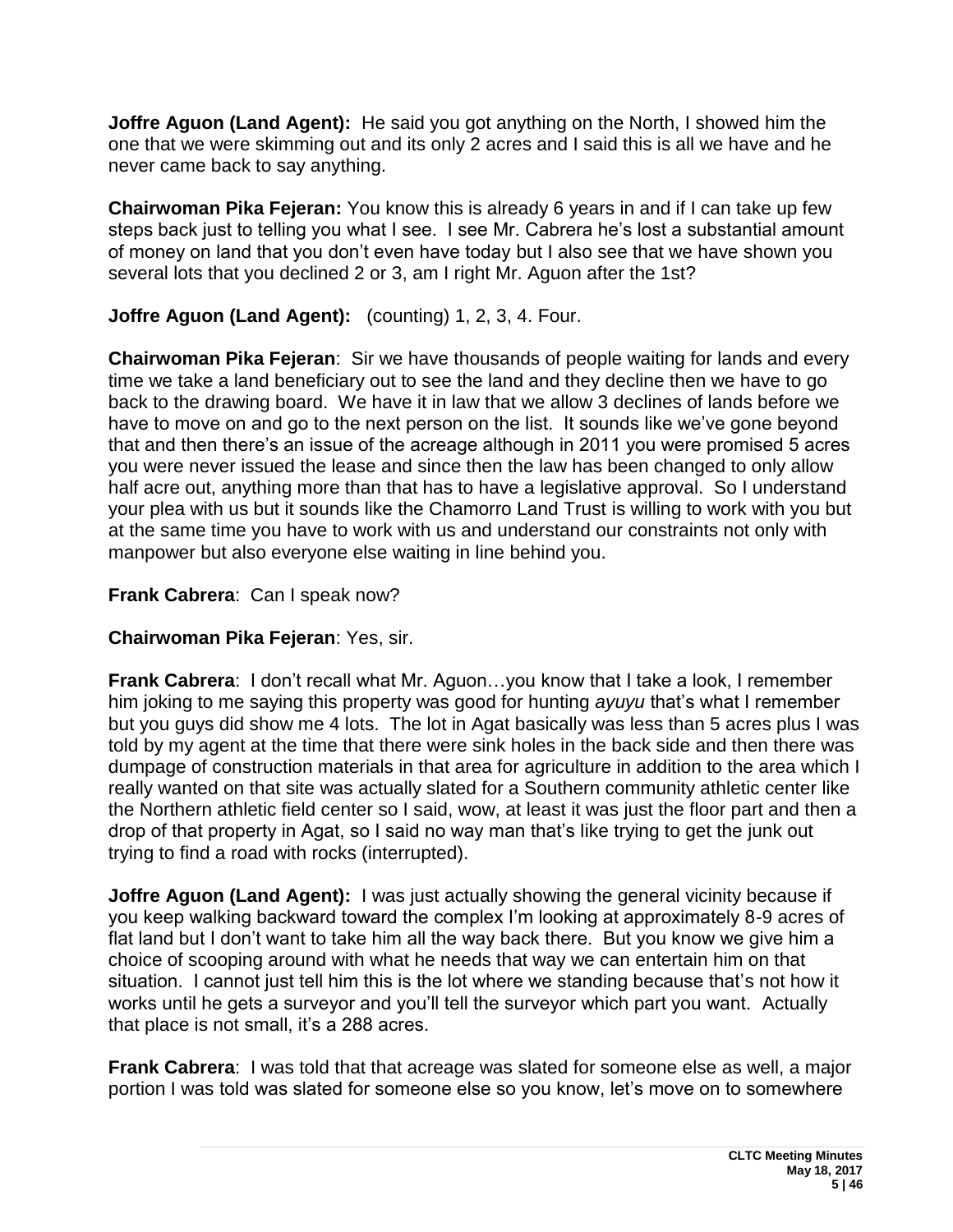**Joffre Aguon (Land Agent):** He said you got anything on the North, I showed him the one that we were skimming out and its only 2 acres and I said this is all we have and he never came back to say anything.

**Chairwoman Pika Fejeran:** You know this is already 6 years in and if I can take up few steps back just to telling you what I see. I see Mr. Cabrera he's lost a substantial amount of money on land that you don't even have today but I also see that we have shown you several lots that you declined 2 or 3, am I right Mr. Aguon after the 1st?

**Joffre Aguon (Land Agent):** (counting) 1, 2, 3, 4. Four.

**Chairwoman Pika Fejeran**: Sir we have thousands of people waiting for lands and every time we take a land beneficiary out to see the land and they decline then we have to go back to the drawing board. We have it in law that we allow 3 declines of lands before we have to move on and go to the next person on the list. It sounds like we've gone beyond that and then there's an issue of the acreage although in 2011 you were promised 5 acres you were never issued the lease and since then the law has been changed to only allow half acre out, anything more than that has to have a legislative approval. So I understand your plea with us but it sounds like the Chamorro Land Trust is willing to work with you but at the same time you have to work with us and understand our constraints not only with manpower but also everyone else waiting in line behind you.

**Frank Cabrera**: Can I speak now?

**Chairwoman Pika Fejeran**: Yes, sir.

**Frank Cabrera**: I don't recall what Mr. Aguon…you know that I take a look, I remember him joking to me saying this property was good for hunting *ayuyu* that's what I remember but you guys did show me 4 lots. The lot in Agat basically was less than 5 acres plus I was told by my agent at the time that there were sink holes in the back side and then there was dumpage of construction materials in that area for agriculture in addition to the area which I really wanted on that site was actually slated for a Southern community athletic center like the Northern athletic field center so I said, wow, at least it was just the floor part and then a drop of that property in Agat, so I said no way man that's like trying to get the junk out trying to find a road with rocks (interrupted).

**Joffre Aguon (Land Agent):** I was just actually showing the general vicinity because if you keep walking backward toward the complex I'm looking at approximately 8-9 acres of flat land but I don't want to take him all the way back there. But you know we give him a choice of scooping around with what he needs that way we can entertain him on that situation. I cannot just tell him this is the lot where we standing because that's not how it works until he gets a surveyor and you'll tell the surveyor which part you want. Actually that place is not small, it's a 288 acres.

**Frank Cabrera**: I was told that that acreage was slated for someone else as well, a major portion I was told was slated for someone else so you know, let's move on to somewhere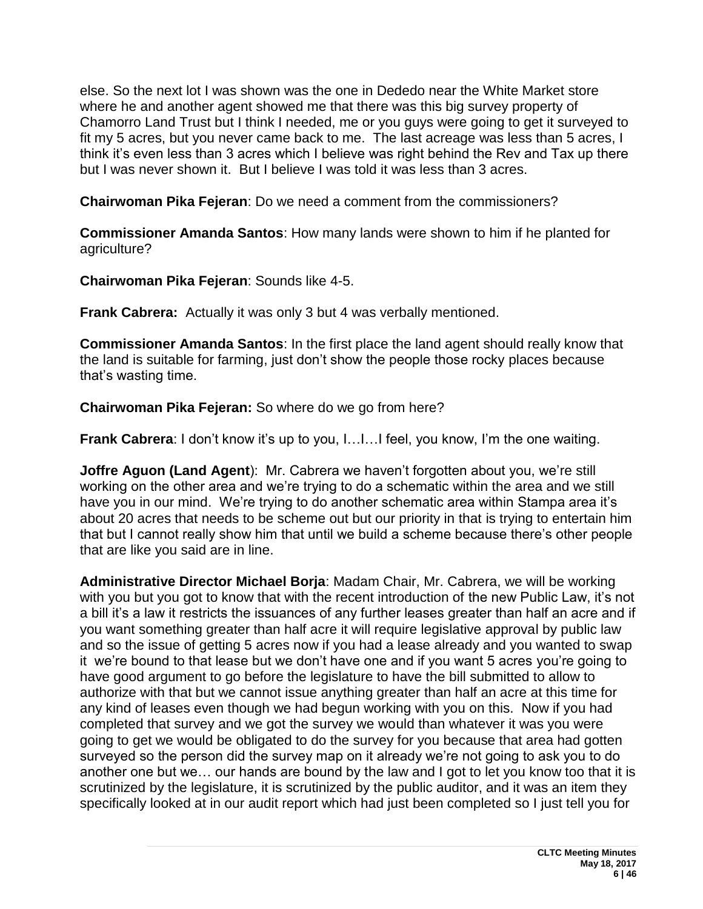else. So the next lot I was shown was the one in Dededo near the White Market store where he and another agent showed me that there was this big survey property of Chamorro Land Trust but I think I needed, me or you guys were going to get it surveyed to fit my 5 acres, but you never came back to me. The last acreage was less than 5 acres, I think it's even less than 3 acres which I believe was right behind the Rev and Tax up there but I was never shown it. But I believe I was told it was less than 3 acres.

**Chairwoman Pika Fejeran**: Do we need a comment from the commissioners?

**Commissioner Amanda Santos**: How many lands were shown to him if he planted for agriculture?

**Chairwoman Pika Fejeran**: Sounds like 4-5.

**Frank Cabrera:** Actually it was only 3 but 4 was verbally mentioned.

**Commissioner Amanda Santos**: In the first place the land agent should really know that the land is suitable for farming, just don't show the people those rocky places because that's wasting time.

**Chairwoman Pika Fejeran:** So where do we go from here?

**Frank Cabrera**: I don't know it's up to you, I…I…I feel, you know, I'm the one waiting.

**Joffre Aguon (Land Agent**): Mr. Cabrera we haven't forgotten about you, we're still working on the other area and we're trying to do a schematic within the area and we still have you in our mind. We're trying to do another schematic area within Stampa area it's about 20 acres that needs to be scheme out but our priority in that is trying to entertain him that but I cannot really show him that until we build a scheme because there's other people that are like you said are in line.

**Administrative Director Michael Borja**: Madam Chair, Mr. Cabrera, we will be working with you but you got to know that with the recent introduction of the new Public Law, it's not a bill it's a law it restricts the issuances of any further leases greater than half an acre and if you want something greater than half acre it will require legislative approval by public law and so the issue of getting 5 acres now if you had a lease already and you wanted to swap it we're bound to that lease but we don't have one and if you want 5 acres you're going to have good argument to go before the legislature to have the bill submitted to allow to authorize with that but we cannot issue anything greater than half an acre at this time for any kind of leases even though we had begun working with you on this. Now if you had completed that survey and we got the survey we would than whatever it was you were going to get we would be obligated to do the survey for you because that area had gotten surveyed so the person did the survey map on it already we're not going to ask you to do another one but we… our hands are bound by the law and I got to let you know too that it is scrutinized by the legislature, it is scrutinized by the public auditor, and it was an item they specifically looked at in our audit report which had just been completed so I just tell you for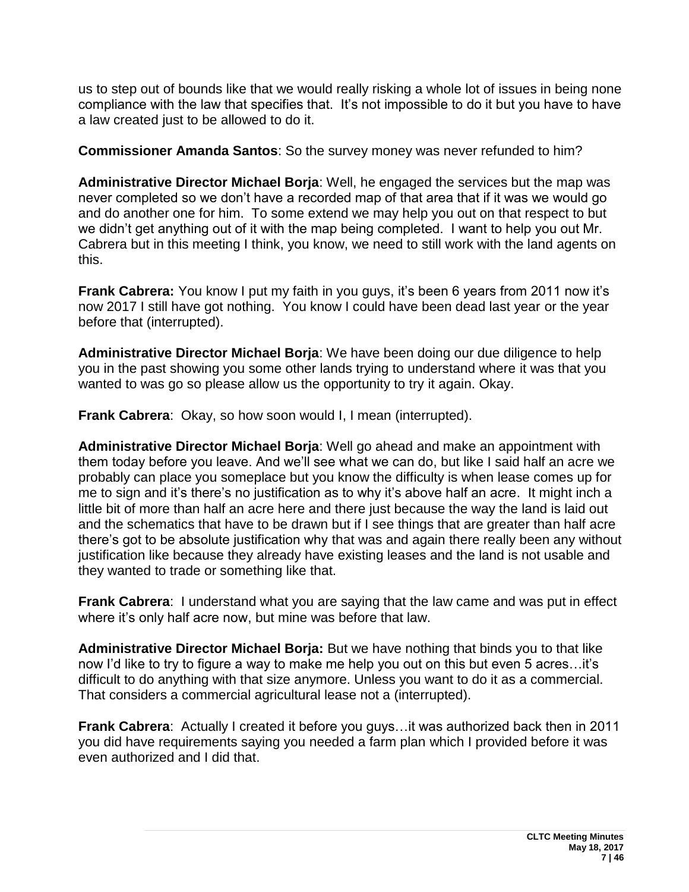us to step out of bounds like that we would really risking a whole lot of issues in being none compliance with the law that specifies that. It's not impossible to do it but you have to have a law created just to be allowed to do it.

**Commissioner Amanda Santos**: So the survey money was never refunded to him?

**Administrative Director Michael Borja**: Well, he engaged the services but the map was never completed so we don't have a recorded map of that area that if it was we would go and do another one for him. To some extend we may help you out on that respect to but we didn't get anything out of it with the map being completed. I want to help you out Mr. Cabrera but in this meeting I think, you know, we need to still work with the land agents on this.

**Frank Cabrera:** You know I put my faith in you guys, it's been 6 years from 2011 now it's now 2017 I still have got nothing. You know I could have been dead last year or the year before that (interrupted).

**Administrative Director Michael Borja**: We have been doing our due diligence to help you in the past showing you some other lands trying to understand where it was that you wanted to was go so please allow us the opportunity to try it again. Okay.

**Frank Cabrera**: Okay, so how soon would I, I mean (interrupted).

**Administrative Director Michael Borja**: Well go ahead and make an appointment with them today before you leave. And we'll see what we can do, but like I said half an acre we probably can place you someplace but you know the difficulty is when lease comes up for me to sign and it's there's no justification as to why it's above half an acre. It might inch a little bit of more than half an acre here and there just because the way the land is laid out and the schematics that have to be drawn but if I see things that are greater than half acre there's got to be absolute justification why that was and again there really been any without justification like because they already have existing leases and the land is not usable and they wanted to trade or something like that.

**Frank Cabrera**: I understand what you are saying that the law came and was put in effect where it's only half acre now, but mine was before that law.

**Administrative Director Michael Borja:** But we have nothing that binds you to that like now I'd like to try to figure a way to make me help you out on this but even 5 acres…it's difficult to do anything with that size anymore. Unless you want to do it as a commercial. That considers a commercial agricultural lease not a (interrupted).

**Frank Cabrera**: Actually I created it before you guys…it was authorized back then in 2011 you did have requirements saying you needed a farm plan which I provided before it was even authorized and I did that.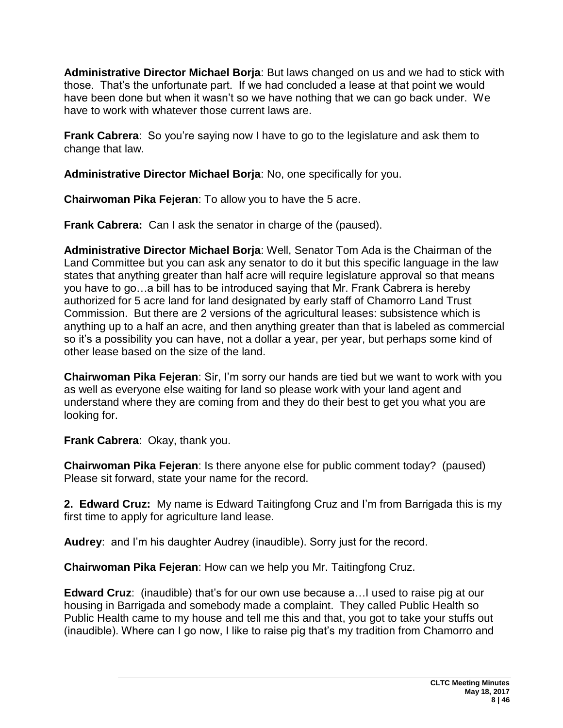**Administrative Director Michael Borja**: But laws changed on us and we had to stick with those. That's the unfortunate part. If we had concluded a lease at that point we would have been done but when it wasn't so we have nothing that we can go back under. We have to work with whatever those current laws are.

**Frank Cabrera**: So you're saying now I have to go to the legislature and ask them to change that law.

**Administrative Director Michael Borja**: No, one specifically for you.

**Chairwoman Pika Fejeran**: To allow you to have the 5 acre.

**Frank Cabrera:** Can I ask the senator in charge of the (paused).

**Administrative Director Michael Borja**: Well, Senator Tom Ada is the Chairman of the Land Committee but you can ask any senator to do it but this specific language in the law states that anything greater than half acre will require legislature approval so that means you have to go…a bill has to be introduced saying that Mr. Frank Cabrera is hereby authorized for 5 acre land for land designated by early staff of Chamorro Land Trust Commission. But there are 2 versions of the agricultural leases: subsistence which is anything up to a half an acre, and then anything greater than that is labeled as commercial so it's a possibility you can have, not a dollar a year, per year, but perhaps some kind of other lease based on the size of the land.

**Chairwoman Pika Fejeran**: Sir, I'm sorry our hands are tied but we want to work with you as well as everyone else waiting for land so please work with your land agent and understand where they are coming from and they do their best to get you what you are looking for.

**Frank Cabrera**: Okay, thank you.

**Chairwoman Pika Fejeran**: Is there anyone else for public comment today? (paused) Please sit forward, state your name for the record.

**2. Edward Cruz:** My name is Edward Taitingfong Cruz and I'm from Barrigada this is my first time to apply for agriculture land lease.

**Audrey**: and I'm his daughter Audrey (inaudible). Sorry just for the record.

**Chairwoman Pika Fejeran**: How can we help you Mr. Taitingfong Cruz.

**Edward Cruz**: (inaudible) that's for our own use because a…I used to raise pig at our housing in Barrigada and somebody made a complaint. They called Public Health so Public Health came to my house and tell me this and that, you got to take your stuffs out (inaudible). Where can I go now, I like to raise pig that's my tradition from Chamorro and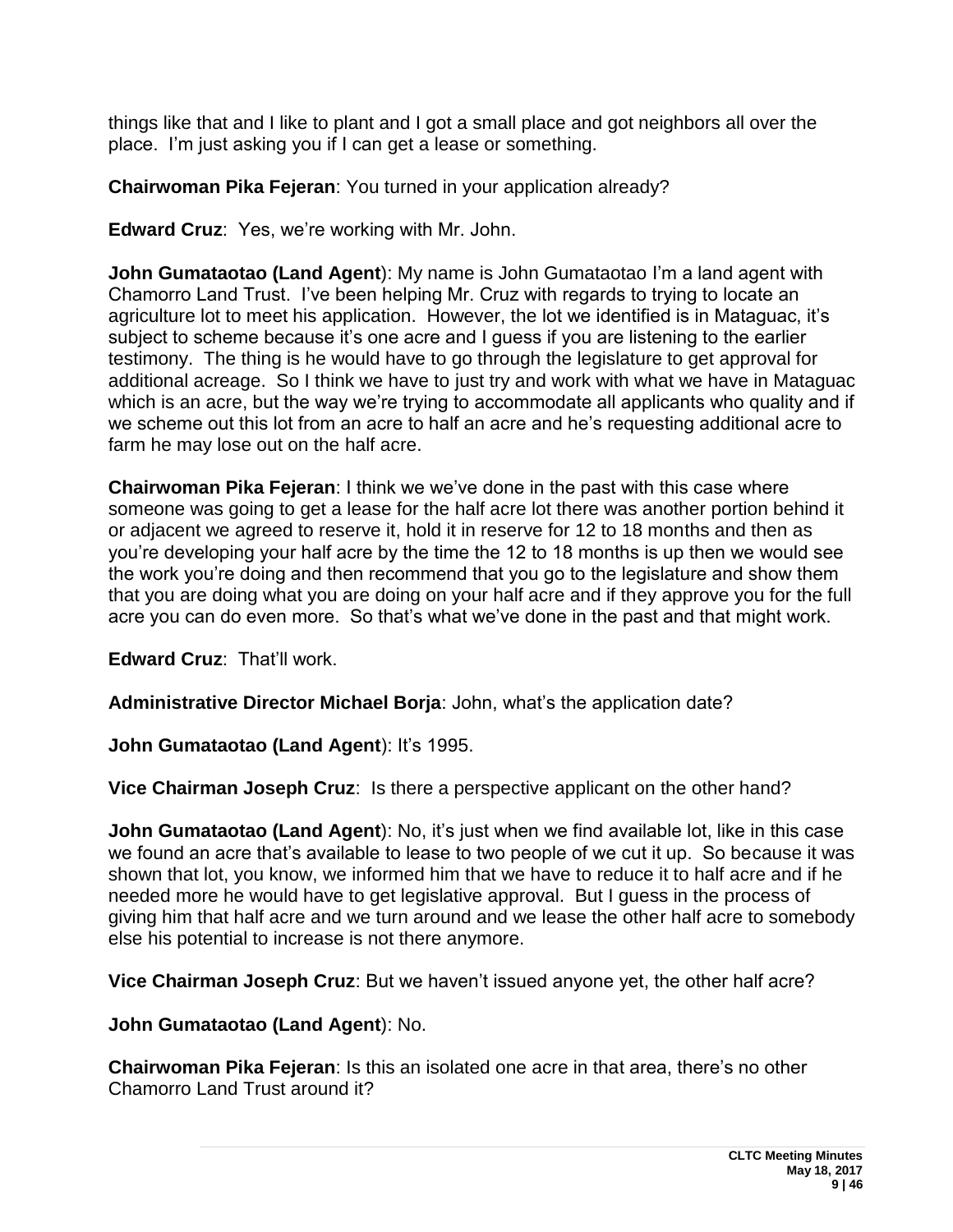things like that and I like to plant and I got a small place and got neighbors all over the place. I'm just asking you if I can get a lease or something.

**Chairwoman Pika Fejeran**: You turned in your application already?

**Edward Cruz**: Yes, we're working with Mr. John.

**John Gumataotao (Land Agent)**: My name is John Gumataotao I'm a land agent with Chamorro Land Trust. I've been helping Mr. Cruz with regards to trying to locate an agriculture lot to meet his application. However, the lot we identified is in Mataguac, it's subject to scheme because it's one acre and I guess if you are listening to the earlier testimony. The thing is he would have to go through the legislature to get approval for additional acreage. So I think we have to just try and work with what we have in Mataguac which is an acre, but the way we're trying to accommodate all applicants who quality and if we scheme out this lot from an acre to half an acre and he's requesting additional acre to farm he may lose out on the half acre.

**Chairwoman Pika Fejeran**: I think we we've done in the past with this case where someone was going to get a lease for the half acre lot there was another portion behind it or adjacent we agreed to reserve it, hold it in reserve for 12 to 18 months and then as you're developing your half acre by the time the 12 to 18 months is up then we would see the work you're doing and then recommend that you go to the legislature and show them that you are doing what you are doing on your half acre and if they approve you for the full acre you can do even more. So that's what we've done in the past and that might work.

**Edward Cruz**: That'll work.

**Administrative Director Michael Borja**: John, what's the application date?

**John Gumataotao (Land Agent)**: It's 1995.

**Vice Chairman Joseph Cruz**: Is there a perspective applicant on the other hand?

**John Gumataotao (Land Agent)**: No, it's just when we find available lot, like in this case we found an acre that's available to lease to two people of we cut it up. So because it was shown that lot, you know, we informed him that we have to reduce it to half acre and if he needed more he would have to get legislative approval. But I guess in the process of giving him that half acre and we turn around and we lease the other half acre to somebody else his potential to increase is not there anymore.

**Vice Chairman Joseph Cruz**: But we haven't issued anyone yet, the other half acre?

**John Gumataotao (Land Agent)**: No.

**Chairwoman Pika Fejeran**: Is this an isolated one acre in that area, there's no other Chamorro Land Trust around it?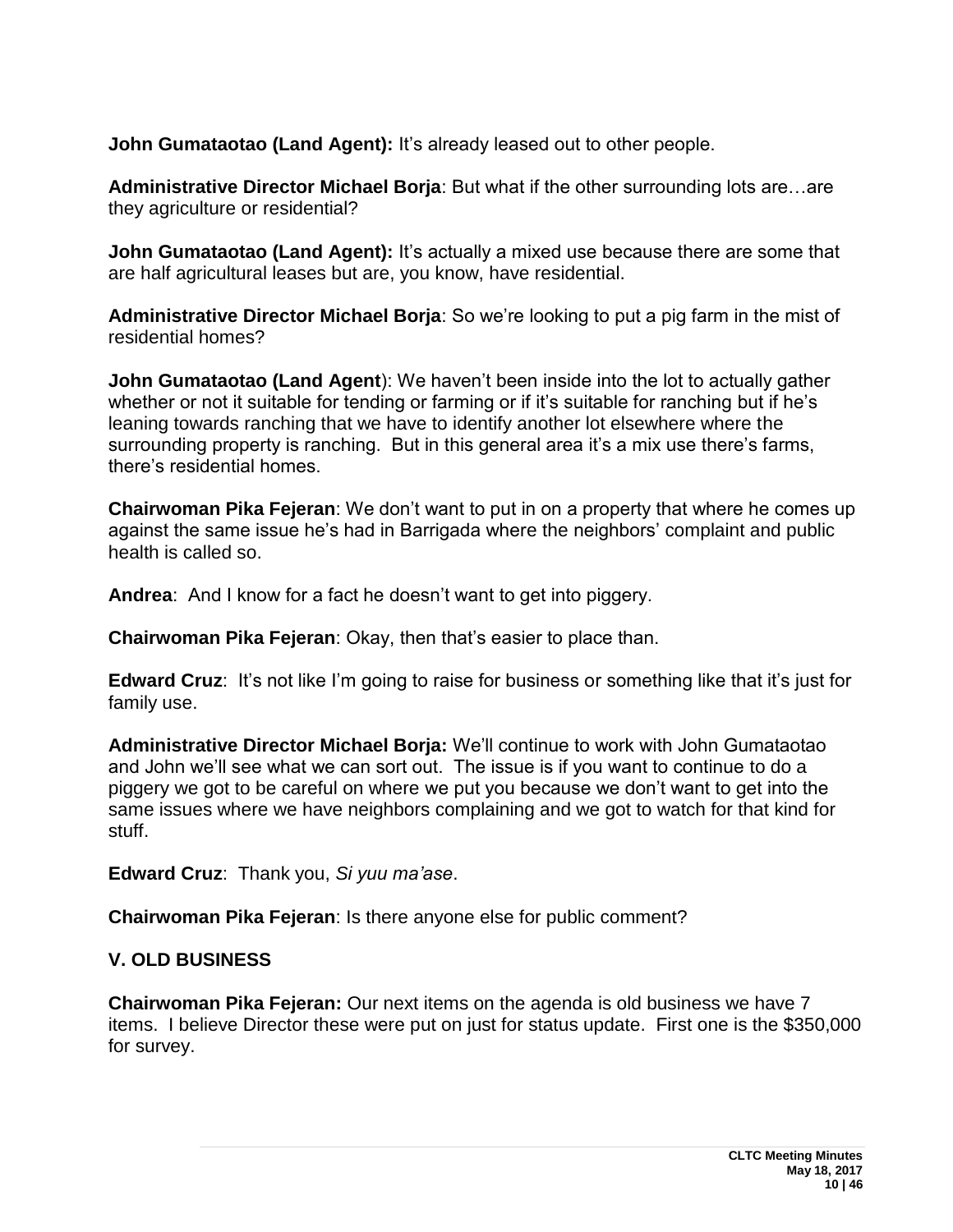**John Gumataotao (Land Agent):** It's already leased out to other people.

**Administrative Director Michael Borja**: But what if the other surrounding lots are…are they agriculture or residential?

**John Gumataotao (Land Agent):** It's actually a mixed use because there are some that are half agricultural leases but are, you know, have residential.

**Administrative Director Michael Borja**: So we're looking to put a pig farm in the mist of residential homes?

**John Gumataotao (Land Agent**): We haven't been inside into the lot to actually gather whether or not it suitable for tending or farming or if it's suitable for ranching but if he's leaning towards ranching that we have to identify another lot elsewhere where the surrounding property is ranching. But in this general area it's a mix use there's farms, there's residential homes.

**Chairwoman Pika Fejeran**: We don't want to put in on a property that where he comes up against the same issue he's had in Barrigada where the neighbors' complaint and public health is called so.

**Andrea**: And I know for a fact he doesn't want to get into piggery.

**Chairwoman Pika Fejeran**: Okay, then that's easier to place than.

**Edward Cruz**: It's not like I'm going to raise for business or something like that it's just for family use.

**Administrative Director Michael Borja:** We'll continue to work with John Gumataotao and John we'll see what we can sort out. The issue is if you want to continue to do a piggery we got to be careful on where we put you because we don't want to get into the same issues where we have neighbors complaining and we got to watch for that kind for stuff.

**Edward Cruz**: Thank you, *Si yuu ma'ase*.

**Chairwoman Pika Fejeran**: Is there anyone else for public comment?

## V. OLD BUSINESS

**Chairwoman Pika Fejeran:** Our next items on the agenda is old business we have 7 items. I believe Director these were put on just for status update. First one is the $350,000 for survey.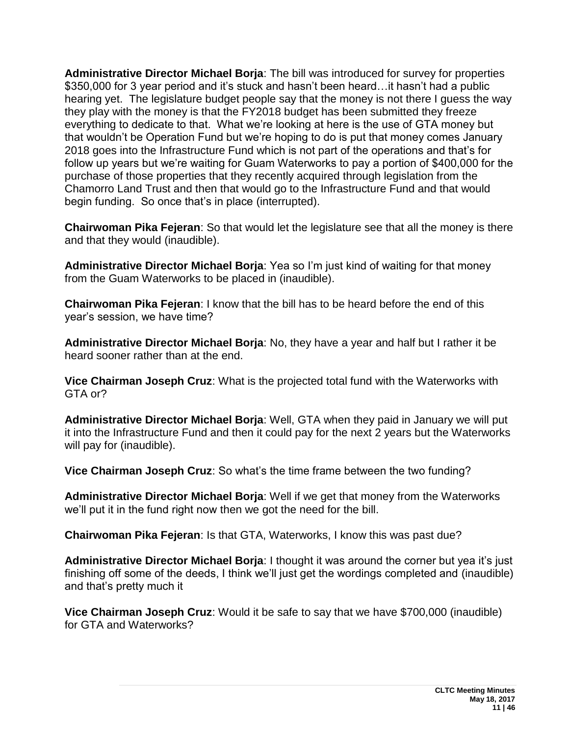**Administrative Director Michael Borja**: The bill was introduced for survey for properties $350,000 for 3 year period and it's stuck and hasn't been heard…it hasn't had a public hearing yet. The legislature budget people say that the money is not there I guess the way they play with the money is that the FY2018 budget has been submitted they freeze everything to dedicate to that. What we're looking at here is the use of GTA money but that wouldn't be Operation Fund but we're hoping to do is put that money comes January 2018 goes into the Infrastructure Fund which is not part of the operations and that's for follow up years but we're waiting for Guam Waterworks to pay a portion of $400,000 for the purchase of those properties that they recently acquired through legislation from the Chamorro Land Trust and then that would go to the Infrastructure Fund and that would begin funding. So once that's in place (interrupted).

**Chairwoman Pika Fejeran**: So that would let the legislature see that all the money is there and that they would (inaudible).

**Administrative Director Michael Borja**: Yea so I'm just kind of waiting for that money from the Guam Waterworks to be placed in (inaudible).

**Chairwoman Pika Fejeran**: I know that the bill has to be heard before the end of this year's session, we have time?

**Administrative Director Michael Borja**: No, they have a year and half but I rather it be heard sooner rather than at the end.

**Vice Chairman Joseph Cruz**: What is the projected total fund with the Waterworks with GTA or?

**Administrative Director Michael Borja**: Well, GTA when they paid in January we will put it into the Infrastructure Fund and then it could pay for the next 2 years but the Waterworks will pay for (inaudible).

**Vice Chairman Joseph Cruz**: So what's the time frame between the two funding?

**Administrative Director Michael Borja**: Well if we get that money from the Waterworks we'll put it in the fund right now then we got the need for the bill.

**Chairwoman Pika Fejeran**: Is that GTA, Waterworks, I know this was past due?

**Administrative Director Michael Borja**: I thought it was around the corner but yea it's just finishing off some of the deeds, I think we'll just get the wordings completed and (inaudible) and that's pretty much it

**Vice Chairman Joseph Cruz**: Would it be safe to say that we have $700,000 (inaudible) for GTA and Waterworks?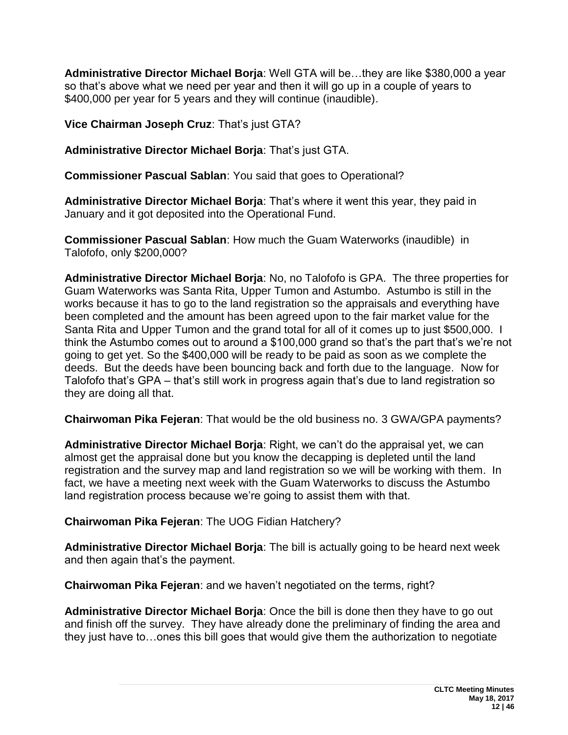**Administrative Director Michael Borja**: Well GTA will be…they are like $380,000 a year so that's above what we need per year and then it will go up in a couple of years to $400,000 per year for 5 years and they will continue (inaudible).

**Vice Chairman Joseph Cruz**: That's just GTA?

**Administrative Director Michael Borja**: That's just GTA.

**Commissioner Pascual Sablan**: You said that goes to Operational?

**Administrative Director Michael Borja**: That's where it went this year, they paid in January and it got deposited into the Operational Fund.

**Commissioner Pascual Sablan**: How much the Guam Waterworks (inaudible) in Talofofo, only $200,000?

**Administrative Director Michael Borja**: No, no Talofofo is GPA. The three properties for Guam Waterworks was Santa Rita, Upper Tumon and Astumbo. Astumbo is still in the works because it has to go to the land registration so the appraisals and everything have been completed and the amount has been agreed upon to the fair market value for the Santa Rita and Upper Tumon and the grand total for all of it comes up to just $500,000. I think the Astumbo comes out to around a $100,000 grand so that's the part that's we're not going to get yet. So the $400,000 will be ready to be paid as soon as we complete the deeds. But the deeds have been bouncing back and forth due to the language. Now for Talofofo that's GPA – that's still work in progress again that's due to land registration so they are doing all that.

**Chairwoman Pika Fejeran**: That would be the old business no. 3 GWA/GPA payments?

**Administrative Director Michael Borja**: Right, we can't do the appraisal yet, we can almost get the appraisal done but you know the decapping is depleted until the land registration and the survey map and land registration so we will be working with them. In fact, we have a meeting next week with the Guam Waterworks to discuss the Astumbo land registration process because we're going to assist them with that.

**Chairwoman Pika Fejeran**: The UOG Fidian Hatchery?

**Administrative Director Michael Borja**: The bill is actually going to be heard next week and then again that's the payment.

**Chairwoman Pika Fejeran**: and we haven't negotiated on the terms, right?

**Administrative Director Michael Borja**: Once the bill is done then they have to go out and finish off the survey. They have already done the preliminary of finding the area and they just have to…ones this bill goes that would give them the authorization to negotiate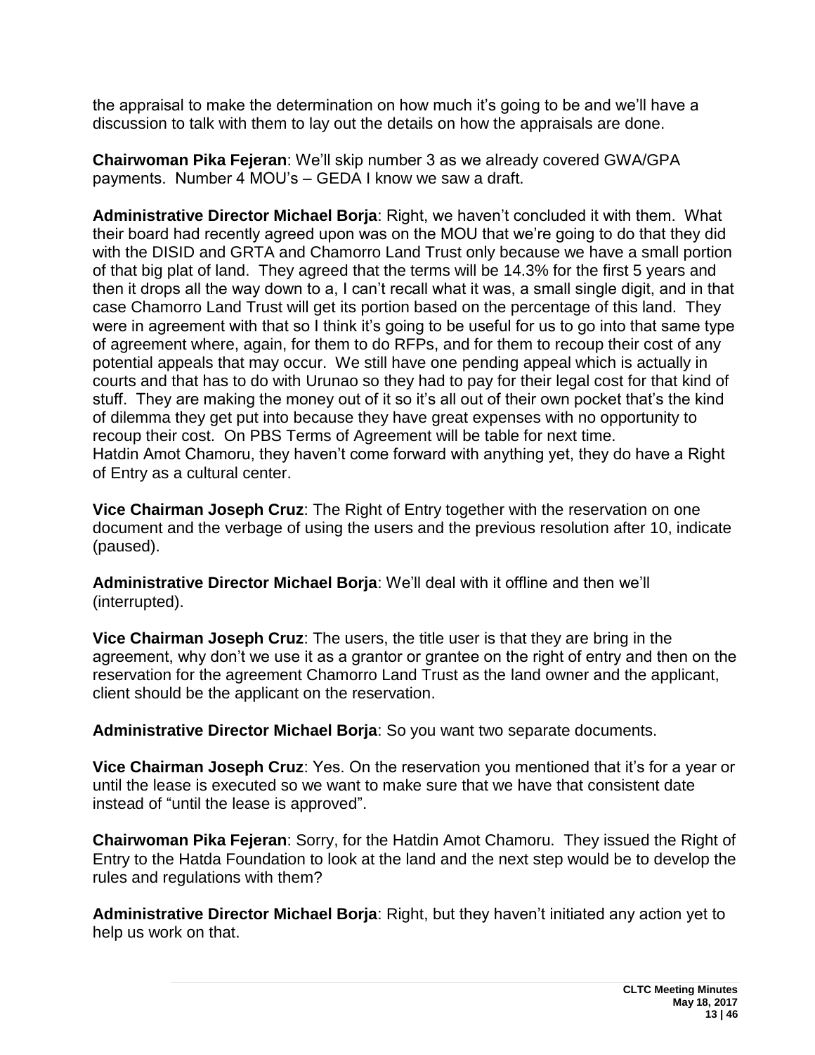the appraisal to make the determination on how much it's going to be and we'll have a discussion to talk with them to lay out the details on how the appraisals are done.

**Chairwoman Pika Fejeran**: We'll skip number 3 as we already covered GWA/GPA payments. Number 4 MOU's – GEDA I know we saw a draft.

**Administrative Director Michael Borja**: Right, we haven't concluded it with them. What their board had recently agreed upon was on the MOU that we're going to do that they did with the DISID and GRTA and Chamorro Land Trust only because we have a small portion of that big plat of land. They agreed that the terms will be 14.3% for the first 5 years and then it drops all the way down to a, I can't recall what it was, a small single digit, and in that case Chamorro Land Trust will get its portion based on the percentage of this land. They were in agreement with that so I think it's going to be useful for us to go into that same type of agreement where, again, for them to do RFPs, and for them to recoup their cost of any potential appeals that may occur. We still have one pending appeal which is actually in courts and that has to do with Urunao so they had to pay for their legal cost for that kind of stuff. They are making the money out of it so it's all out of their own pocket that's the kind of dilemma they get put into because they have great expenses with no opportunity to recoup their cost. On PBS Terms of Agreement will be table for next time.
Hatdin Amot Chamoru, they haven't come forward with anything yet, they do have a Right of Entry as a cultural center.

**Vice Chairman Joseph Cruz**: The Right of Entry together with the reservation on one document and the verbage of using the users and the previous resolution after 10, indicate (paused).

**Administrative Director Michael Borja**: We'll deal with it offline and then we'll (interrupted).

**Vice Chairman Joseph Cruz**: The users, the title user is that they are bring in the agreement, why don't we use it as a grantor or grantee on the right of entry and then on the reservation for the agreement Chamorro Land Trust as the land owner and the applicant, client should be the applicant on the reservation.

**Administrative Director Michael Borja**: So you want two separate documents.

**Vice Chairman Joseph Cruz**: Yes. On the reservation you mentioned that it's for a year or until the lease is executed so we want to make sure that we have that consistent date instead of "until the lease is approved".

**Chairwoman Pika Fejeran**: Sorry, for the Hatdin Amot Chamoru. They issued the Right of Entry to the Hatda Foundation to look at the land and the next step would be to develop the rules and regulations with them?

**Administrative Director Michael Borja**: Right, but they haven't initiated any action yet to help us work on that.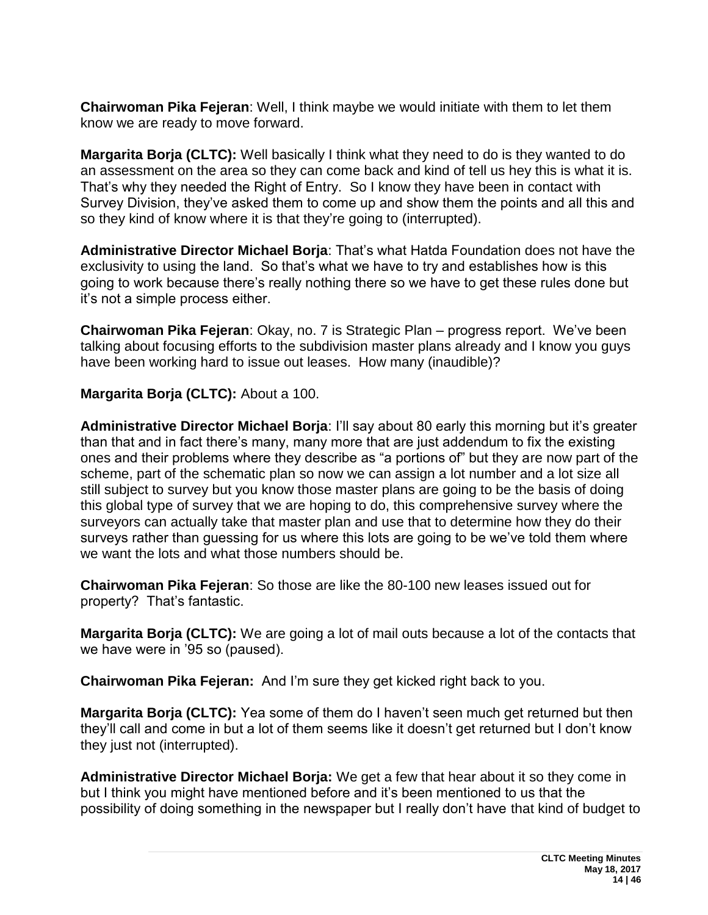**Chairwoman Pika Fejeran**: Well, I think maybe we would initiate with them to let them know we are ready to move forward.

**Margarita Borja (CLTC):** Well basically I think what they need to do is they wanted to do an assessment on the area so they can come back and kind of tell us hey this is what it is. That's why they needed the Right of Entry. So I know they have been in contact with Survey Division, they've asked them to come up and show them the points and all this and so they kind of know where it is that they're going to (interrupted).

**Administrative Director Michael Borja**: That's what Hatda Foundation does not have the exclusivity to using the land. So that's what we have to try and establishes how is this going to work because there's really nothing there so we have to get these rules done but it's not a simple process either.

**Chairwoman Pika Fejeran**: Okay, no. 7 is Strategic Plan – progress report. We've been talking about focusing efforts to the subdivision master plans already and I know you guys have been working hard to issue out leases. How many (inaudible)?

**Margarita Borja (CLTC):** About a 100.

**Administrative Director Michael Borja**: I'll say about 80 early this morning but it's greater than that and in fact there's many, many more that are just addendum to fix the existing ones and their problems where they describe as "a portions of" but they are now part of the scheme, part of the schematic plan so now we can assign a lot number and a lot size all still subject to survey but you know those master plans are going to be the basis of doing this global type of survey that we are hoping to do, this comprehensive survey where the surveyors can actually take that master plan and use that to determine how they do their surveys rather than guessing for us where this lots are going to be we've told them where we want the lots and what those numbers should be.

**Chairwoman Pika Fejeran**: So those are like the 80-100 new leases issued out for property? That's fantastic.

**Margarita Borja (CLTC):** We are going a lot of mail outs because a lot of the contacts that we have were in '95 so (paused).

**Chairwoman Pika Fejeran:** And I'm sure they get kicked right back to you.

**Margarita Borja (CLTC):** Yea some of them do I haven't seen much get returned but then they'll call and come in but a lot of them seems like it doesn't get returned but I don't know they just not (interrupted).

**Administrative Director Michael Borja:** We get a few that hear about it so they come in but I think you might have mentioned before and it's been mentioned to us that the possibility of doing something in the newspaper but I really don't have that kind of budget to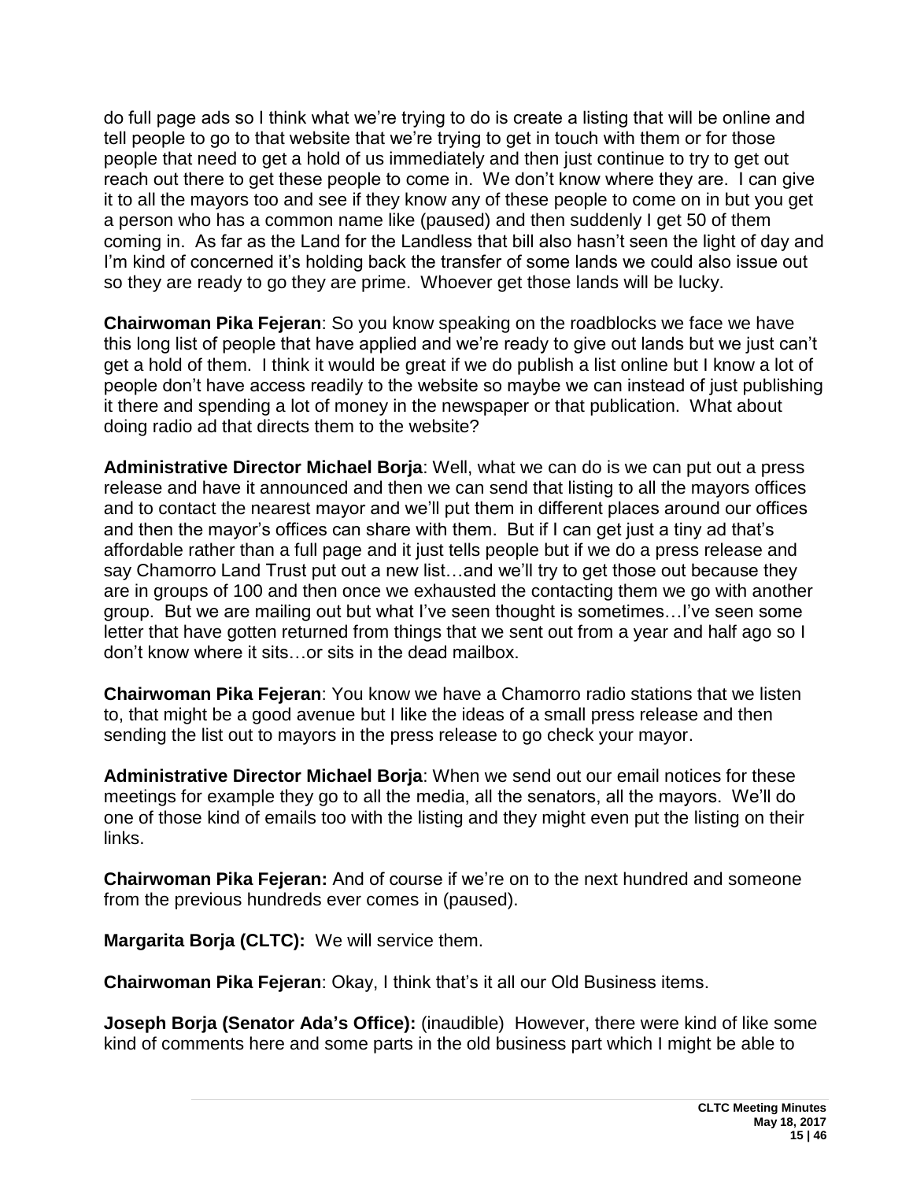do full page ads so I think what we're trying to do is create a listing that will be online and tell people to go to that website that we're trying to get in touch with them or for those people that need to get a hold of us immediately and then just continue to try to get out reach out there to get these people to come in. We don't know where they are. I can give it to all the mayors too and see if they know any of these people to come on in but you get a person who has a common name like (paused) and then suddenly I get 50 of them coming in. As far as the Land for the Landless that bill also hasn't seen the light of day and I'm kind of concerned it's holding back the transfer of some lands we could also issue out so they are ready to go they are prime. Whoever get those lands will be lucky.

**Chairwoman Pika Fejeran**: So you know speaking on the roadblocks we face we have this long list of people that have applied and we're ready to give out lands but we just can't get a hold of them. I think it would be great if we do publish a list online but I know a lot of people don't have access readily to the website so maybe we can instead of just publishing it there and spending a lot of money in the newspaper or that publication. What about doing radio ad that directs them to the website?

**Administrative Director Michael Borja**: Well, what we can do is we can put out a press release and have it announced and then we can send that listing to all the mayors offices and to contact the nearest mayor and we'll put them in different places around our offices and then the mayor's offices can share with them. But if I can get just a tiny ad that's affordable rather than a full page and it just tells people but if we do a press release and say Chamorro Land Trust put out a new list…and we'll try to get those out because they are in groups of 100 and then once we exhausted the contacting them we go with another group. But we are mailing out but what I've seen thought is sometimes…I've seen some letter that have gotten returned from things that we sent out from a year and half ago so I don't know where it sits…or sits in the dead mailbox.

**Chairwoman Pika Fejeran**: You know we have a Chamorro radio stations that we listen to, that might be a good avenue but I like the ideas of a small press release and then sending the list out to mayors in the press release to go check your mayor.

**Administrative Director Michael Borja**: When we send out our email notices for these meetings for example they go to all the media, all the senators, all the mayors. We'll do one of those kind of emails too with the listing and they might even put the listing on their links.

**Chairwoman Pika Fejeran:** And of course if we're on to the next hundred and someone from the previous hundreds ever comes in (paused).

**Margarita Borja (CLTC):** We will service them.

**Chairwoman Pika Fejeran**: Okay, I think that's it all our Old Business items.

**Joseph Borja (Senator Ada's Office):** (inaudible) However, there were kind of like some kind of comments here and some parts in the old business part which I might be able to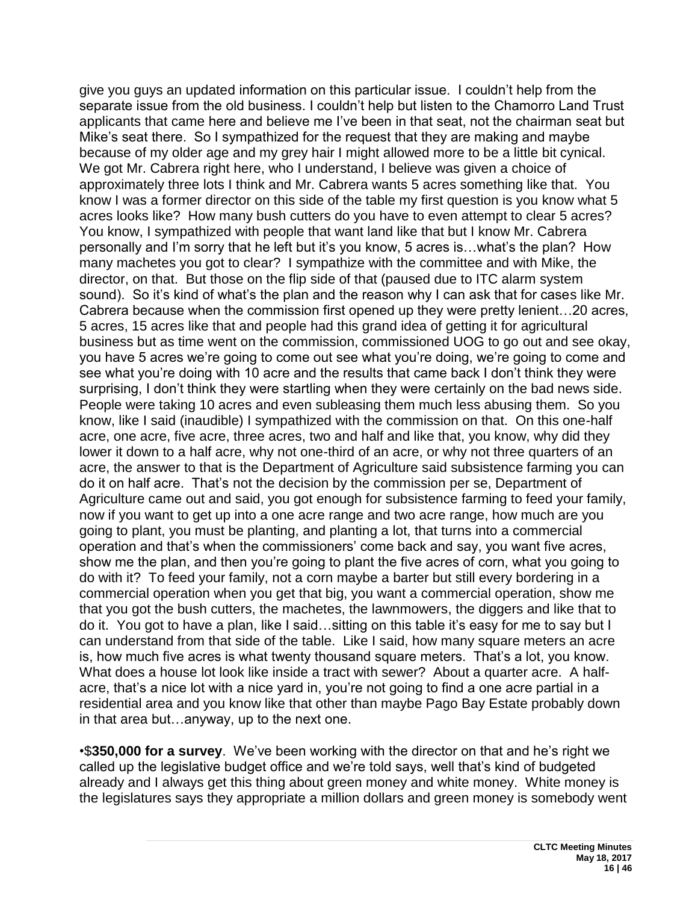give you guys an updated information on this particular issue. I couldn't help from the separate issue from the old business. I couldn't help but listen to the Chamorro Land Trust applicants that came here and believe me I've been in that seat, not the chairman seat but Mike's seat there. So I sympathized for the request that they are making and maybe because of my older age and my grey hair I might allowed more to be a little bit cynical. We got Mr. Cabrera right here, who I understand, I believe was given a choice of approximately three lots I think and Mr. Cabrera wants 5 acres something like that. You know I was a former director on this side of the table my first question is you know what 5 acres looks like? How many bush cutters do you have to even attempt to clear 5 acres? You know, I sympathized with people that want land like that but I know Mr. Cabrera personally and I'm sorry that he left but it's you know, 5 acres is…what's the plan? How many machetes you got to clear? I sympathize with the committee and with Mike, the director, on that. But those on the flip side of that (paused due to ITC alarm system sound). So it's kind of what's the plan and the reason why I can ask that for cases like Mr. Cabrera because when the commission first opened up they were pretty lenient…20 acres, 5 acres, 15 acres like that and people had this grand idea of getting it for agricultural business but as time went on the commission, commissioned UOG to go out and see okay, you have 5 acres we're going to come out see what you're doing, we're going to come and see what you're doing with 10 acre and the results that came back I don't think they were surprising, I don't think they were startling when they were certainly on the bad news side. People were taking 10 acres and even subleasing them much less abusing them. So you know, like I said (inaudible) I sympathized with the commission on that. On this one-half acre, one acre, five acre, three acres, two and half and like that, you know, why did they lower it down to a half acre, why not one-third of an acre, or why not three quarters of an acre, the answer to that is the Department of Agriculture said subsistence farming you can do it on half acre. That's not the decision by the commission per se, Department of Agriculture came out and said, you got enough for subsistence farming to feed your family, now if you want to get up into a one acre range and two acre range, how much are you going to plant, you must be planting, and planting a lot, that turns into a commercial operation and that's when the commissioners' come back and say, you want five acres, show me the plan, and then you're going to plant the five acres of corn, what you going to do with it? To feed your family, not a corn maybe a barter but still every bordering in a commercial operation when you get that big, you want a commercial operation, show me that you got the bush cutters, the machetes, the lawnmowers, the diggers and like that to do it. You got to have a plan, like I said…sitting on this table it's easy for me to say but I can understand from that side of the table. Like I said, how many square meters an acre is, how much five acres is what twenty thousand square meters. That's a lot, you know. What does a house lot look like inside a tract with sewer? About a quarter acre. A half-acre, that's a nice lot with a nice yard in, you're not going to find a one acre partial in a residential area and you know like that other than maybe Pago Bay Estate probably down in that area but…anyway, up to the next one.

•**$350,000 for a survey**. We've been working with the director on that and he's right we called up the legislative budget office and we're told says, well that's kind of budgeted already and I always get this thing about green money and white money. White money is the legislatures says they appropriate a million dollars and green money is somebody went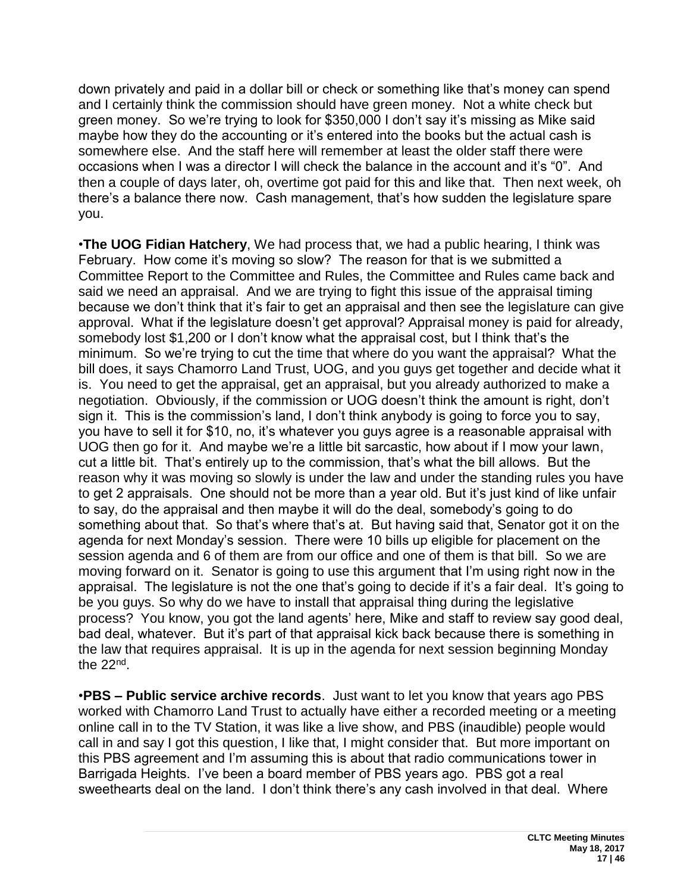down privately and paid in a dollar bill or check or something like that's money can spend and I certainly think the commission should have green money. Not a white check but green money. So we're trying to look for $350,000 I don't say it's missing as Mike said maybe how they do the accounting or it's entered into the books but the actual cash is somewhere else. And the staff here will remember at least the older staff there were occasions when I was a director I will check the balance in the account and it's "0". And then a couple of days later, oh, overtime got paid for this and like that. Then next week, oh there's a balance there now. Cash management, that's how sudden the legislature spare you.

•**The UOG Fidian Hatchery**, We had process that, we had a public hearing, I think was February. How come it's moving so slow? The reason for that is we submitted a Committee Report to the Committee and Rules, the Committee and Rules came back and said we need an appraisal. And we are trying to fight this issue of the appraisal timing because we don't think that it's fair to get an appraisal and then see the legislature can give approval. What if the legislature doesn't get approval? Appraisal money is paid for already, somebody lost $1,200 or I don't know what the appraisal cost, but I think that's the minimum. So we're trying to cut the time that where do you want the appraisal? What the bill does, it says Chamorro Land Trust, UOG, and you guys get together and decide what it is. You need to get the appraisal, get an appraisal, but you already authorized to make a negotiation. Obviously, if the commission or UOG doesn't think the amount is right, don't sign it. This is the commission's land, I don't think anybody is going to force you to say, you have to sell it for $10, no, it's whatever you guys agree is a reasonable appraisal with UOG then go for it. And maybe we're a little bit sarcastic, how about if I mow your lawn, cut a little bit. That's entirely up to the commission, that's what the bill allows. But the reason why it was moving so slowly is under the law and under the standing rules you have to get 2 appraisals. One should not be more than a year old. But it's just kind of like unfair to say, do the appraisal and then maybe it will do the deal, somebody's going to do something about that. So that's where that's at. But having said that, Senator got it on the agenda for next Monday's session. There were 10 bills up eligible for placement on the session agenda and 6 of them are from our office and one of them is that bill. So we are moving forward on it. Senator is going to use this argument that I'm using right now in the appraisal. The legislature is not the one that's going to decide if it's a fair deal. It's going to be you guys. So why do we have to install that appraisal thing during the legislative process? You know, you got the land agents' here, Mike and staff to review say good deal, bad deal, whatever. But it's part of that appraisal kick back because there is something in the law that requires appraisal. It is up in the agenda for next session beginning Monday the 22nd.

•**PBS – Public service archive records**. Just want to let you know that years ago PBS worked with Chamorro Land Trust to actually have either a recorded meeting or a meeting online call in to the TV Station, it was like a live show, and PBS (inaudible) people would call in and say I got this question, I like that, I might consider that. But more important on this PBS agreement and I'm assuming this is about that radio communications tower in Barrigada Heights. I've been a board member of PBS years ago. PBS got a real sweethearts deal on the land. I don't think there's any cash involved in that deal. Where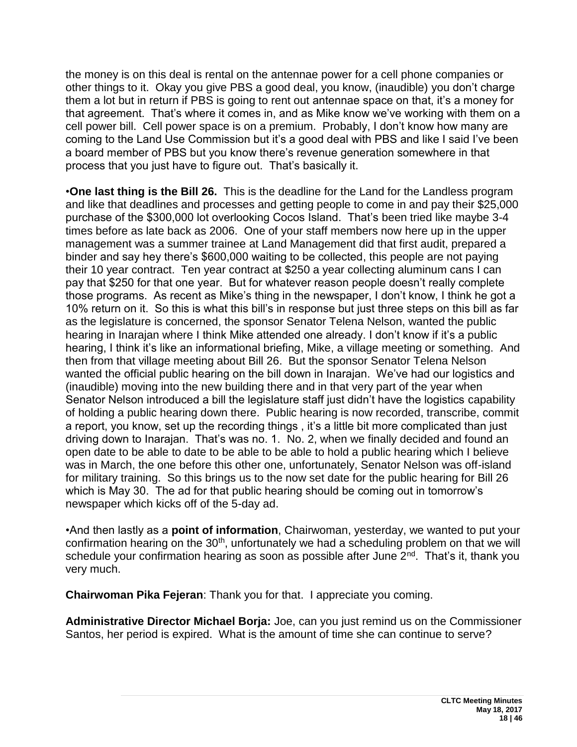the money is on this deal is rental on the antennae power for a cell phone companies or other things to it. Okay you give PBS a good deal, you know, (inaudible) you don't charge them a lot but in return if PBS is going to rent out antennae space on that, it's a money for that agreement. That's where it comes in, and as Mike know we've working with them on a cell power bill. Cell power space is on a premium. Probably, I don't know how many are coming to the Land Use Commission but it's a good deal with PBS and like I said I've been a board member of PBS but you know there's revenue generation somewhere in that process that you just have to figure out. That's basically it.

•**One last thing is the Bill 26.** This is the deadline for the Land for the Landless program and like that deadlines and processes and getting people to come in and pay their $25,000 purchase of the $300,000 lot overlooking Cocos Island. That's been tried like maybe 3-4 times before as late back as 2006. One of your staff members now here up in the upper management was a summer trainee at Land Management did that first audit, prepared a binder and say hey there's $600,000 waiting to be collected, this people are not paying their 10 year contract. Ten year contract at $250 a year collecting aluminum cans I can pay that $250 for that one year. But for whatever reason people doesn't really complete those programs. As recent as Mike's thing in the newspaper, I don't know, I think he got a 10% return on it. So this is what this bill's in response but just three steps on this bill as far as the legislature is concerned, the sponsor Senator Telena Nelson, wanted the public hearing in Inarajan where I think Mike attended one already. I don't know if it's a public hearing, I think it's like an informational briefing, Mike, a village meeting or something. And then from that village meeting about Bill 26. But the sponsor Senator Telena Nelson wanted the official public hearing on the bill down in Inarajan. We've had our logistics and (inaudible) moving into the new building there and in that very part of the year when Senator Nelson introduced a bill the legislature staff just didn't have the logistics capability of holding a public hearing down there. Public hearing is now recorded, transcribe, commit a report, you know, set up the recording things , it's a little bit more complicated than just driving down to Inarajan. That's was no. 1. No. 2, when we finally decided and found an open date to be able to date to be able to be able to hold a public hearing which I believe was in March, the one before this other one, unfortunately, Senator Nelson was off-island for military training. So this brings us to the now set date for the public hearing for Bill 26 which is May 30. The ad for that public hearing should be coming out in tomorrow's newspaper which kicks off of the 5-day ad.

•And then lastly as a **point of information**, Chairwoman, yesterday, we wanted to put your confirmation hearing on the 30th, unfortunately we had a scheduling problem on that we will schedule your confirmation hearing as soon as possible after June 2nd. That's it, thank you very much.

**Chairwoman Pika Fejeran**: Thank you for that. I appreciate you coming.

**Administrative Director Michael Borja:** Joe, can you just remind us on the Commissioner Santos, her period is expired. What is the amount of time she can continue to serve?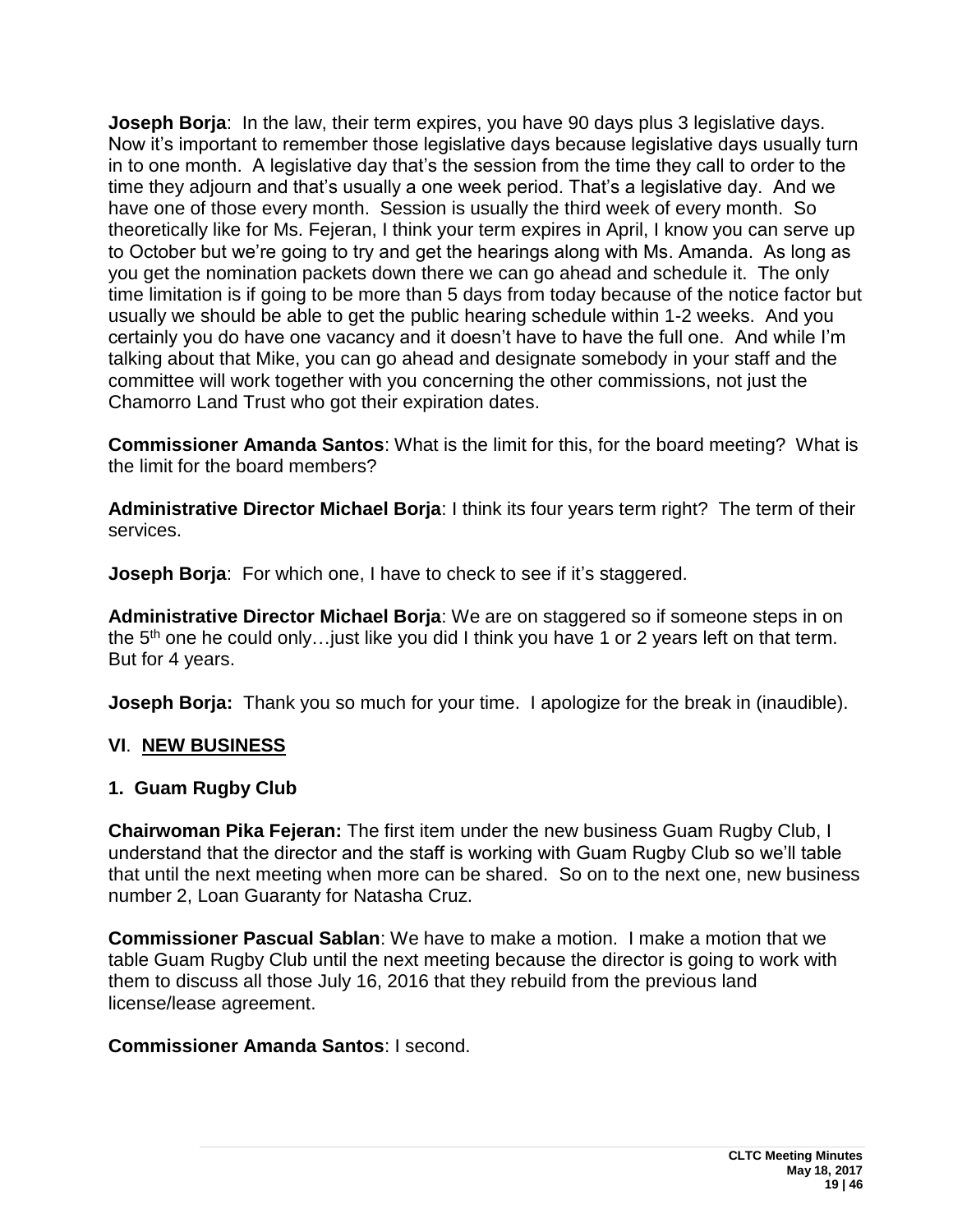**Joseph Borja**: In the law, their term expires, you have 90 days plus 3 legislative days. Now it's important to remember those legislative days because legislative days usually turn in to one month. A legislative day that's the session from the time they call to order to the time they adjourn and that's usually a one week period. That's a legislative day. And we have one of those every month. Session is usually the third week of every month. So theoretically like for Ms. Fejeran, I think your term expires in April, I know you can serve up to October but we're going to try and get the hearings along with Ms. Amanda. As long as you get the nomination packets down there we can go ahead and schedule it. The only time limitation is if going to be more than 5 days from today because of the notice factor but usually we should be able to get the public hearing schedule within 1-2 weeks. And you certainly you do have one vacancy and it doesn't have to have the full one. And while I'm talking about that Mike, you can go ahead and designate somebody in your staff and the committee will work together with you concerning the other commissions, not just the Chamorro Land Trust who got their expiration dates.

**Commissioner Amanda Santos**: What is the limit for this, for the board meeting? What is the limit for the board members?

**Administrative Director Michael Borja**: I think its four years term right? The term of their services.

**Joseph Borja**: For which one, I have to check to see if it's staggered.

**Administrative Director Michael Borja**: We are on staggered so if someone steps in on the 5th one he could only…just like you did I think you have 1 or 2 years left on that term. But for 4 years.

**Joseph Borja:** Thank you so much for your time. I apologize for the break in (inaudible).

## VI. NEW BUSINESS

### 1. Guam Rugby Club

**Chairwoman Pika Fejeran:** The first item under the new business Guam Rugby Club, I understand that the director and the staff is working with Guam Rugby Club so we'll table that until the next meeting when more can be shared. So on to the next one, new business number 2, Loan Guaranty for Natasha Cruz.

**Commissioner Pascual Sablan**: We have to make a motion. I make a motion that we table Guam Rugby Club until the next meeting because the director is going to work with them to discuss all those July 16, 2016 that they rebuild from the previous land license/lease agreement.

**Commissioner Amanda Santos**: I second.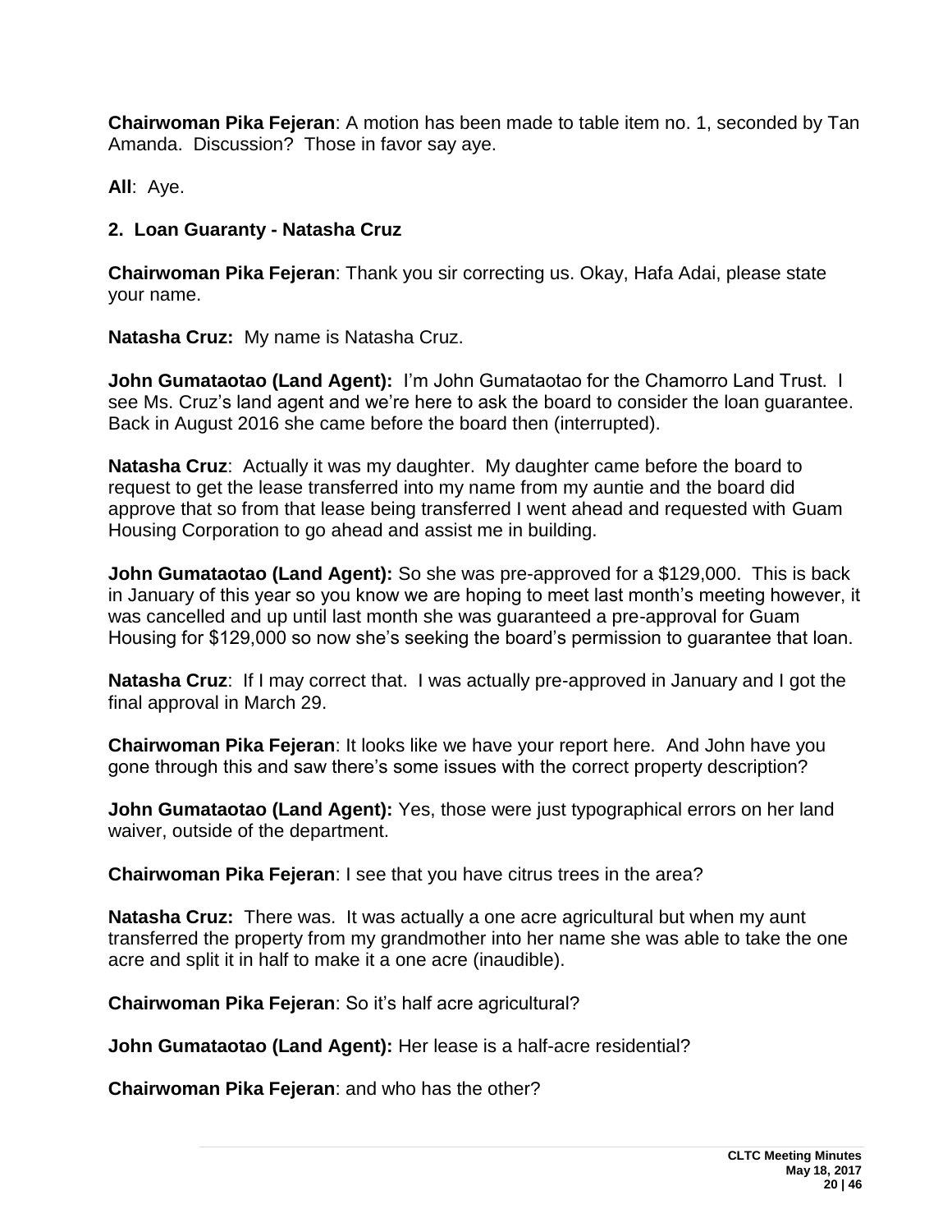**Chairwoman Pika Fejeran**: A motion has been made to table item no. 1, seconded by Tan Amanda. Discussion? Those in favor say aye.

**All**: Aye.

**2. Loan Guaranty - Natasha Cruz**

**Chairwoman Pika Fejeran**: Thank you sir correcting us. Okay, Hafa Adai, please state your name.

**Natasha Cruz:** My name is Natasha Cruz.

**John Gumataotao (Land Agent):** I'm John Gumataotao for the Chamorro Land Trust. I see Ms. Cruz's land agent and we're here to ask the board to consider the loan guarantee. Back in August 2016 she came before the board then (interrupted).

**Natasha Cruz**: Actually it was my daughter. My daughter came before the board to request to get the lease transferred into my name from my auntie and the board did approve that so from that lease being transferred I went ahead and requested with Guam Housing Corporation to go ahead and assist me in building.

**John Gumataotao (Land Agent):** So she was pre-approved for a $129,000. This is back in January of this year so you know we are hoping to meet last month's meeting however, it was cancelled and up until last month she was guaranteed a pre-approval for Guam Housing for $129,000 so now she's seeking the board's permission to guarantee that loan.

**Natasha Cruz**: If I may correct that. I was actually pre-approved in January and I got the final approval in March 29.

**Chairwoman Pika Fejeran**: It looks like we have your report here. And John have you gone through this and saw there's some issues with the correct property description?

**John Gumataotao (Land Agent):** Yes, those were just typographical errors on her land waiver, outside of the department.

**Chairwoman Pika Fejeran**: I see that you have citrus trees in the area?

**Natasha Cruz:** There was. It was actually a one acre agricultural but when my aunt transferred the property from my grandmother into her name she was able to take the one acre and split it in half to make it a one acre (inaudible).

**Chairwoman Pika Fejeran**: So it's half acre agricultural?

**John Gumataotao (Land Agent):** Her lease is a half-acre residential?

**Chairwoman Pika Fejeran**: and who has the other?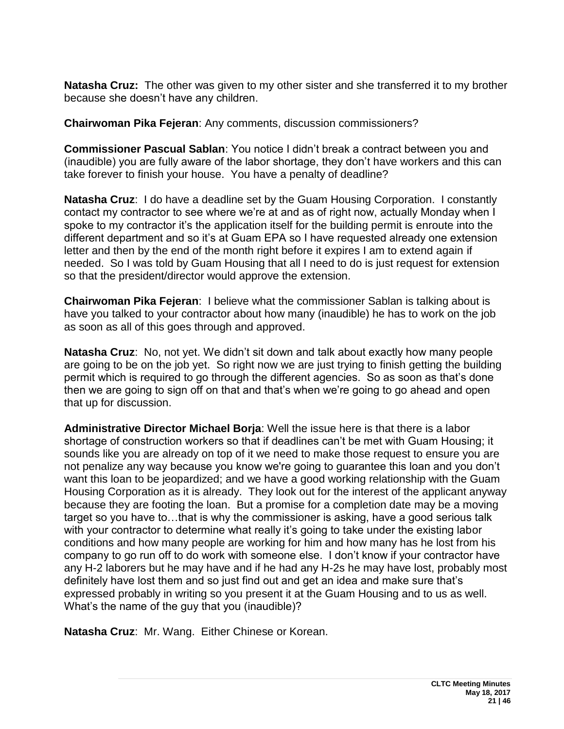**Natasha Cruz:** The other was given to my other sister and she transferred it to my brother because she doesn't have any children.

**Chairwoman Pika Fejeran**: Any comments, discussion commissioners?

**Commissioner Pascual Sablan**: You notice I didn't break a contract between you and (inaudible) you are fully aware of the labor shortage, they don't have workers and this can take forever to finish your house. You have a penalty of deadline?

**Natasha Cruz**: I do have a deadline set by the Guam Housing Corporation. I constantly contact my contractor to see where we're at and as of right now, actually Monday when I spoke to my contractor it's the application itself for the building permit is enroute into the different department and so it's at Guam EPA so I have requested already one extension letter and then by the end of the month right before it expires I am to extend again if needed. So I was told by Guam Housing that all I need to do is just request for extension so that the president/director would approve the extension.

**Chairwoman Pika Fejeran**: I believe what the commissioner Sablan is talking about is have you talked to your contractor about how many (inaudible) he has to work on the job as soon as all of this goes through and approved.

**Natasha Cruz**: No, not yet. We didn't sit down and talk about exactly how many people are going to be on the job yet. So right now we are just trying to finish getting the building permit which is required to go through the different agencies. So as soon as that's done then we are going to sign off on that and that's when we're going to go ahead and open that up for discussion.

**Administrative Director Michael Borja**: Well the issue here is that there is a labor shortage of construction workers so that if deadlines can't be met with Guam Housing; it sounds like you are already on top of it we need to make those request to ensure you are not penalize any way because you know we're going to guarantee this loan and you don't want this loan to be jeopardized; and we have a good working relationship with the Guam Housing Corporation as it is already. They look out for the interest of the applicant anyway because they are footing the loan. But a promise for a completion date may be a moving target so you have to…that is why the commissioner is asking, have a good serious talk with your contractor to determine what really it's going to take under the existing labor conditions and how many people are working for him and how many has he lost from his company to go run off to do work with someone else. I don't know if your contractor have any H-2 laborers but he may have and if he had any H-2s he may have lost, probably most definitely have lost them and so just find out and get an idea and make sure that's expressed probably in writing so you present it at the Guam Housing and to us as well. What's the name of the guy that you (inaudible)?

**Natasha Cruz**: Mr. Wang. Either Chinese or Korean.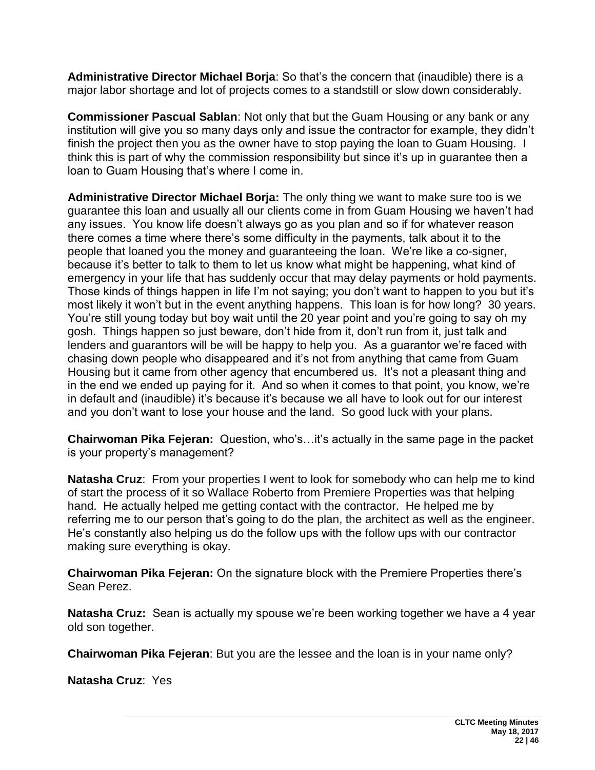**Administrative Director Michael Borja**: So that's the concern that (inaudible) there is a major labor shortage and lot of projects comes to a standstill or slow down considerably.

**Commissioner Pascual Sablan**: Not only that but the Guam Housing or any bank or any institution will give you so many days only and issue the contractor for example, they didn't finish the project then you as the owner have to stop paying the loan to Guam Housing. I think this is part of why the commission responsibility but since it's up in guarantee then a loan to Guam Housing that's where I come in.

**Administrative Director Michael Borja:** The only thing we want to make sure too is we guarantee this loan and usually all our clients come in from Guam Housing we haven't had any issues. You know life doesn't always go as you plan and so if for whatever reason there comes a time where there's some difficulty in the payments, talk about it to the people that loaned you the money and guaranteeing the loan. We're like a co-signer, because it's better to talk to them to let us know what might be happening, what kind of emergency in your life that has suddenly occur that may delay payments or hold payments. Those kinds of things happen in life I'm not saying; you don't want to happen to you but it's most likely it won't but in the event anything happens. This loan is for how long? 30 years. You're still young today but boy wait until the 20 year point and you're going to say oh my gosh. Things happen so just beware, don't hide from it, don't run from it, just talk and lenders and guarantors will be will be happy to help you. As a guarantor we're faced with chasing down people who disappeared and it's not from anything that came from Guam Housing but it came from other agency that encumbered us. It's not a pleasant thing and in the end we ended up paying for it. And so when it comes to that point, you know, we're in default and (inaudible) it's because it's because we all have to look out for our interest and you don't want to lose your house and the land. So good luck with your plans.

**Chairwoman Pika Fejeran:** Question, who's…it's actually in the same page in the packet is your property's management?

**Natasha Cruz**: From your properties I went to look for somebody who can help me to kind of start the process of it so Wallace Roberto from Premiere Properties was that helping hand. He actually helped me getting contact with the contractor. He helped me by referring me to our person that's going to do the plan, the architect as well as the engineer. He's constantly also helping us do the follow ups with the follow ups with our contractor making sure everything is okay.

**Chairwoman Pika Fejeran:** On the signature block with the Premiere Properties there's Sean Perez.

**Natasha Cruz:** Sean is actually my spouse we're been working together we have a 4 year old son together.

**Chairwoman Pika Fejeran**: But you are the lessee and the loan is in your name only?

**Natasha Cruz**: Yes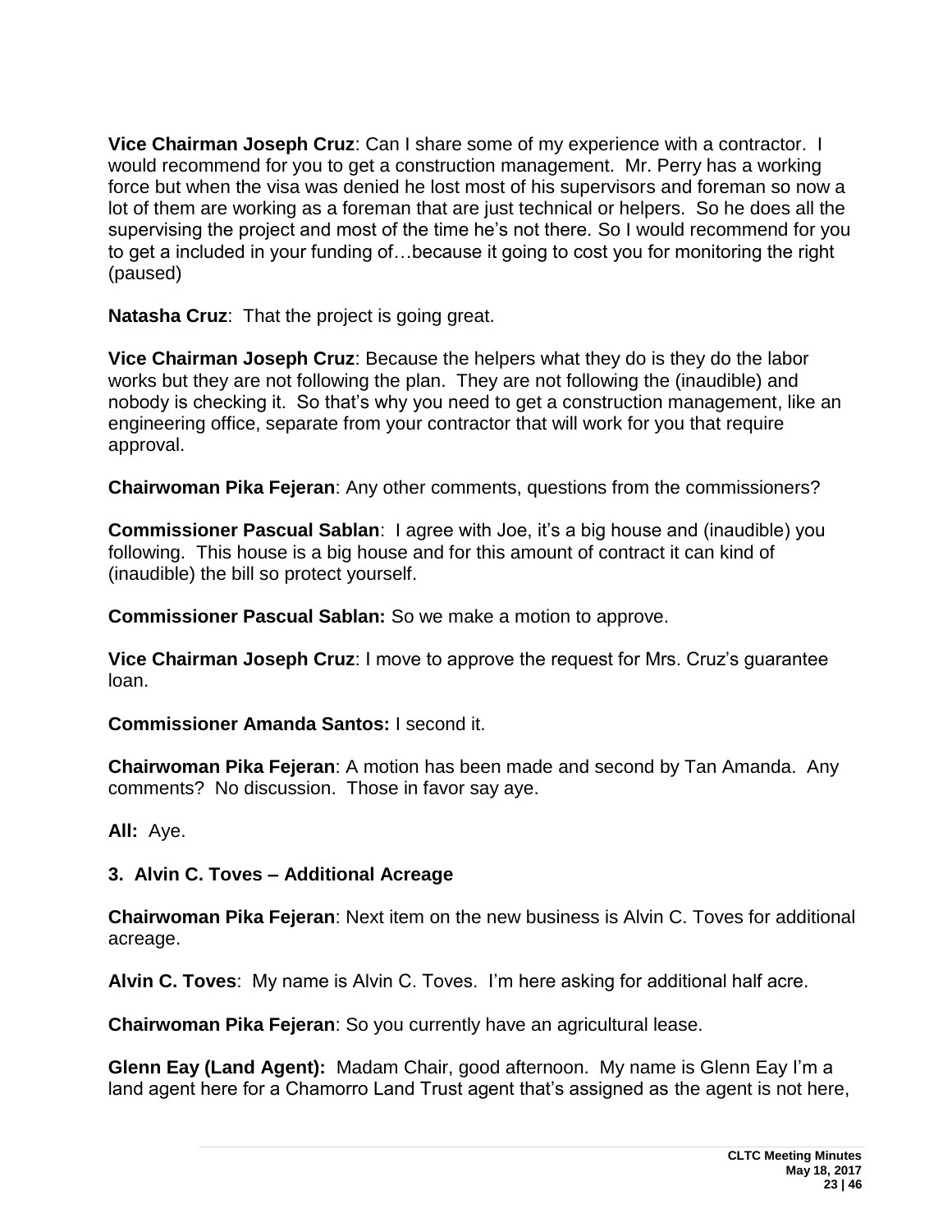**Vice Chairman Joseph Cruz**: Can I share some of my experience with a contractor. I would recommend for you to get a construction management. Mr. Perry has a working force but when the visa was denied he lost most of his supervisors and foreman so now a lot of them are working as a foreman that are just technical or helpers. So he does all the supervising the project and most of the time he's not there. So I would recommend for you to get a included in your funding of…because it going to cost you for monitoring the right (paused)

**Natasha Cruz**: That the project is going great.

**Vice Chairman Joseph Cruz**: Because the helpers what they do is they do the labor works but they are not following the plan. They are not following the (inaudible) and nobody is checking it. So that's why you need to get a construction management, like an engineering office, separate from your contractor that will work for you that require approval.

**Chairwoman Pika Fejeran**: Any other comments, questions from the commissioners?

**Commissioner Pascual Sablan**: I agree with Joe, it's a big house and (inaudible) you following. This house is a big house and for this amount of contract it can kind of (inaudible) the bill so protect yourself.

**Commissioner Pascual Sablan:** So we make a motion to approve.

**Vice Chairman Joseph Cruz**: I move to approve the request for Mrs. Cruz's guarantee loan.

**Commissioner Amanda Santos:** I second it.

**Chairwoman Pika Fejeran**: A motion has been made and second by Tan Amanda. Any comments? No discussion. Those in favor say aye.

**All:** Aye.

### 3. Alvin C. Toves – Additional Acreage

**Chairwoman Pika Fejeran**: Next item on the new business is Alvin C. Toves for additional acreage.

**Alvin C. Toves**: My name is Alvin C. Toves. I'm here asking for additional half acre.

**Chairwoman Pika Fejeran**: So you currently have an agricultural lease.

**Glenn Eay (Land Agent):** Madam Chair, good afternoon. My name is Glenn Eay I'm a land agent here for a Chamorro Land Trust agent that's assigned as the agent is not here,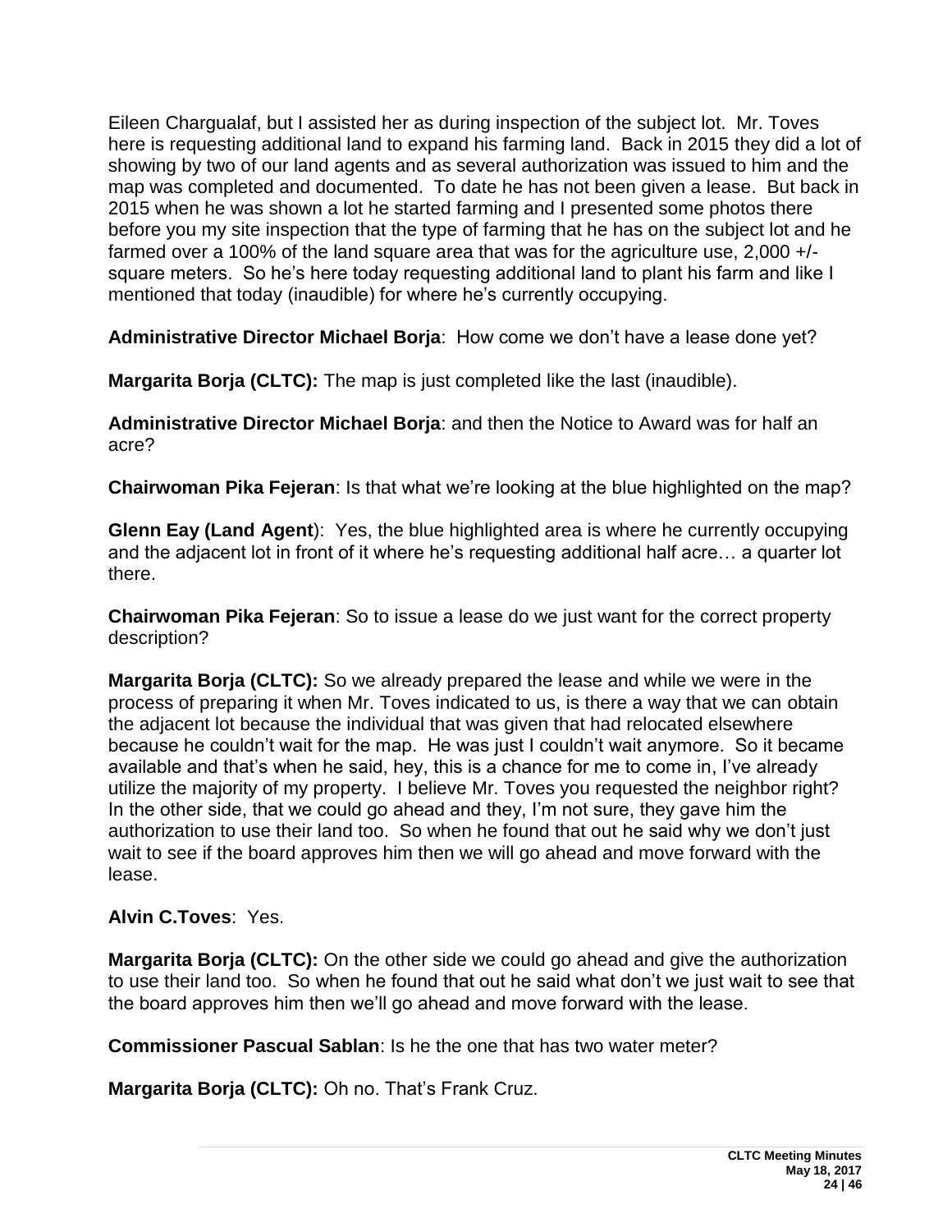Eileen Chargualaf, but I assisted her as during inspection of the subject lot. Mr. Toves here is requesting additional land to expand his farming land. Back in 2015 they did a lot of showing by two of our land agents and as several authorization was issued to him and the map was completed and documented. To date he has not been given a lease. But back in 2015 when he was shown a lot he started farming and I presented some photos there before you my site inspection that the type of farming that he has on the subject lot and he farmed over a 100% of the land square area that was for the agriculture use, 2,000 +/- square meters. So he's here today requesting additional land to plant his farm and like I mentioned that today (inaudible) for where he's currently occupying.

**Administrative Director Michael Borja**: How come we don't have a lease done yet?

**Margarita Borja (CLTC):** The map is just completed like the last (inaudible).

**Administrative Director Michael Borja**: and then the Notice to Award was for half an acre?

**Chairwoman Pika Fejeran**: Is that what we're looking at the blue highlighted on the map?

**Glenn Eay (Land Agent**): Yes, the blue highlighted area is where he currently occupying and the adjacent lot in front of it where he's requesting additional half acre… a quarter lot there.

**Chairwoman Pika Fejeran**: So to issue a lease do we just want for the correct property description?

**Margarita Borja (CLTC):** So we already prepared the lease and while we were in the process of preparing it when Mr. Toves indicated to us, is there a way that we can obtain the adjacent lot because the individual that was given that had relocated elsewhere because he couldn't wait for the map. He was just I couldn't wait anymore. So it became available and that's when he said, hey, this is a chance for me to come in, I've already utilize the majority of my property. I believe Mr. Toves you requested the neighbor right? In the other side, that we could go ahead and they, I'm not sure, they gave him the authorization to use their land too. So when he found that out he said why we don't just wait to see if the board approves him then we will go ahead and move forward with the lease.

**Alvin C.Toves**: Yes.

**Margarita Borja (CLTC):** On the other side we could go ahead and give the authorization to use their land too. So when he found that out he said what don't we just wait to see that the board approves him then we'll go ahead and move forward with the lease.

**Commissioner Pascual Sablan**: Is he the one that has two water meter?

**Margarita Borja (CLTC):** Oh no. That's Frank Cruz.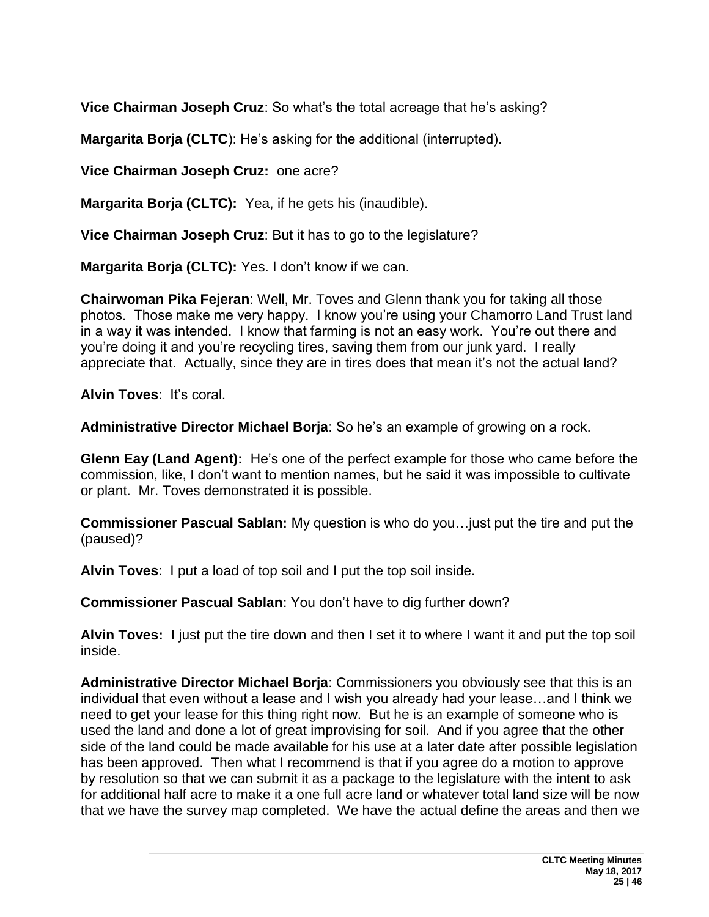**Vice Chairman Joseph Cruz**: So what's the total acreage that he's asking?

**Margarita Borja (CLTC**): He's asking for the additional (interrupted).

**Vice Chairman Joseph Cruz:** one acre?

**Margarita Borja (CLTC):** Yea, if he gets his (inaudible).

**Vice Chairman Joseph Cruz**: But it has to go to the legislature?

**Margarita Borja (CLTC):** Yes. I don't know if we can.

**Chairwoman Pika Fejeran**: Well, Mr. Toves and Glenn thank you for taking all those photos. Those make me very happy. I know you're using your Chamorro Land Trust land in a way it was intended. I know that farming is not an easy work. You're out there and you're doing it and you're recycling tires, saving them from our junk yard. I really appreciate that. Actually, since they are in tires does that mean it's not the actual land?

**Alvin Toves**: It's coral.

**Administrative Director Michael Borja**: So he's an example of growing on a rock.

**Glenn Eay (Land Agent):** He's one of the perfect example for those who came before the commission, like, I don't want to mention names, but he said it was impossible to cultivate or plant. Mr. Toves demonstrated it is possible.

**Commissioner Pascual Sablan:** My question is who do you…just put the tire and put the (paused)?

**Alvin Toves**: I put a load of top soil and I put the top soil inside.

**Commissioner Pascual Sablan**: You don't have to dig further down?

**Alvin Toves:** I just put the tire down and then I set it to where I want it and put the top soil inside.

**Administrative Director Michael Borja**: Commissioners you obviously see that this is an individual that even without a lease and I wish you already had your lease…and I think we need to get your lease for this thing right now. But he is an example of someone who is used the land and done a lot of great improvising for soil. And if you agree that the other side of the land could be made available for his use at a later date after possible legislation has been approved. Then what I recommend is that if you agree do a motion to approve by resolution so that we can submit it as a package to the legislature with the intent to ask for additional half acre to make it a one full acre land or whatever total land size will be now that we have the survey map completed. We have the actual define the areas and then we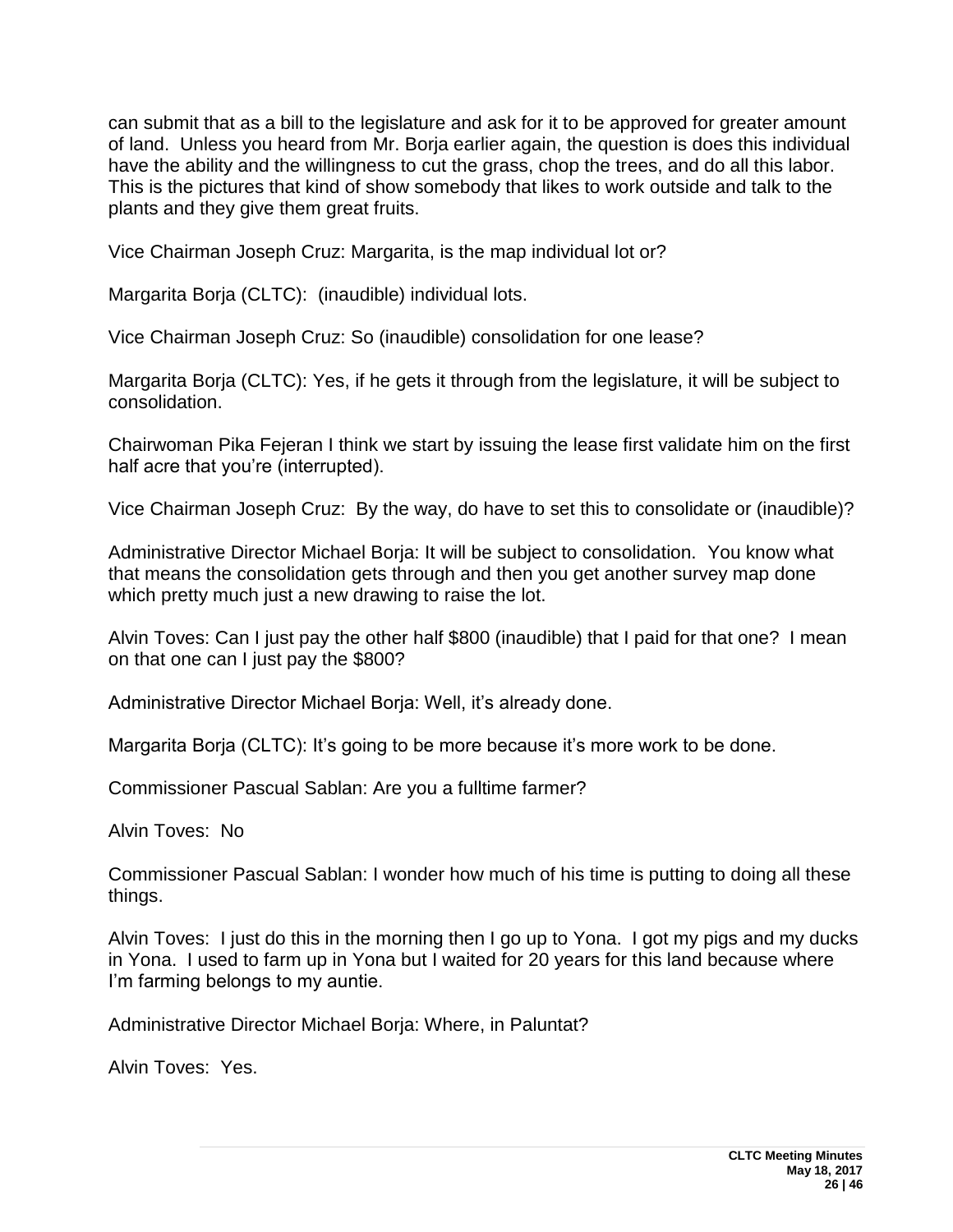can submit that as a bill to the legislature and ask for it to be approved for greater amount of land. Unless you heard from Mr. Borja earlier again, the question is does this individual have the ability and the willingness to cut the grass, chop the trees, and do all this labor. This is the pictures that kind of show somebody that likes to work outside and talk to the plants and they give them great fruits.

Vice Chairman Joseph Cruz: Margarita, is the map individual lot or?

Margarita Borja (CLTC): (inaudible) individual lots.

Vice Chairman Joseph Cruz: So (inaudible) consolidation for one lease?

Margarita Borja (CLTC): Yes, if he gets it through from the legislature, it will be subject to consolidation.

Chairwoman Pika Fejeran I think we start by issuing the lease first validate him on the first half acre that you're (interrupted).

Vice Chairman Joseph Cruz: By the way, do have to set this to consolidate or (inaudible)?

Administrative Director Michael Borja: It will be subject to consolidation. You know what that means the consolidation gets through and then you get another survey map done which pretty much just a new drawing to raise the lot.

Alvin Toves: Can I just pay the other half $800 (inaudible) that I paid for that one? I mean on that one can I just pay the $800?

Administrative Director Michael Borja: Well, it's already done.

Margarita Borja (CLTC): It's going to be more because it's more work to be done.

Commissioner Pascual Sablan: Are you a fulltime farmer?

Alvin Toves: No

Commissioner Pascual Sablan: I wonder how much of his time is putting to doing all these things.

Alvin Toves: I just do this in the morning then I go up to Yona. I got my pigs and my ducks in Yona. I used to farm up in Yona but I waited for 20 years for this land because where I'm farming belongs to my auntie.

Administrative Director Michael Borja: Where, in Paluntat?

Alvin Toves: Yes.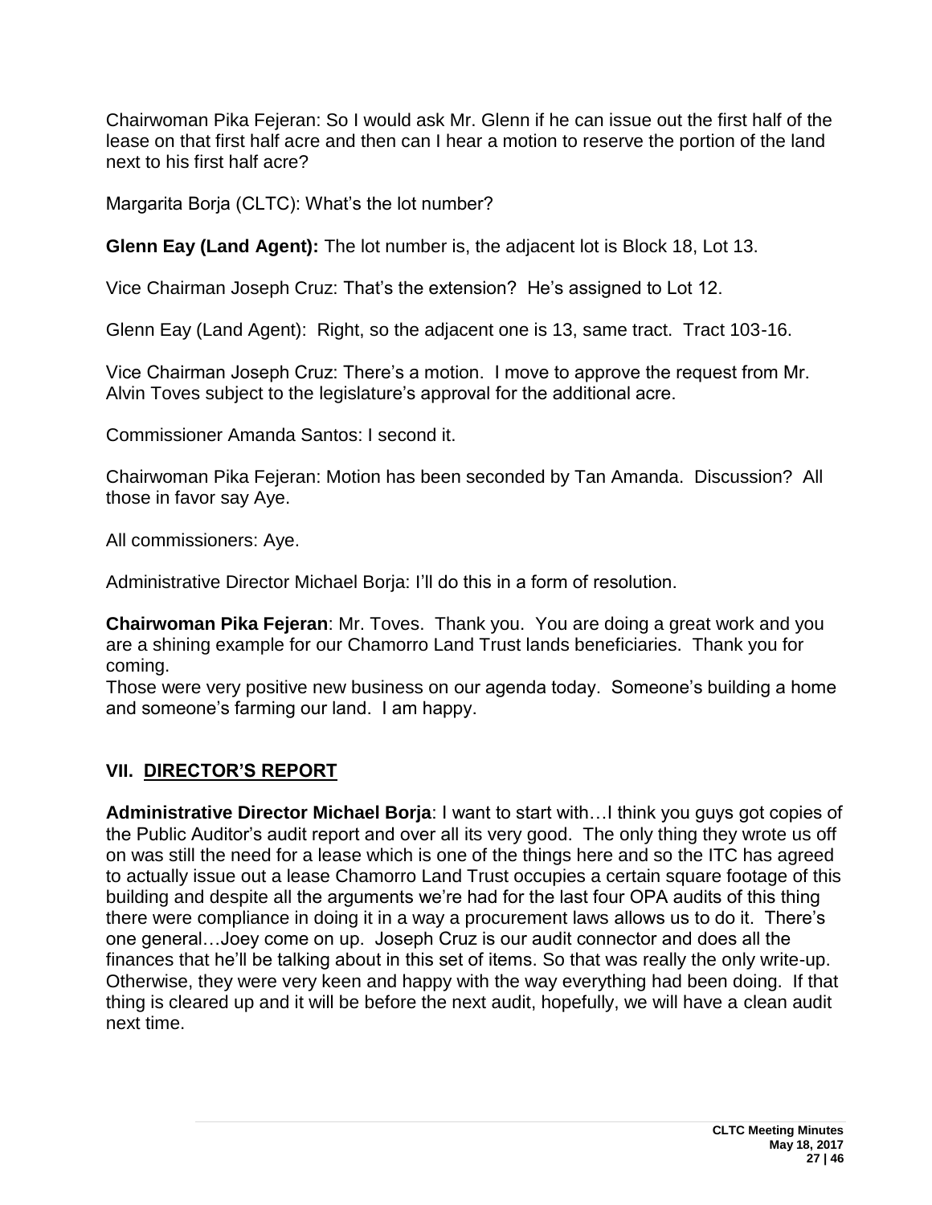Chairwoman Pika Fejeran: So I would ask Mr. Glenn if he can issue out the first half of the lease on that first half acre and then can I hear a motion to reserve the portion of the land next to his first half acre?

Margarita Borja (CLTC): What's the lot number?

**Glenn Eay (Land Agent):** The lot number is, the adjacent lot is Block 18, Lot 13.

Vice Chairman Joseph Cruz: That's the extension? He's assigned to Lot 12.

Glenn Eay (Land Agent): Right, so the adjacent one is 13, same tract. Tract 103-16.

Vice Chairman Joseph Cruz: There's a motion. I move to approve the request from Mr. Alvin Toves subject to the legislature's approval for the additional acre.

Commissioner Amanda Santos: I second it.

Chairwoman Pika Fejeran: Motion has been seconded by Tan Amanda. Discussion? All those in favor say Aye.

All commissioners: Aye.

Administrative Director Michael Borja: I'll do this in a form of resolution.

**Chairwoman Pika Fejeran**: Mr. Toves. Thank you. You are doing a great work and you are a shining example for our Chamorro Land Trust lands beneficiaries. Thank you for coming.
Those were very positive new business on our agenda today. Someone's building a home and someone's farming our land. I am happy.

## VII. DIRECTOR'S REPORT

**Administrative Director Michael Borja**: I want to start with…I think you guys got copies of the Public Auditor's audit report and over all its very good. The only thing they wrote us off on was still the need for a lease which is one of the things here and so the ITC has agreed to actually issue out a lease Chamorro Land Trust occupies a certain square footage of this building and despite all the arguments we're had for the last four OPA audits of this thing there were compliance in doing it in a way a procurement laws allows us to do it. There's one general…Joey come on up. Joseph Cruz is our audit connector and does all the finances that he'll be talking about in this set of items. So that was really the only write-up. Otherwise, they were very keen and happy with the way everything had been doing. If that thing is cleared up and it will be before the next audit, hopefully, we will have a clean audit next time.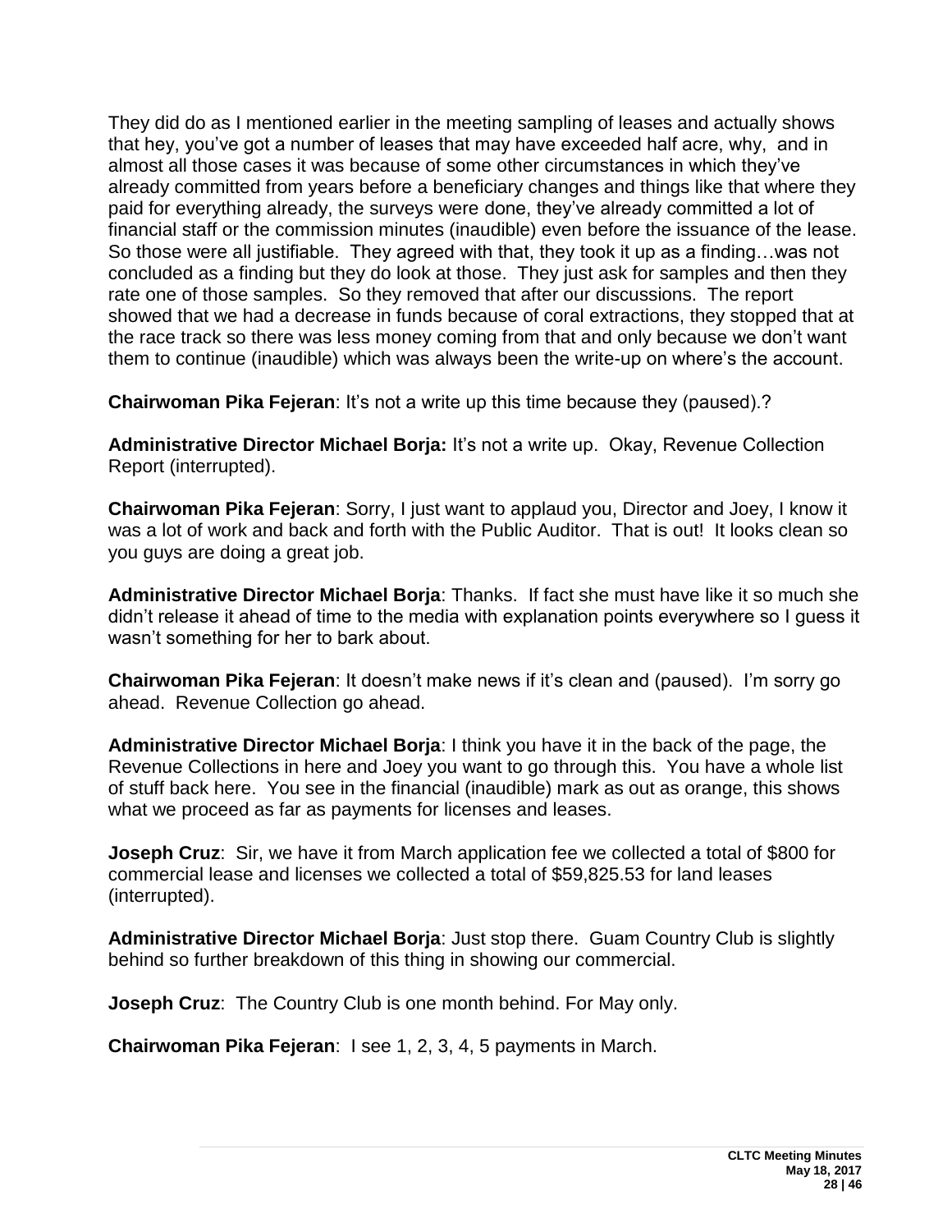They did do as I mentioned earlier in the meeting sampling of leases and actually shows that hey, you've got a number of leases that may have exceeded half acre, why, and in almost all those cases it was because of some other circumstances in which they've already committed from years before a beneficiary changes and things like that where they paid for everything already, the surveys were done, they've already committed a lot of financial staff or the commission minutes (inaudible) even before the issuance of the lease. So those were all justifiable. They agreed with that, they took it up as a finding…was not concluded as a finding but they do look at those. They just ask for samples and then they rate one of those samples. So they removed that after our discussions. The report showed that we had a decrease in funds because of coral extractions, they stopped that at the race track so there was less money coming from that and only because we don't want them to continue (inaudible) which was always been the write-up on where's the account.

**Chairwoman Pika Fejeran**: It's not a write up this time because they (paused).?

**Administrative Director Michael Borja:** It's not a write up. Okay, Revenue Collection Report (interrupted).

**Chairwoman Pika Fejeran**: Sorry, I just want to applaud you, Director and Joey, I know it was a lot of work and back and forth with the Public Auditor. That is out! It looks clean so you guys are doing a great job.

**Administrative Director Michael Borja**: Thanks. If fact she must have like it so much she didn't release it ahead of time to the media with explanation points everywhere so I guess it wasn't something for her to bark about.

**Chairwoman Pika Fejeran**: It doesn't make news if it's clean and (paused). I'm sorry go ahead. Revenue Collection go ahead.

**Administrative Director Michael Borja**: I think you have it in the back of the page, the Revenue Collections in here and Joey you want to go through this. You have a whole list of stuff back here. You see in the financial (inaudible) mark as out as orange, this shows what we proceed as far as payments for licenses and leases.

**Joseph Cruz**: Sir, we have it from March application fee we collected a total of $800 for commercial lease and licenses we collected a total of $59,825.53 for land leases (interrupted).

**Administrative Director Michael Borja**: Just stop there. Guam Country Club is slightly behind so further breakdown of this thing in showing our commercial.

**Joseph Cruz**: The Country Club is one month behind. For May only.

**Chairwoman Pika Fejeran**: I see 1, 2, 3, 4, 5 payments in March.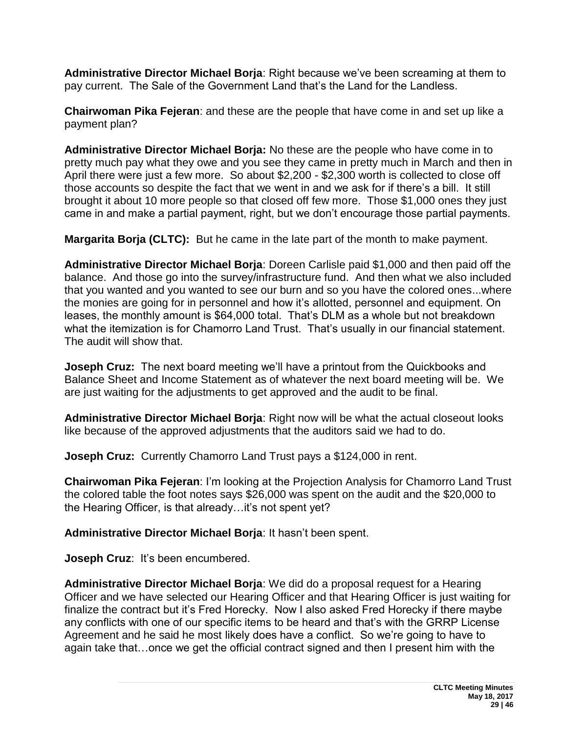**Administrative Director Michael Borja**: Right because we've been screaming at them to pay current. The Sale of the Government Land that's the Land for the Landless.

**Chairwoman Pika Fejeran**: and these are the people that have come in and set up like a payment plan?

**Administrative Director Michael Borja:** No these are the people who have come in to pretty much pay what they owe and you see they came in pretty much in March and then in April there were just a few more. So about $2,200 - $2,300 worth is collected to close off those accounts so despite the fact that we went in and we ask for if there's a bill. It still brought it about 10 more people so that closed off few more. Those $1,000 ones they just came in and make a partial payment, right, but we don't encourage those partial payments.

**Margarita Borja (CLTC):** But he came in the late part of the month to make payment.

**Administrative Director Michael Borja**: Doreen Carlisle paid $1,000 and then paid off the balance. And those go into the survey/infrastructure fund. And then what we also included that you wanted and you wanted to see our burn and so you have the colored ones...where the monies are going for in personnel and how it's allotted, personnel and equipment. On leases, the monthly amount is $64,000 total. That's DLM as a whole but not breakdown what the itemization is for Chamorro Land Trust. That's usually in our financial statement. The audit will show that.

**Joseph Cruz:** The next board meeting we'll have a printout from the Quickbooks and Balance Sheet and Income Statement as of whatever the next board meeting will be. We are just waiting for the adjustments to get approved and the audit to be final.

**Administrative Director Michael Borja**: Right now will be what the actual closeout looks like because of the approved adjustments that the auditors said we had to do.

**Joseph Cruz:** Currently Chamorro Land Trust pays a $124,000 in rent.

**Chairwoman Pika Fejeran**: I'm looking at the Projection Analysis for Chamorro Land Trust the colored table the foot notes says $26,000 was spent on the audit and the $20,000 to the Hearing Officer, is that already…it's not spent yet?

**Administrative Director Michael Borja**: It hasn't been spent.

**Joseph Cruz**: It's been encumbered.

**Administrative Director Michael Borja**: We did do a proposal request for a Hearing Officer and we have selected our Hearing Officer and that Hearing Officer is just waiting for finalize the contract but it's Fred Horecky. Now I also asked Fred Horecky if there maybe any conflicts with one of our specific items to be heard and that's with the GRRP License Agreement and he said he most likely does have a conflict. So we're going to have to again take that…once we get the official contract signed and then I present him with the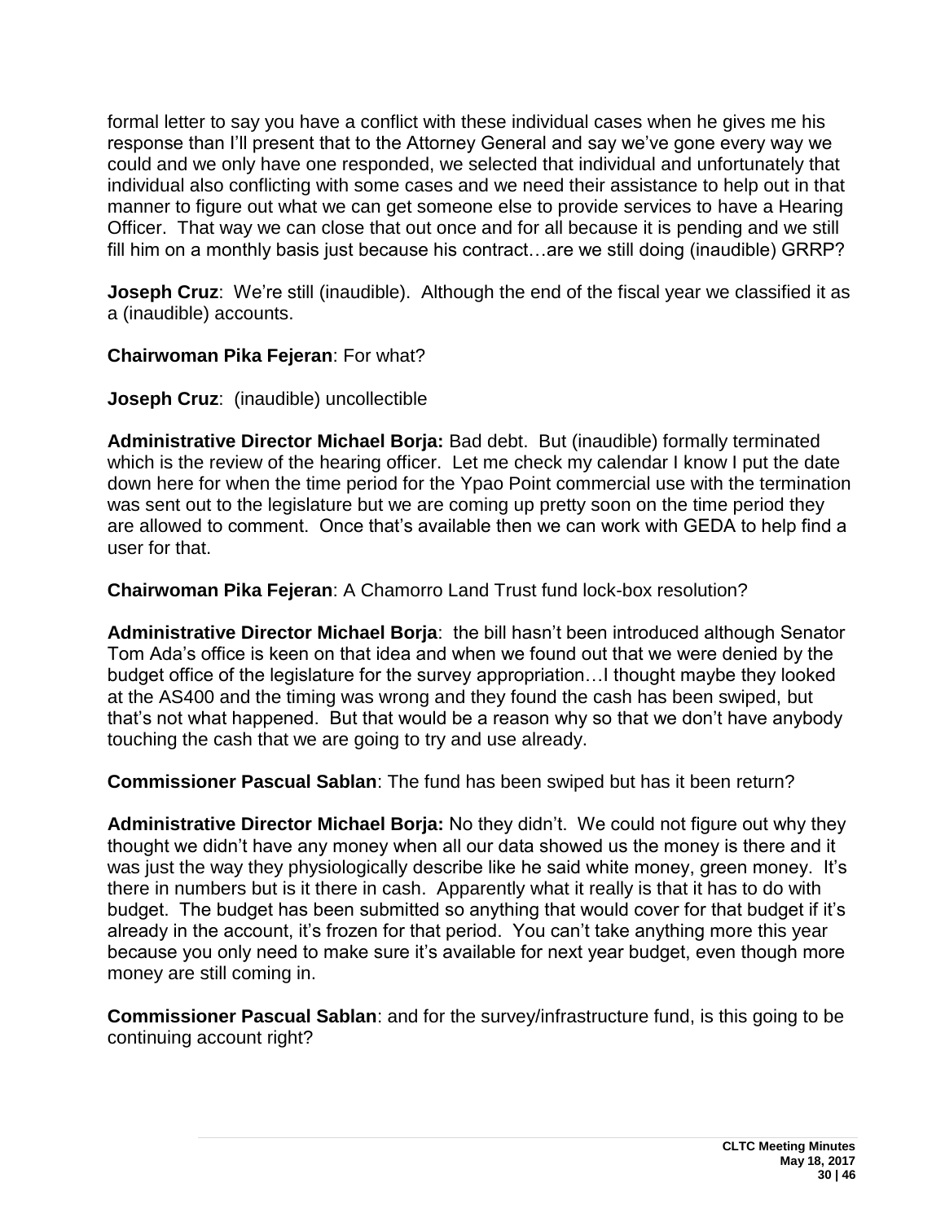formal letter to say you have a conflict with these individual cases when he gives me his response than I'll present that to the Attorney General and say we've gone every way we could and we only have one responded, we selected that individual and unfortunately that individual also conflicting with some cases and we need their assistance to help out in that manner to figure out what we can get someone else to provide services to have a Hearing Officer. That way we can close that out once and for all because it is pending and we still fill him on a monthly basis just because his contract…are we still doing (inaudible) GRRP?

**Joseph Cruz**: We're still (inaudible). Although the end of the fiscal year we classified it as a (inaudible) accounts.

**Chairwoman Pika Fejeran**: For what?

**Joseph Cruz**: (inaudible) uncollectible

**Administrative Director Michael Borja:** Bad debt. But (inaudible) formally terminated which is the review of the hearing officer. Let me check my calendar I know I put the date down here for when the time period for the Ypao Point commercial use with the termination was sent out to the legislature but we are coming up pretty soon on the time period they are allowed to comment. Once that's available then we can work with GEDA to help find a user for that.

**Chairwoman Pika Fejeran**: A Chamorro Land Trust fund lock-box resolution?

**Administrative Director Michael Borja**: the bill hasn't been introduced although Senator Tom Ada's office is keen on that idea and when we found out that we were denied by the budget office of the legislature for the survey appropriation…I thought maybe they looked at the AS400 and the timing was wrong and they found the cash has been swiped, but that's not what happened. But that would be a reason why so that we don't have anybody touching the cash that we are going to try and use already.

**Commissioner Pascual Sablan**: The fund has been swiped but has it been return?

**Administrative Director Michael Borja:** No they didn't. We could not figure out why they thought we didn't have any money when all our data showed us the money is there and it was just the way they physiologically describe like he said white money, green money. It's there in numbers but is it there in cash. Apparently what it really is that it has to do with budget. The budget has been submitted so anything that would cover for that budget if it's already in the account, it's frozen for that period. You can't take anything more this year because you only need to make sure it's available for next year budget, even though more money are still coming in.

**Commissioner Pascual Sablan**: and for the survey/infrastructure fund, is this going to be continuing account right?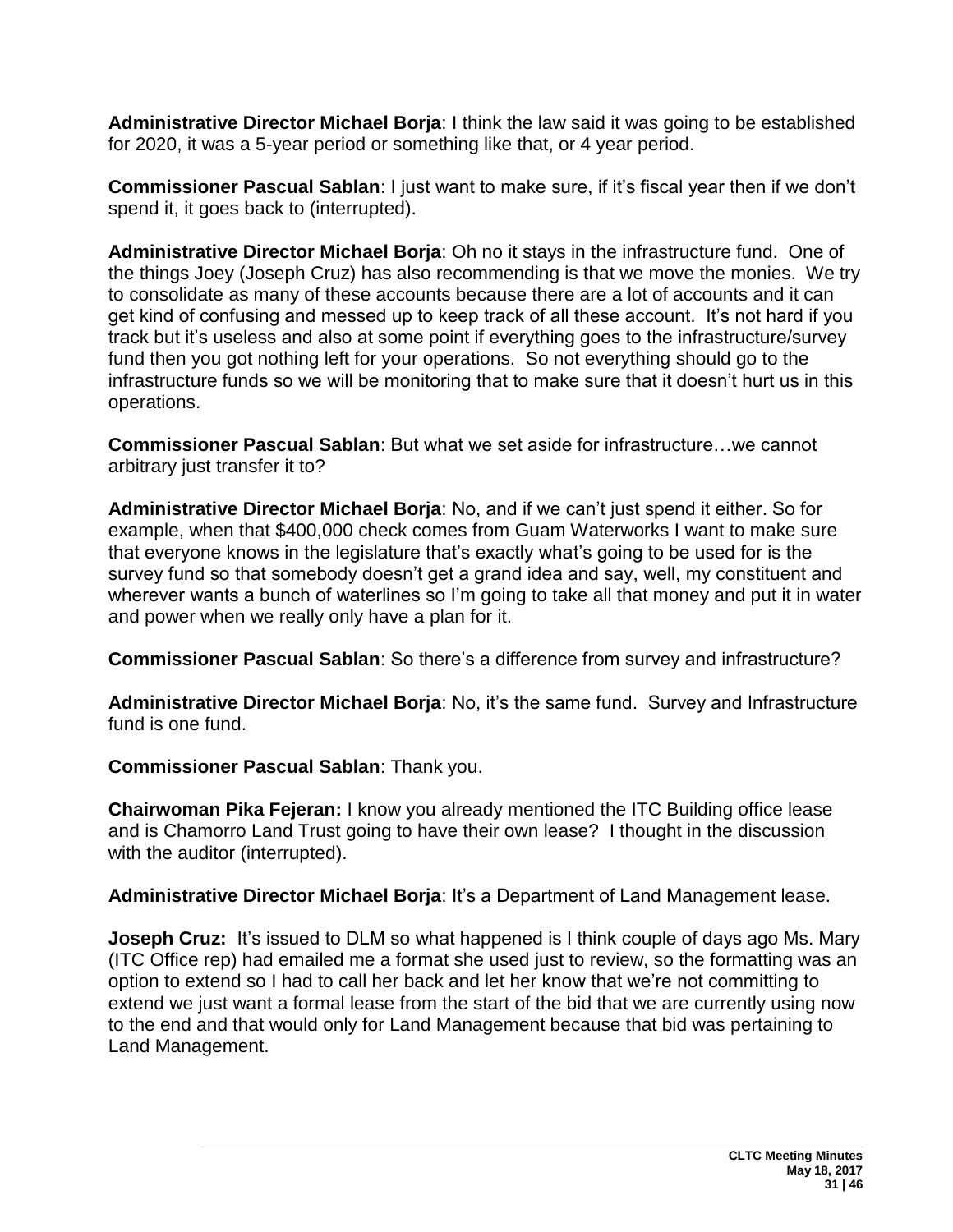**Administrative Director Michael Borja**: I think the law said it was going to be established for 2020, it was a 5-year period or something like that, or 4 year period.

**Commissioner Pascual Sablan**: I just want to make sure, if it's fiscal year then if we don't spend it, it goes back to (interrupted).

**Administrative Director Michael Borja**: Oh no it stays in the infrastructure fund. One of the things Joey (Joseph Cruz) has also recommending is that we move the monies. We try to consolidate as many of these accounts because there are a lot of accounts and it can get kind of confusing and messed up to keep track of all these account. It's not hard if you track but it's useless and also at some point if everything goes to the infrastructure/survey fund then you got nothing left for your operations. So not everything should go to the infrastructure funds so we will be monitoring that to make sure that it doesn't hurt us in this operations.

**Commissioner Pascual Sablan**: But what we set aside for infrastructure…we cannot arbitrary just transfer it to?

**Administrative Director Michael Borja**: No, and if we can't just spend it either. So for example, when that $400,000 check comes from Guam Waterworks I want to make sure that everyone knows in the legislature that's exactly what's going to be used for is the survey fund so that somebody doesn't get a grand idea and say, well, my constituent and wherever wants a bunch of waterlines so I'm going to take all that money and put it in water and power when we really only have a plan for it.

**Commissioner Pascual Sablan**: So there's a difference from survey and infrastructure?

**Administrative Director Michael Borja**: No, it's the same fund. Survey and Infrastructure fund is one fund.

**Commissioner Pascual Sablan**: Thank you.

**Chairwoman Pika Fejeran:** I know you already mentioned the ITC Building office lease and is Chamorro Land Trust going to have their own lease? I thought in the discussion with the auditor (interrupted).

**Administrative Director Michael Borja**: It's a Department of Land Management lease.

**Joseph Cruz:** It's issued to DLM so what happened is I think couple of days ago Ms. Mary (ITC Office rep) had emailed me a format she used just to review, so the formatting was an option to extend so I had to call her back and let her know that we're not committing to extend we just want a formal lease from the start of the bid that we are currently using now to the end and that would only for Land Management because that bid was pertaining to Land Management.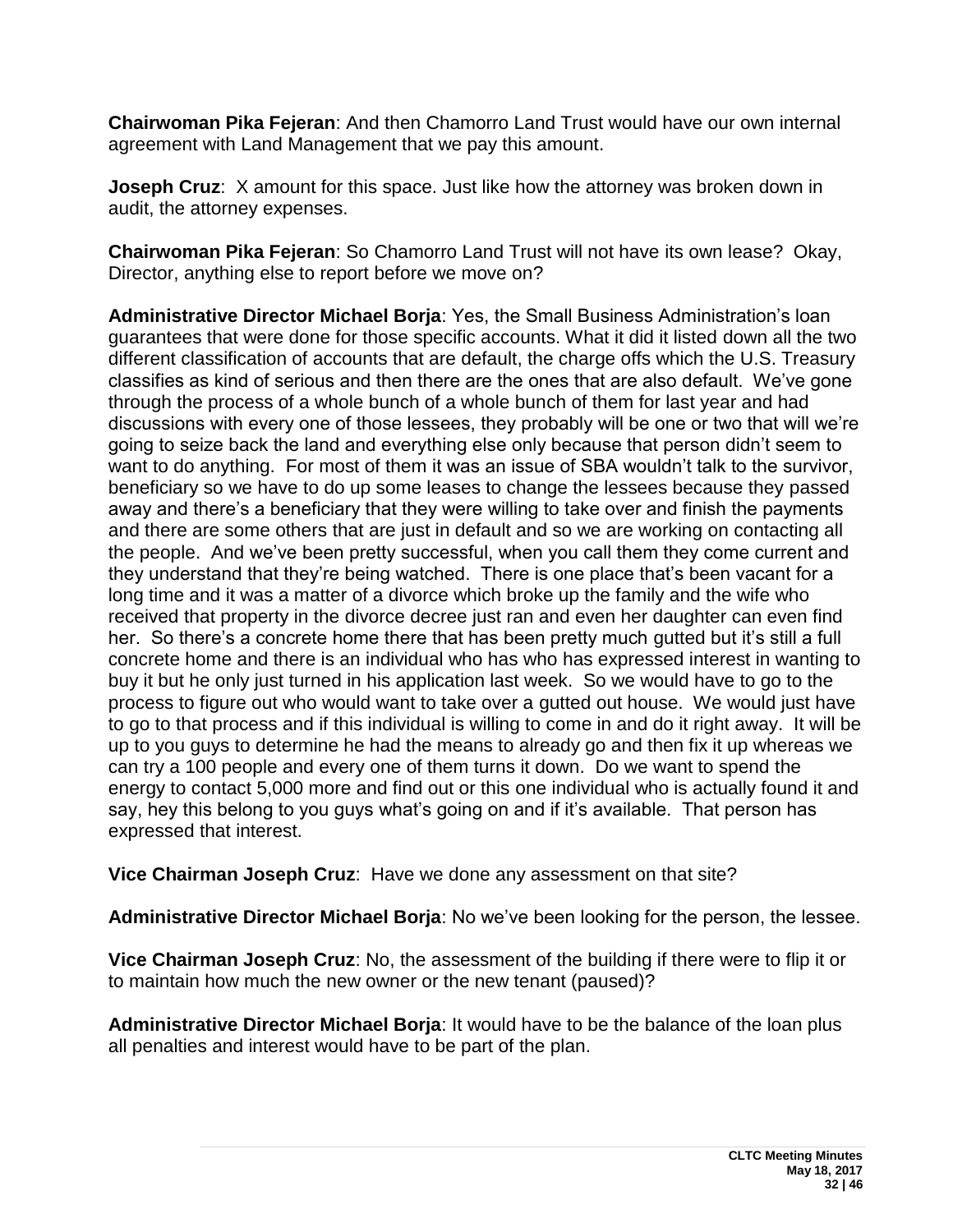**Chairwoman Pika Fejeran**: And then Chamorro Land Trust would have our own internal agreement with Land Management that we pay this amount.

**Joseph Cruz**: X amount for this space. Just like how the attorney was broken down in audit, the attorney expenses.

**Chairwoman Pika Fejeran**: So Chamorro Land Trust will not have its own lease? Okay, Director, anything else to report before we move on?

**Administrative Director Michael Borja**: Yes, the Small Business Administration's loan guarantees that were done for those specific accounts. What it did it listed down all the two different classification of accounts that are default, the charge offs which the U.S. Treasury classifies as kind of serious and then there are the ones that are also default. We've gone through the process of a whole bunch of a whole bunch of them for last year and had discussions with every one of those lessees, they probably will be one or two that will we're going to seize back the land and everything else only because that person didn't seem to want to do anything. For most of them it was an issue of SBA wouldn't talk to the survivor, beneficiary so we have to do up some leases to change the lessees because they passed away and there's a beneficiary that they were willing to take over and finish the payments and there are some others that are just in default and so we are working on contacting all the people. And we've been pretty successful, when you call them they come current and they understand that they're being watched. There is one place that's been vacant for a long time and it was a matter of a divorce which broke up the family and the wife who received that property in the divorce decree just ran and even her daughter can even find her. So there's a concrete home there that has been pretty much gutted but it's still a full concrete home and there is an individual who has who has expressed interest in wanting to buy it but he only just turned in his application last week. So we would have to go to the process to figure out who would want to take over a gutted out house. We would just have to go to that process and if this individual is willing to come in and do it right away. It will be up to you guys to determine he had the means to already go and then fix it up whereas we can try a 100 people and every one of them turns it down. Do we want to spend the energy to contact 5,000 more and find out or this one individual who is actually found it and say, hey this belong to you guys what's going on and if it's available. That person has expressed that interest.

**Vice Chairman Joseph Cruz**: Have we done any assessment on that site?

**Administrative Director Michael Borja**: No we've been looking for the person, the lessee.

**Vice Chairman Joseph Cruz**: No, the assessment of the building if there were to flip it or to maintain how much the new owner or the new tenant (paused)?

**Administrative Director Michael Borja**: It would have to be the balance of the loan plus all penalties and interest would have to be part of the plan.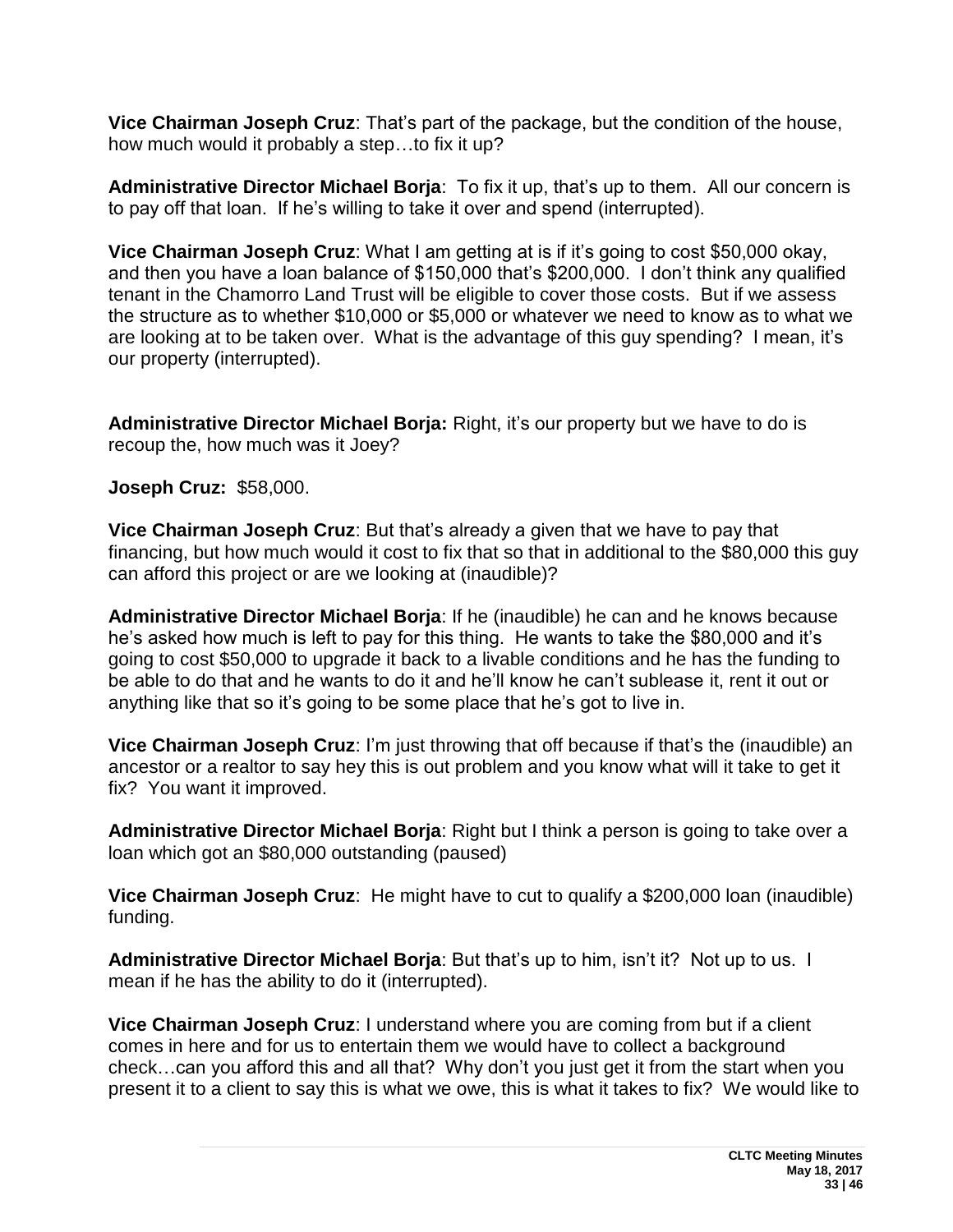**Vice Chairman Joseph Cruz**: That's part of the package, but the condition of the house, how much would it probably a step…to fix it up?

**Administrative Director Michael Borja**: To fix it up, that's up to them. All our concern is to pay off that loan. If he's willing to take it over and spend (interrupted).

**Vice Chairman Joseph Cruz**: What I am getting at is if it's going to cost $50,000 okay, and then you have a loan balance of $150,000 that's $200,000. I don't think any qualified tenant in the Chamorro Land Trust will be eligible to cover those costs. But if we assess the structure as to whether $10,000 or $5,000 or whatever we need to know as to what we are looking at to be taken over. What is the advantage of this guy spending? I mean, it's our property (interrupted).

**Administrative Director Michael Borja:** Right, it's our property but we have to do is recoup the, how much was it Joey?

**Joseph Cruz:** $58,000.

**Vice Chairman Joseph Cruz**: But that's already a given that we have to pay that financing, but how much would it cost to fix that so that in additional to the $80,000 this guy can afford this project or are we looking at (inaudible)?

**Administrative Director Michael Borja**: If he (inaudible) he can and he knows because he's asked how much is left to pay for this thing. He wants to take the $80,000 and it's going to cost $50,000 to upgrade it back to a livable conditions and he has the funding to be able to do that and he wants to do it and he'll know he can't sublease it, rent it out or anything like that so it's going to be some place that he's got to live in.

**Vice Chairman Joseph Cruz**: I'm just throwing that off because if that's the (inaudible) an ancestor or a realtor to say hey this is out problem and you know what will it take to get it fix? You want it improved.

**Administrative Director Michael Borja**: Right but I think a person is going to take over a loan which got an $80,000 outstanding (paused)

**Vice Chairman Joseph Cruz**: He might have to cut to qualify a $200,000 loan (inaudible) funding.

**Administrative Director Michael Borja**: But that's up to him, isn't it? Not up to us. I mean if he has the ability to do it (interrupted).

**Vice Chairman Joseph Cruz**: I understand where you are coming from but if a client comes in here and for us to entertain them we would have to collect a background check…can you afford this and all that? Why don't you just get it from the start when you present it to a client to say this is what we owe, this is what it takes to fix? We would like to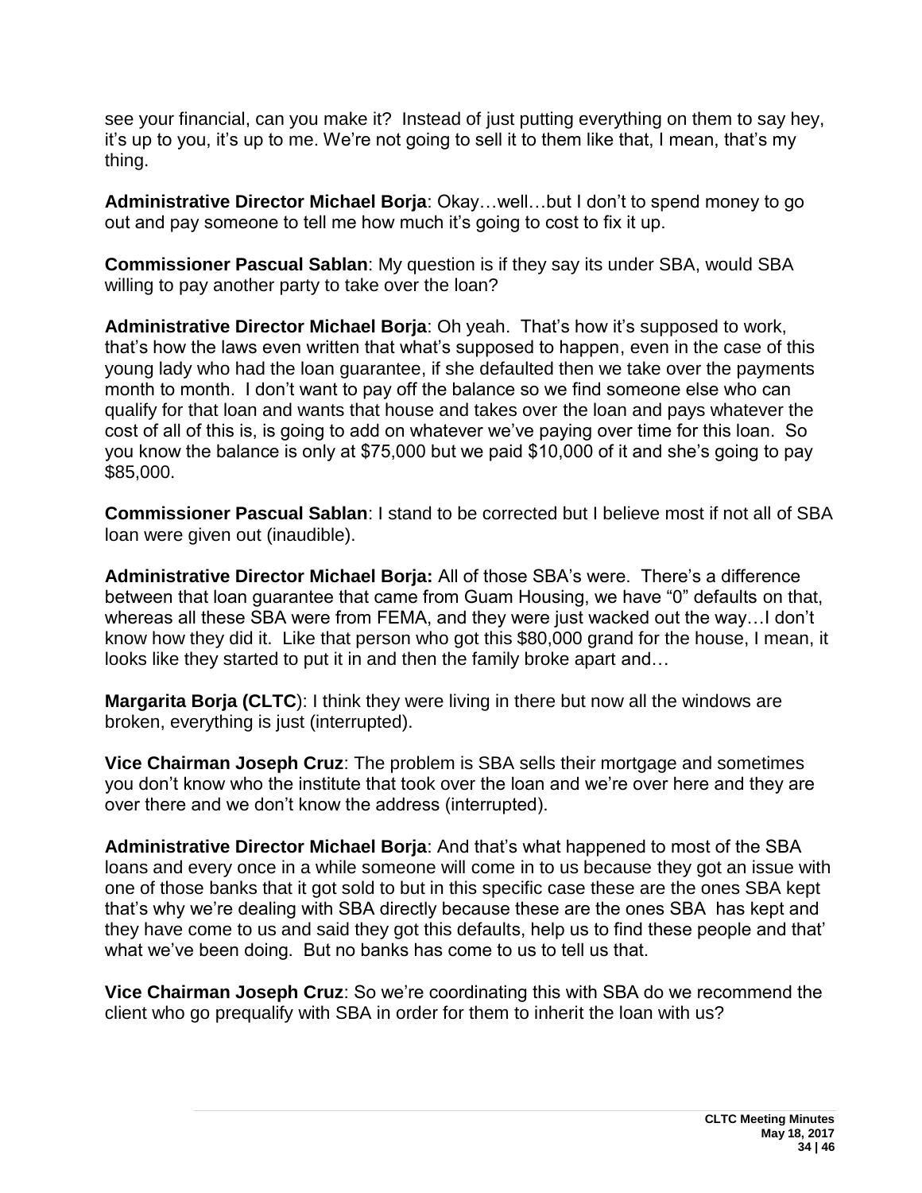see your financial, can you make it? Instead of just putting everything on them to say hey, it's up to you, it's up to me. We're not going to sell it to them like that, I mean, that's my thing.

**Administrative Director Michael Borja**: Okay…well…but I don't to spend money to go out and pay someone to tell me how much it's going to cost to fix it up.

**Commissioner Pascual Sablan**: My question is if they say its under SBA, would SBA willing to pay another party to take over the loan?

**Administrative Director Michael Borja**: Oh yeah. That's how it's supposed to work, that's how the laws even written that what's supposed to happen, even in the case of this young lady who had the loan guarantee, if she defaulted then we take over the payments month to month. I don't want to pay off the balance so we find someone else who can qualify for that loan and wants that house and takes over the loan and pays whatever the cost of all of this is, is going to add on whatever we've paying over time for this loan. So you know the balance is only at $75,000 but we paid $10,000 of it and she's going to pay $85,000.

**Commissioner Pascual Sablan**: I stand to be corrected but I believe most if not all of SBA loan were given out (inaudible).

**Administrative Director Michael Borja:** All of those SBA's were. There's a difference between that loan guarantee that came from Guam Housing, we have "0" defaults on that, whereas all these SBA were from FEMA, and they were just wacked out the way…I don't know how they did it. Like that person who got this $80,000 grand for the house, I mean, it looks like they started to put it in and then the family broke apart and…

**Margarita Borja (CLTC**): I think they were living in there but now all the windows are broken, everything is just (interrupted).

**Vice Chairman Joseph Cruz**: The problem is SBA sells their mortgage and sometimes you don't know who the institute that took over the loan and we're over here and they are over there and we don't know the address (interrupted).

**Administrative Director Michael Borja**: And that's what happened to most of the SBA loans and every once in a while someone will come in to us because they got an issue with one of those banks that it got sold to but in this specific case these are the ones SBA kept that's why we're dealing with SBA directly because these are the ones SBA has kept and they have come to us and said they got this defaults, help us to find these people and that' what we've been doing. But no banks has come to us to tell us that.

**Vice Chairman Joseph Cruz**: So we're coordinating this with SBA do we recommend the client who go prequalify with SBA in order for them to inherit the loan with us?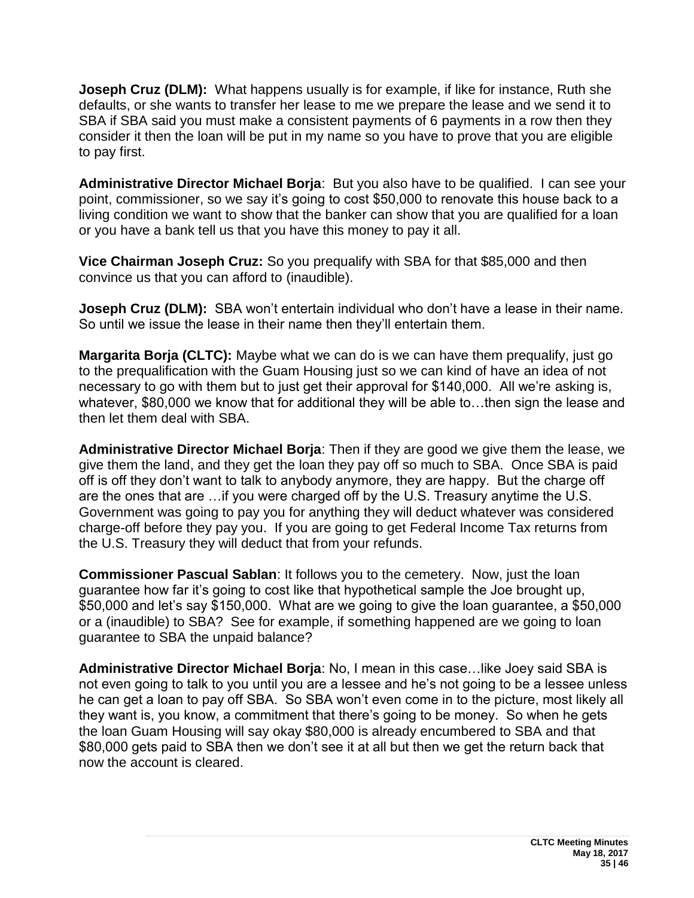**Joseph Cruz (DLM):** What happens usually is for example, if like for instance, Ruth she defaults, or she wants to transfer her lease to me we prepare the lease and we send it to SBA if SBA said you must make a consistent payments of 6 payments in a row then they consider it then the loan will be put in my name so you have to prove that you are eligible to pay first.

**Administrative Director Michael Borja**: But you also have to be qualified. I can see your point, commissioner, so we say it's going to cost $50,000 to renovate this house back to a living condition we want to show that the banker can show that you are qualified for a loan or you have a bank tell us that you have this money to pay it all.

**Vice Chairman Joseph Cruz:** So you prequalify with SBA for that $85,000 and then convince us that you can afford to (inaudible).

**Joseph Cruz (DLM):** SBA won't entertain individual who don't have a lease in their name. So until we issue the lease in their name then they'll entertain them.

**Margarita Borja (CLTC):** Maybe what we can do is we can have them prequalify, just go to the prequalification with the Guam Housing just so we can kind of have an idea of not necessary to go with them but to just get their approval for $140,000. All we're asking is, whatever, $80,000 we know that for additional they will be able to…then sign the lease and then let them deal with SBA.

**Administrative Director Michael Borja**: Then if they are good we give them the lease, we give them the land, and they get the loan they pay off so much to SBA. Once SBA is paid off is off they don't want to talk to anybody anymore, they are happy. But the charge off are the ones that are …if you were charged off by the U.S. Treasury anytime the U.S. Government was going to pay you for anything they will deduct whatever was considered charge-off before they pay you. If you are going to get Federal Income Tax returns from the U.S. Treasury they will deduct that from your refunds.

**Commissioner Pascual Sablan**: It follows you to the cemetery. Now, just the loan guarantee how far it's going to cost like that hypothetical sample the Joe brought up, $50,000 and let's say $150,000. What are we going to give the loan guarantee, a $50,000 or a (inaudible) to SBA? See for example, if something happened are we going to loan guarantee to SBA the unpaid balance?

**Administrative Director Michael Borja**: No, I mean in this case…like Joey said SBA is not even going to talk to you until you are a lessee and he's not going to be a lessee unless he can get a loan to pay off SBA. So SBA won't even come in to the picture, most likely all they want is, you know, a commitment that there's going to be money. So when he gets the loan Guam Housing will say okay $80,000 is already encumbered to SBA and that $80,000 gets paid to SBA then we don't see it at all but then we get the return back that now the account is cleared.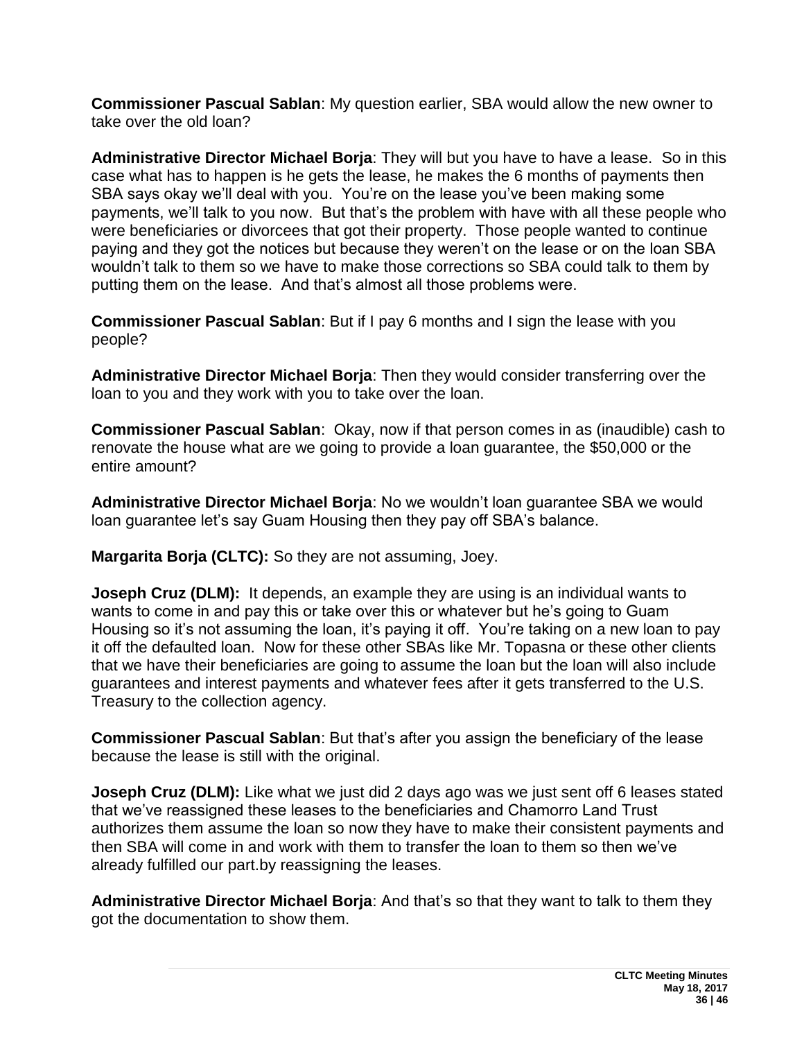**Commissioner Pascual Sablan**: My question earlier, SBA would allow the new owner to take over the old loan?

**Administrative Director Michael Borja**: They will but you have to have a lease. So in this case what has to happen is he gets the lease, he makes the 6 months of payments then SBA says okay we'll deal with you. You're on the lease you've been making some payments, we'll talk to you now. But that's the problem with have with all these people who were beneficiaries or divorcees that got their property. Those people wanted to continue paying and they got the notices but because they weren't on the lease or on the loan SBA wouldn't talk to them so we have to make those corrections so SBA could talk to them by putting them on the lease. And that's almost all those problems were.

**Commissioner Pascual Sablan**: But if I pay 6 months and I sign the lease with you people?

**Administrative Director Michael Borja**: Then they would consider transferring over the loan to you and they work with you to take over the loan.

**Commissioner Pascual Sablan**: Okay, now if that person comes in as (inaudible) cash to renovate the house what are we going to provide a loan guarantee, the $50,000 or the entire amount?

**Administrative Director Michael Borja**: No we wouldn't loan guarantee SBA we would loan guarantee let's say Guam Housing then they pay off SBA's balance.

**Margarita Borja (CLTC):** So they are not assuming, Joey.

**Joseph Cruz (DLM):** It depends, an example they are using is an individual wants to wants to come in and pay this or take over this or whatever but he's going to Guam Housing so it's not assuming the loan, it's paying it off. You're taking on a new loan to pay it off the defaulted loan. Now for these other SBAs like Mr. Topasna or these other clients that we have their beneficiaries are going to assume the loan but the loan will also include guarantees and interest payments and whatever fees after it gets transferred to the U.S. Treasury to the collection agency.

**Commissioner Pascual Sablan**: But that's after you assign the beneficiary of the lease because the lease is still with the original.

**Joseph Cruz (DLM):** Like what we just did 2 days ago was we just sent off 6 leases stated that we've reassigned these leases to the beneficiaries and Chamorro Land Trust authorizes them assume the loan so now they have to make their consistent payments and then SBA will come in and work with them to transfer the loan to them so then we've already fulfilled our part.by reassigning the leases.

**Administrative Director Michael Borja**: And that's so that they want to talk to them they got the documentation to show them.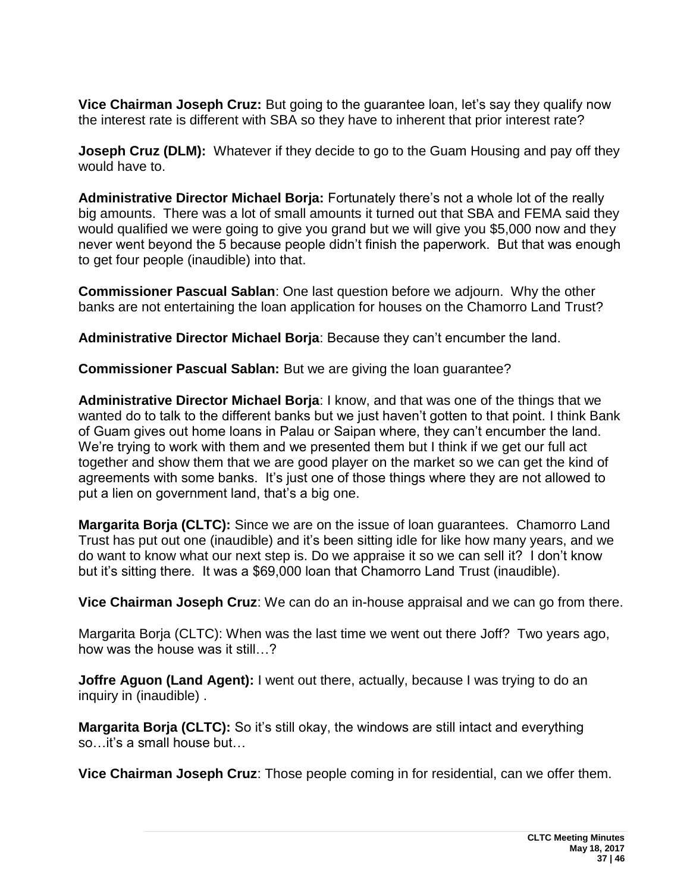**Vice Chairman Joseph Cruz:** But going to the guarantee loan, let's say they qualify now the interest rate is different with SBA so they have to inherent that prior interest rate?

**Joseph Cruz (DLM):** Whatever if they decide to go to the Guam Housing and pay off they would have to.

**Administrative Director Michael Borja:** Fortunately there's not a whole lot of the really big amounts. There was a lot of small amounts it turned out that SBA and FEMA said they would qualified we were going to give you grand but we will give you $5,000 now and they never went beyond the 5 because people didn't finish the paperwork. But that was enough to get four people (inaudible) into that.

**Commissioner Pascual Sablan**: One last question before we adjourn. Why the other banks are not entertaining the loan application for houses on the Chamorro Land Trust?

**Administrative Director Michael Borja**: Because they can't encumber the land.

**Commissioner Pascual Sablan:** But we are giving the loan guarantee?

**Administrative Director Michael Borja**: I know, and that was one of the things that we wanted do to talk to the different banks but we just haven't gotten to that point. I think Bank of Guam gives out home loans in Palau or Saipan where, they can't encumber the land. We're trying to work with them and we presented them but I think if we get our full act together and show them that we are good player on the market so we can get the kind of agreements with some banks. It's just one of those things where they are not allowed to put a lien on government land, that's a big one.

**Margarita Borja (CLTC):** Since we are on the issue of loan guarantees. Chamorro Land Trust has put out one (inaudible) and it's been sitting idle for like how many years, and we do want to know what our next step is. Do we appraise it so we can sell it? I don't know but it's sitting there. It was a $69,000 loan that Chamorro Land Trust (inaudible).

**Vice Chairman Joseph Cruz**: We can do an in-house appraisal and we can go from there.

Margarita Borja (CLTC): When was the last time we went out there Joff? Two years ago, how was the house was it still…?

**Joffre Aguon (Land Agent):** I went out there, actually, because I was trying to do an inquiry in (inaudible) .

**Margarita Borja (CLTC):** So it's still okay, the windows are still intact and everything so…it's a small house but…

**Vice Chairman Joseph Cruz**: Those people coming in for residential, can we offer them.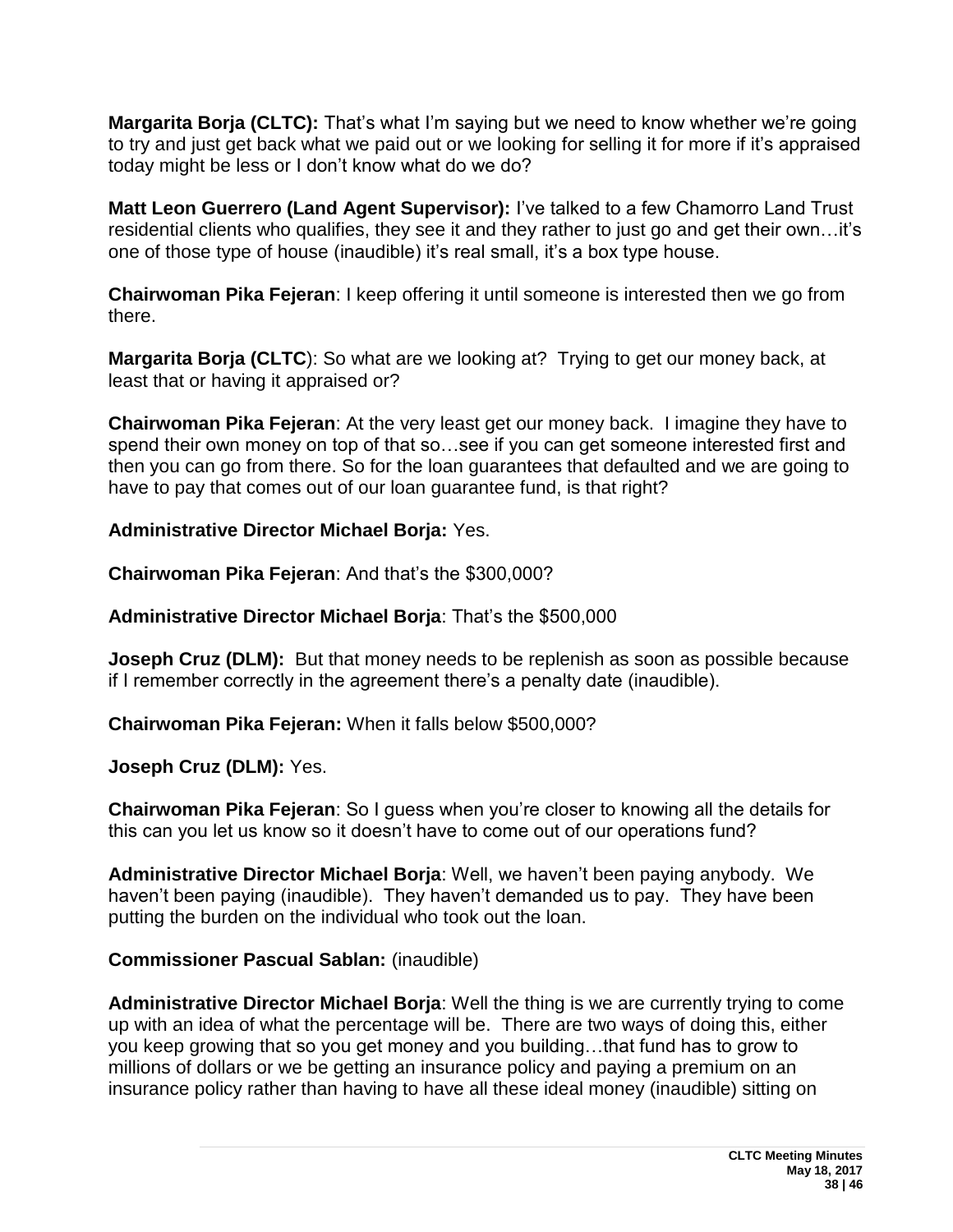**Margarita Borja (CLTC):** That's what I'm saying but we need to know whether we're going to try and just get back what we paid out or we looking for selling it for more if it's appraised today might be less or I don't know what do we do?

**Matt Leon Guerrero (Land Agent Supervisor):** I've talked to a few Chamorro Land Trust residential clients who qualifies, they see it and they rather to just go and get their own…it's one of those type of house (inaudible) it's real small, it's a box type house.

**Chairwoman Pika Fejeran**: I keep offering it until someone is interested then we go from there.

**Margarita Borja (CLTC**): So what are we looking at? Trying to get our money back, at least that or having it appraised or?

**Chairwoman Pika Fejeran**: At the very least get our money back. I imagine they have to spend their own money on top of that so…see if you can get someone interested first and then you can go from there. So for the loan guarantees that defaulted and we are going to have to pay that comes out of our loan guarantee fund, is that right?

**Administrative Director Michael Borja:** Yes.

**Chairwoman Pika Fejeran**: And that's the $300,000?

**Administrative Director Michael Borja**: That's the $500,000

**Joseph Cruz (DLM):** But that money needs to be replenish as soon as possible because if I remember correctly in the agreement there's a penalty date (inaudible).

**Chairwoman Pika Fejeran:** When it falls below $500,000?

**Joseph Cruz (DLM):** Yes.

**Chairwoman Pika Fejeran**: So I guess when you're closer to knowing all the details for this can you let us know so it doesn't have to come out of our operations fund?

**Administrative Director Michael Borja**: Well, we haven't been paying anybody. We haven't been paying (inaudible). They haven't demanded us to pay. They have been putting the burden on the individual who took out the loan.

**Commissioner Pascual Sablan:** (inaudible)

**Administrative Director Michael Borja**: Well the thing is we are currently trying to come up with an idea of what the percentage will be. There are two ways of doing this, either you keep growing that so you get money and you building…that fund has to grow to millions of dollars or we be getting an insurance policy and paying a premium on an insurance policy rather than having to have all these ideal money (inaudible) sitting on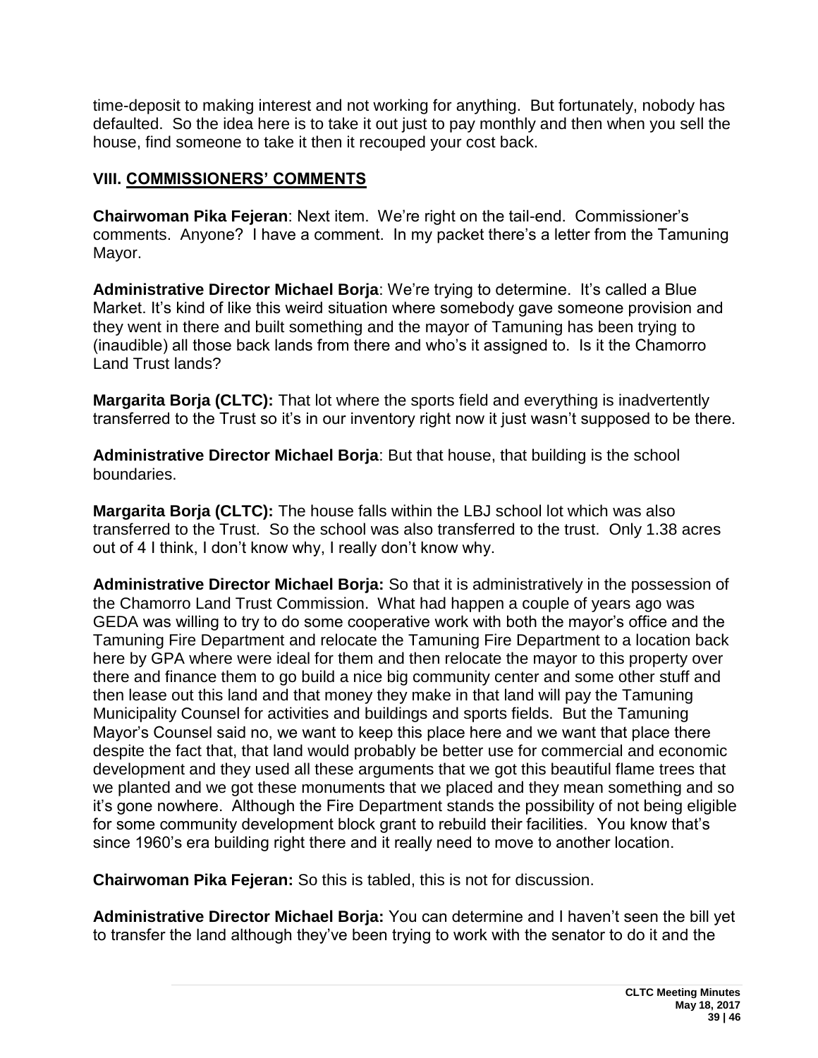time-deposit to making interest and not working for anything. But fortunately, nobody has defaulted. So the idea here is to take it out just to pay monthly and then when you sell the house, find someone to take it then it recouped your cost back.

## VIII. COMMISSIONERS' COMMENTS

**Chairwoman Pika Fejeran**: Next item. We're right on the tail-end. Commissioner's comments. Anyone? I have a comment. In my packet there's a letter from the Tamuning Mayor.

**Administrative Director Michael Borja**: We're trying to determine. It's called a Blue Market. It's kind of like this weird situation where somebody gave someone provision and they went in there and built something and the mayor of Tamuning has been trying to (inaudible) all those back lands from there and who's it assigned to. Is it the Chamorro Land Trust lands?

**Margarita Borja (CLTC):** That lot where the sports field and everything is inadvertently transferred to the Trust so it's in our inventory right now it just wasn't supposed to be there.

**Administrative Director Michael Borja**: But that house, that building is the school boundaries.

**Margarita Borja (CLTC):** The house falls within the LBJ school lot which was also transferred to the Trust. So the school was also transferred to the trust. Only 1.38 acres out of 4 I think, I don't know why, I really don't know why.

**Administrative Director Michael Borja:** So that it is administratively in the possession of the Chamorro Land Trust Commission. What had happen a couple of years ago was GEDA was willing to try to do some cooperative work with both the mayor's office and the Tamuning Fire Department and relocate the Tamuning Fire Department to a location back here by GPA where were ideal for them and then relocate the mayor to this property over there and finance them to go build a nice big community center and some other stuff and then lease out this land and that money they make in that land will pay the Tamuning Municipality Counsel for activities and buildings and sports fields. But the Tamuning Mayor's Counsel said no, we want to keep this place here and we want that place there despite the fact that, that land would probably be better use for commercial and economic development and they used all these arguments that we got this beautiful flame trees that we planted and we got these monuments that we placed and they mean something and so it's gone nowhere. Although the Fire Department stands the possibility of not being eligible for some community development block grant to rebuild their facilities. You know that's since 1960's era building right there and it really need to move to another location.

**Chairwoman Pika Fejeran:** So this is tabled, this is not for discussion.

**Administrative Director Michael Borja:** You can determine and I haven't seen the bill yet to transfer the land although they've been trying to work with the senator to do it and the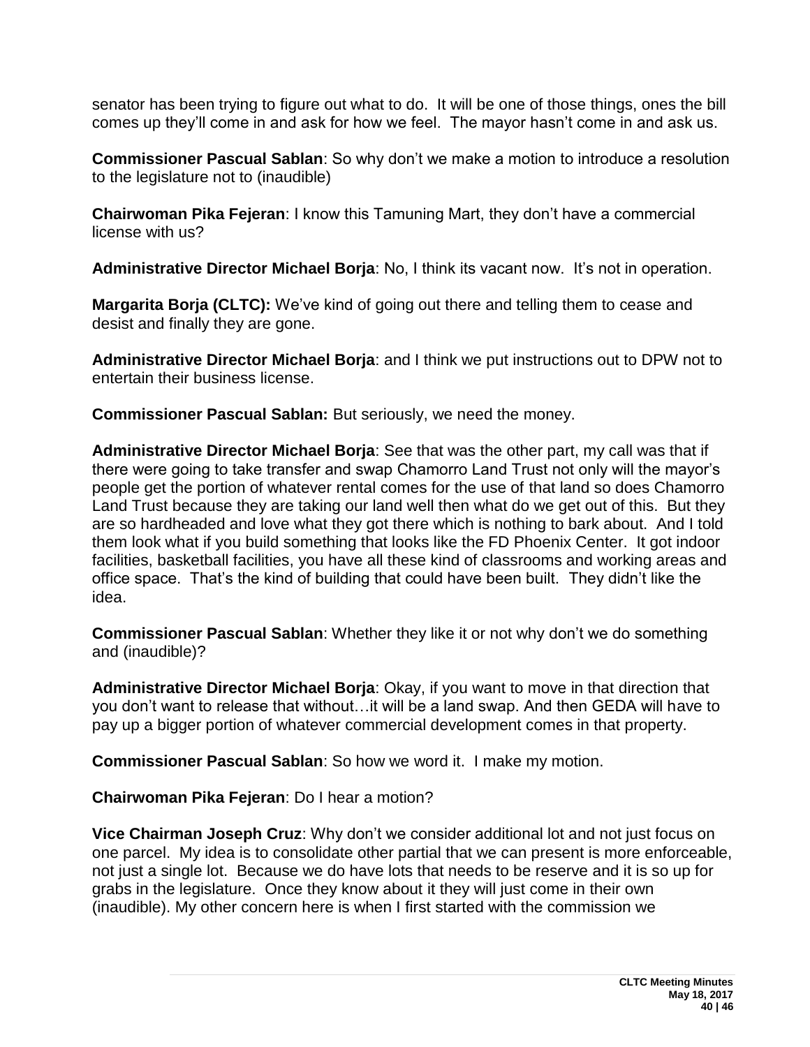senator has been trying to figure out what to do. It will be one of those things, ones the bill comes up they'll come in and ask for how we feel. The mayor hasn't come in and ask us.

**Commissioner Pascual Sablan**: So why don't we make a motion to introduce a resolution to the legislature not to (inaudible)

**Chairwoman Pika Fejeran**: I know this Tamuning Mart, they don't have a commercial license with us?

**Administrative Director Michael Borja**: No, I think its vacant now. It's not in operation.

**Margarita Borja (CLTC):** We've kind of going out there and telling them to cease and desist and finally they are gone.

**Administrative Director Michael Borja**: and I think we put instructions out to DPW not to entertain their business license.

**Commissioner Pascual Sablan:** But seriously, we need the money.

**Administrative Director Michael Borja**: See that was the other part, my call was that if there were going to take transfer and swap Chamorro Land Trust not only will the mayor's people get the portion of whatever rental comes for the use of that land so does Chamorro Land Trust because they are taking our land well then what do we get out of this. But they are so hardheaded and love what they got there which is nothing to bark about. And I told them look what if you build something that looks like the FD Phoenix Center. It got indoor facilities, basketball facilities, you have all these kind of classrooms and working areas and office space. That's the kind of building that could have been built. They didn't like the idea.

**Commissioner Pascual Sablan**: Whether they like it or not why don't we do something and (inaudible)?

**Administrative Director Michael Borja**: Okay, if you want to move in that direction that you don't want to release that without…it will be a land swap. And then GEDA will have to pay up a bigger portion of whatever commercial development comes in that property.

**Commissioner Pascual Sablan**: So how we word it. I make my motion.

**Chairwoman Pika Fejeran**: Do I hear a motion?

**Vice Chairman Joseph Cruz**: Why don't we consider additional lot and not just focus on one parcel. My idea is to consolidate other partial that we can present is more enforceable, not just a single lot. Because we do have lots that needs to be reserve and it is so up for grabs in the legislature. Once they know about it they will just come in their own (inaudible). My other concern here is when I first started with the commission we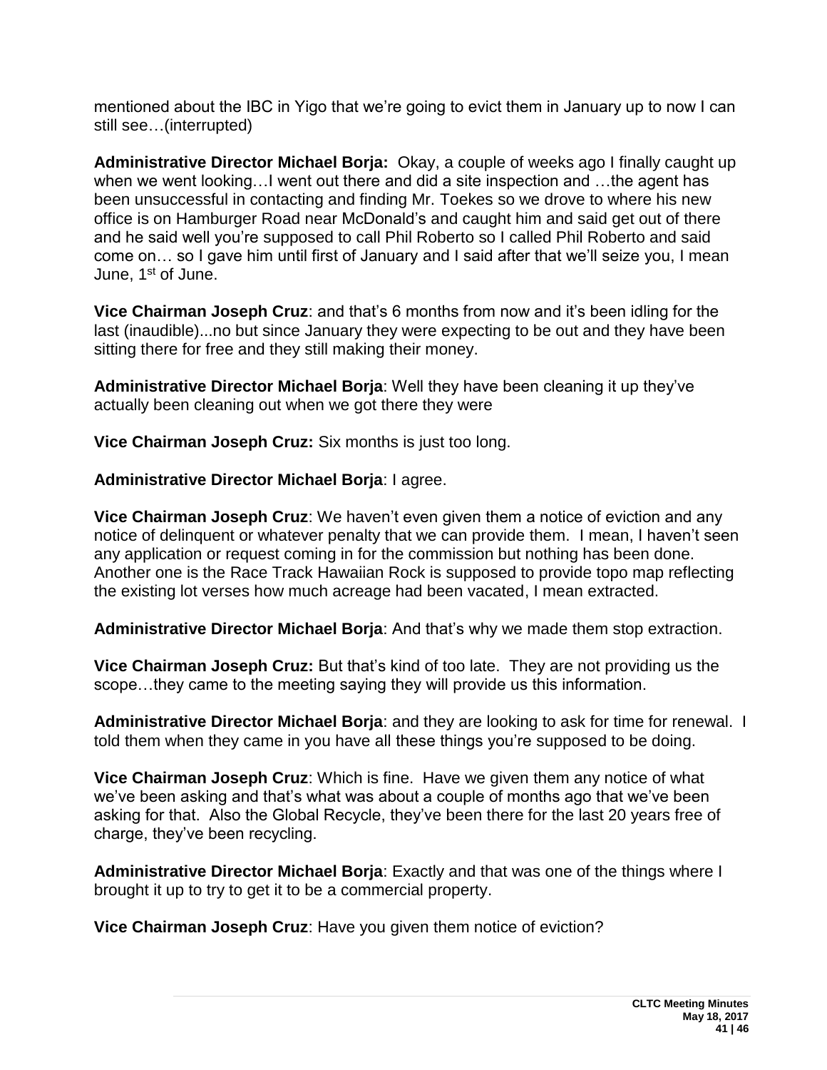mentioned about the IBC in Yigo that we're going to evict them in January up to now I can still see…(interrupted)

**Administrative Director Michael Borja:** Okay, a couple of weeks ago I finally caught up when we went looking…I went out there and did a site inspection and …the agent has been unsuccessful in contacting and finding Mr. Toekes so we drove to where his new office is on Hamburger Road near McDonald's and caught him and said get out of there and he said well you're supposed to call Phil Roberto so I called Phil Roberto and said come on… so I gave him until first of January and I said after that we'll seize you, I mean June, 1st of June.

**Vice Chairman Joseph Cruz**: and that's 6 months from now and it's been idling for the last (inaudible)...no but since January they were expecting to be out and they have been sitting there for free and they still making their money.

**Administrative Director Michael Borja**: Well they have been cleaning it up they've actually been cleaning out when we got there they were

**Vice Chairman Joseph Cruz:** Six months is just too long.

**Administrative Director Michael Borja**: I agree.

**Vice Chairman Joseph Cruz**: We haven't even given them a notice of eviction and any notice of delinquent or whatever penalty that we can provide them. I mean, I haven't seen any application or request coming in for the commission but nothing has been done. Another one is the Race Track Hawaiian Rock is supposed to provide topo map reflecting the existing lot verses how much acreage had been vacated, I mean extracted.

**Administrative Director Michael Borja**: And that's why we made them stop extraction.

**Vice Chairman Joseph Cruz:** But that's kind of too late. They are not providing us the scope…they came to the meeting saying they will provide us this information.

**Administrative Director Michael Borja**: and they are looking to ask for time for renewal. I told them when they came in you have all these things you're supposed to be doing.

**Vice Chairman Joseph Cruz**: Which is fine. Have we given them any notice of what we've been asking and that's what was about a couple of months ago that we've been asking for that. Also the Global Recycle, they've been there for the last 20 years free of charge, they've been recycling.

**Administrative Director Michael Borja**: Exactly and that was one of the things where I brought it up to try to get it to be a commercial property.

**Vice Chairman Joseph Cruz**: Have you given them notice of eviction?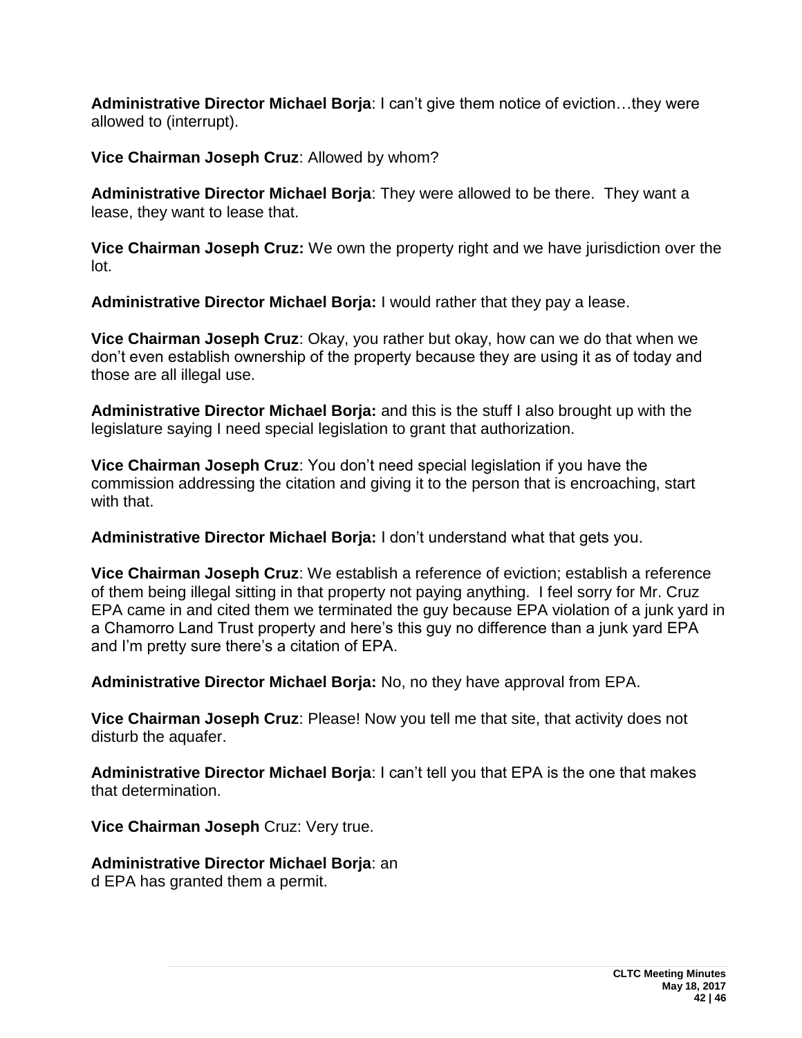**Administrative Director Michael Borja**: I can't give them notice of eviction…they were allowed to (interrupt).

**Vice Chairman Joseph Cruz**: Allowed by whom?

**Administrative Director Michael Borja**: They were allowed to be there. They want a lease, they want to lease that.

**Vice Chairman Joseph Cruz:** We own the property right and we have jurisdiction over the lot.

**Administrative Director Michael Borja:** I would rather that they pay a lease.

**Vice Chairman Joseph Cruz**: Okay, you rather but okay, how can we do that when we don't even establish ownership of the property because they are using it as of today and those are all illegal use.

**Administrative Director Michael Borja:** and this is the stuff I also brought up with the legislature saying I need special legislation to grant that authorization.

**Vice Chairman Joseph Cruz**: You don't need special legislation if you have the commission addressing the citation and giving it to the person that is encroaching, start with that.

**Administrative Director Michael Borja:** I don't understand what that gets you.

**Vice Chairman Joseph Cruz**: We establish a reference of eviction; establish a reference of them being illegal sitting in that property not paying anything. I feel sorry for Mr. Cruz EPA came in and cited them we terminated the guy because EPA violation of a junk yard in a Chamorro Land Trust property and here's this guy no difference than a junk yard EPA and I'm pretty sure there's a citation of EPA.

**Administrative Director Michael Borja:** No, no they have approval from EPA.

**Vice Chairman Joseph Cruz**: Please! Now you tell me that site, that activity does not disturb the aquafer.

**Administrative Director Michael Borja**: I can't tell you that EPA is the one that makes that determination.

**Vice Chairman Joseph** Cruz: Very true.

**Administrative Director Michael Borja**: an
d EPA has granted them a permit.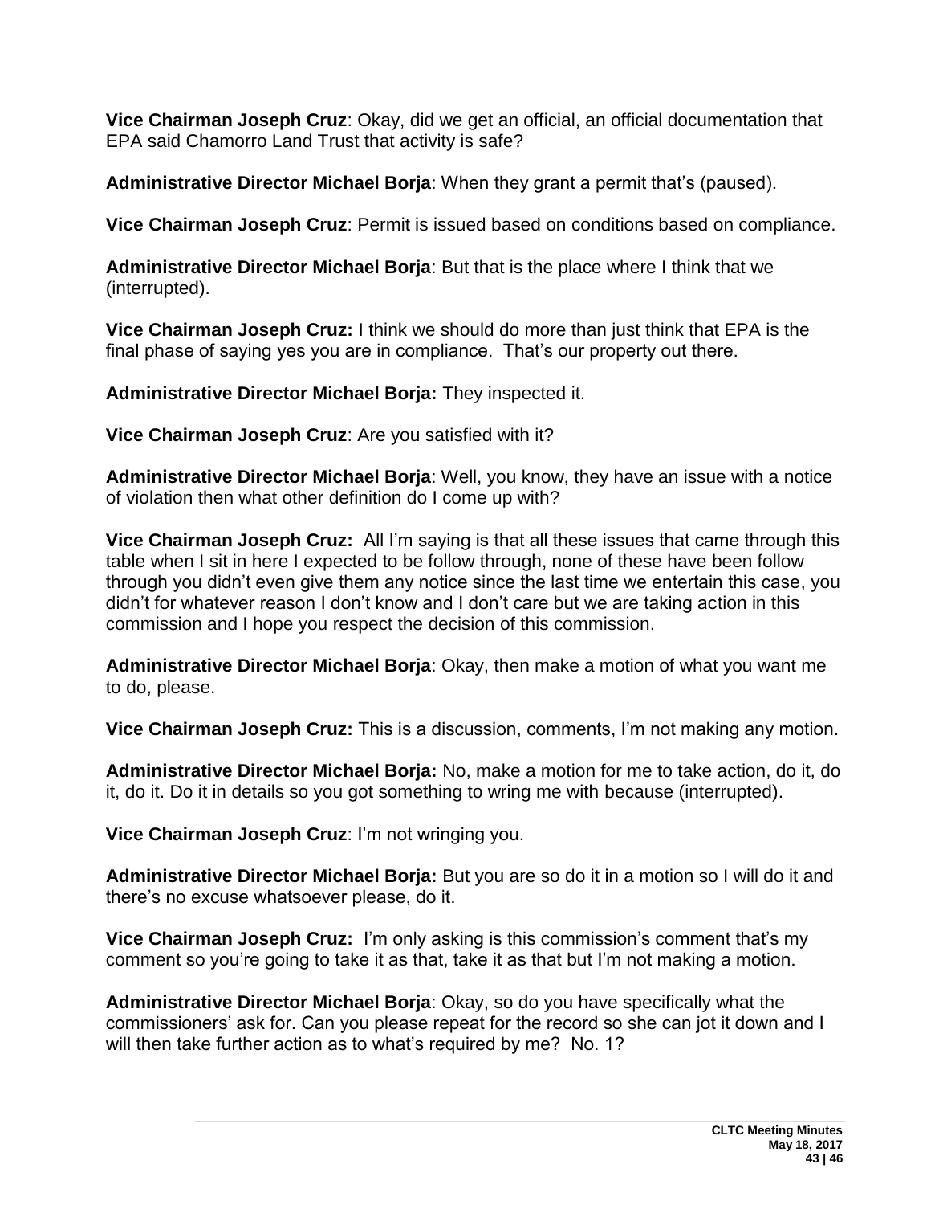**Vice Chairman Joseph Cruz**: Okay, did we get an official, an official documentation that EPA said Chamorro Land Trust that activity is safe?

**Administrative Director Michael Borja**: When they grant a permit that's (paused).

**Vice Chairman Joseph Cruz**: Permit is issued based on conditions based on compliance.

**Administrative Director Michael Borja**: But that is the place where I think that we (interrupted).

**Vice Chairman Joseph Cruz:** I think we should do more than just think that EPA is the final phase of saying yes you are in compliance. That's our property out there.

**Administrative Director Michael Borja:** They inspected it.

**Vice Chairman Joseph Cruz**: Are you satisfied with it?

**Administrative Director Michael Borja**: Well, you know, they have an issue with a notice of violation then what other definition do I come up with?

**Vice Chairman Joseph Cruz:** All I'm saying is that all these issues that came through this table when I sit in here I expected to be follow through, none of these have been follow through you didn't even give them any notice since the last time we entertain this case, you didn't for whatever reason I don't know and I don't care but we are taking action in this commission and I hope you respect the decision of this commission.

**Administrative Director Michael Borja**: Okay, then make a motion of what you want me to do, please.

**Vice Chairman Joseph Cruz:** This is a discussion, comments, I'm not making any motion.

**Administrative Director Michael Borja:** No, make a motion for me to take action, do it, do it, do it. Do it in details so you got something to wring me with because (interrupted).

**Vice Chairman Joseph Cruz**: I'm not wringing you.

**Administrative Director Michael Borja:** But you are so do it in a motion so I will do it and there's no excuse whatsoever please, do it.

**Vice Chairman Joseph Cruz:** I'm only asking is this commission's comment that's my comment so you're going to take it as that, take it as that but I'm not making a motion.

**Administrative Director Michael Borja**: Okay, so do you have specifically what the commissioners' ask for. Can you please repeat for the record so she can jot it down and I will then take further action as to what's required by me? No. 1?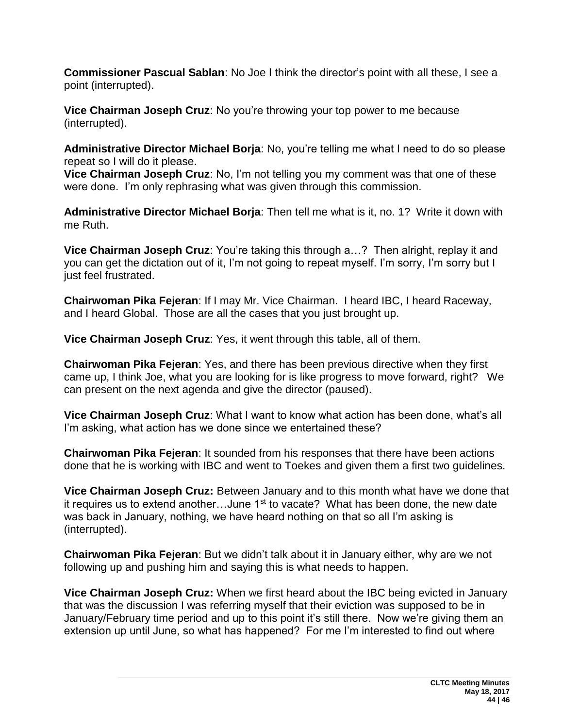**Commissioner Pascual Sablan**: No Joe I think the director's point with all these, I see a point (interrupted).

**Vice Chairman Joseph Cruz**: No you're throwing your top power to me because (interrupted).

**Administrative Director Michael Borja**: No, you're telling me what I need to do so please repeat so I will do it please.

**Vice Chairman Joseph Cruz**: No, I'm not telling you my comment was that one of these were done. I'm only rephrasing what was given through this commission.

**Administrative Director Michael Borja**: Then tell me what is it, no. 1? Write it down with me Ruth.

**Vice Chairman Joseph Cruz**: You're taking this through a…? Then alright, replay it and you can get the dictation out of it, I'm not going to repeat myself. I'm sorry, I'm sorry but I just feel frustrated.

**Chairwoman Pika Fejeran**: If I may Mr. Vice Chairman. I heard IBC, I heard Raceway, and I heard Global. Those are all the cases that you just brought up.

**Vice Chairman Joseph Cruz**: Yes, it went through this table, all of them.

**Chairwoman Pika Fejeran**: Yes, and there has been previous directive when they first came up, I think Joe, what you are looking for is like progress to move forward, right? We can present on the next agenda and give the director (paused).

**Vice Chairman Joseph Cruz**: What I want to know what action has been done, what's all I'm asking, what action has we done since we entertained these?

**Chairwoman Pika Fejeran**: It sounded from his responses that there have been actions done that he is working with IBC and went to Toekes and given them a first two guidelines.

**Vice Chairman Joseph Cruz:** Between January and to this month what have we done that it requires us to extend another…June 1st to vacate? What has been done, the new date was back in January, nothing, we have heard nothing on that so all I'm asking is (interrupted).

**Chairwoman Pika Fejeran**: But we didn't talk about it in January either, why are we not following up and pushing him and saying this is what needs to happen.

**Vice Chairman Joseph Cruz:** When we first heard about the IBC being evicted in January that was the discussion I was referring myself that their eviction was supposed to be in January/February time period and up to this point it's still there. Now we're giving them an extension up until June, so what has happened? For me I'm interested to find out where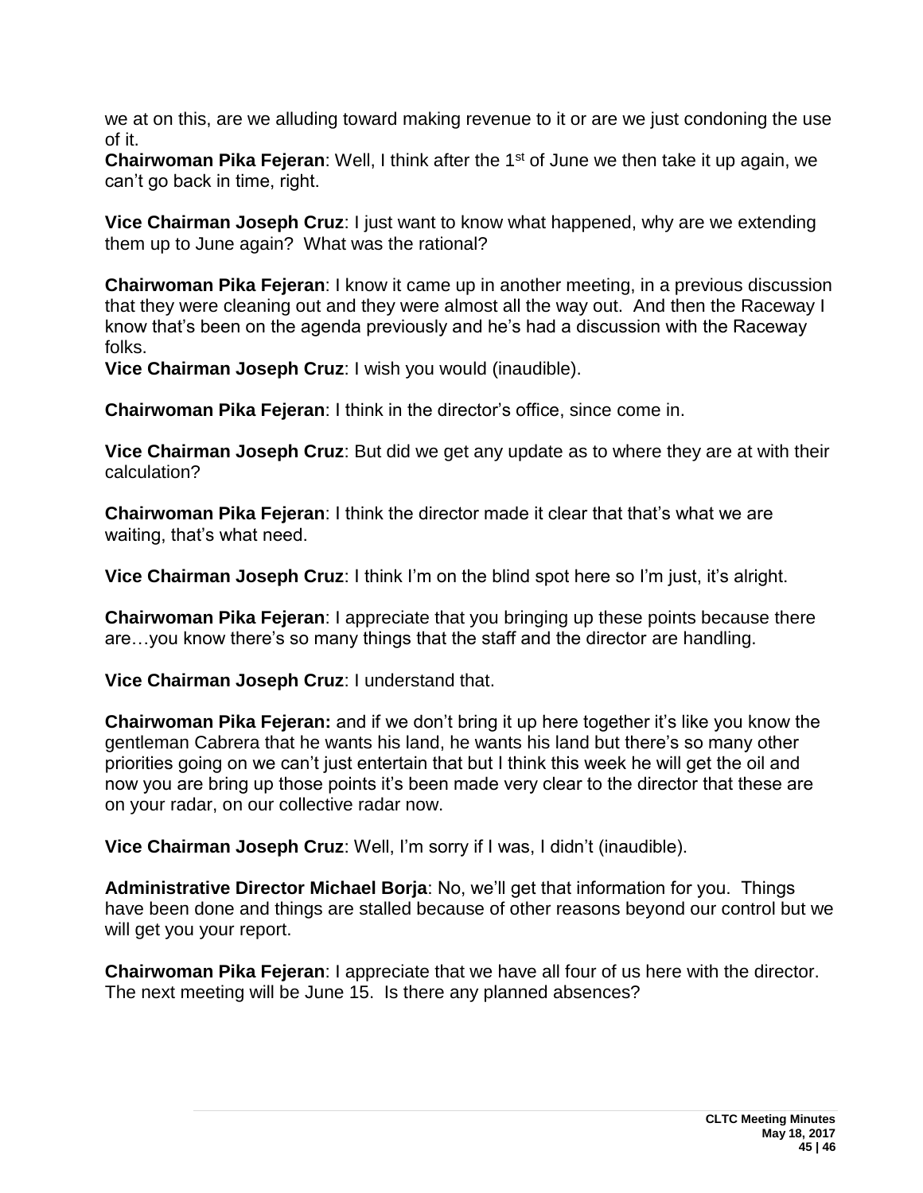we at on this, are we alluding toward making revenue to it or are we just condoning the use of it.

**Chairwoman Pika Fejeran**: Well, I think after the 1st of June we then take it up again, we can't go back in time, right.

**Vice Chairman Joseph Cruz**: I just want to know what happened, why are we extending them up to June again? What was the rational?

**Chairwoman Pika Fejeran**: I know it came up in another meeting, in a previous discussion that they were cleaning out and they were almost all the way out. And then the Raceway I know that's been on the agenda previously and he's had a discussion with the Raceway folks.

**Vice Chairman Joseph Cruz**: I wish you would (inaudible).

**Chairwoman Pika Fejeran**: I think in the director's office, since come in.

**Vice Chairman Joseph Cruz**: But did we get any update as to where they are at with their calculation?

**Chairwoman Pika Fejeran**: I think the director made it clear that that's what we are waiting, that's what need.

**Vice Chairman Joseph Cruz**: I think I'm on the blind spot here so I'm just, it's alright.

**Chairwoman Pika Fejeran**: I appreciate that you bringing up these points because there are…you know there's so many things that the staff and the director are handling.

**Vice Chairman Joseph Cruz**: I understand that.

**Chairwoman Pika Fejeran:** and if we don't bring it up here together it's like you know the gentleman Cabrera that he wants his land, he wants his land but there's so many other priorities going on we can't just entertain that but I think this week he will get the oil and now you are bring up those points it's been made very clear to the director that these are on your radar, on our collective radar now.

**Vice Chairman Joseph Cruz**: Well, I'm sorry if I was, I didn't (inaudible).

**Administrative Director Michael Borja**: No, we'll get that information for you. Things have been done and things are stalled because of other reasons beyond our control but we will get you your report.

**Chairwoman Pika Fejeran**: I appreciate that we have all four of us here with the director. The next meeting will be June 15. Is there any planned absences?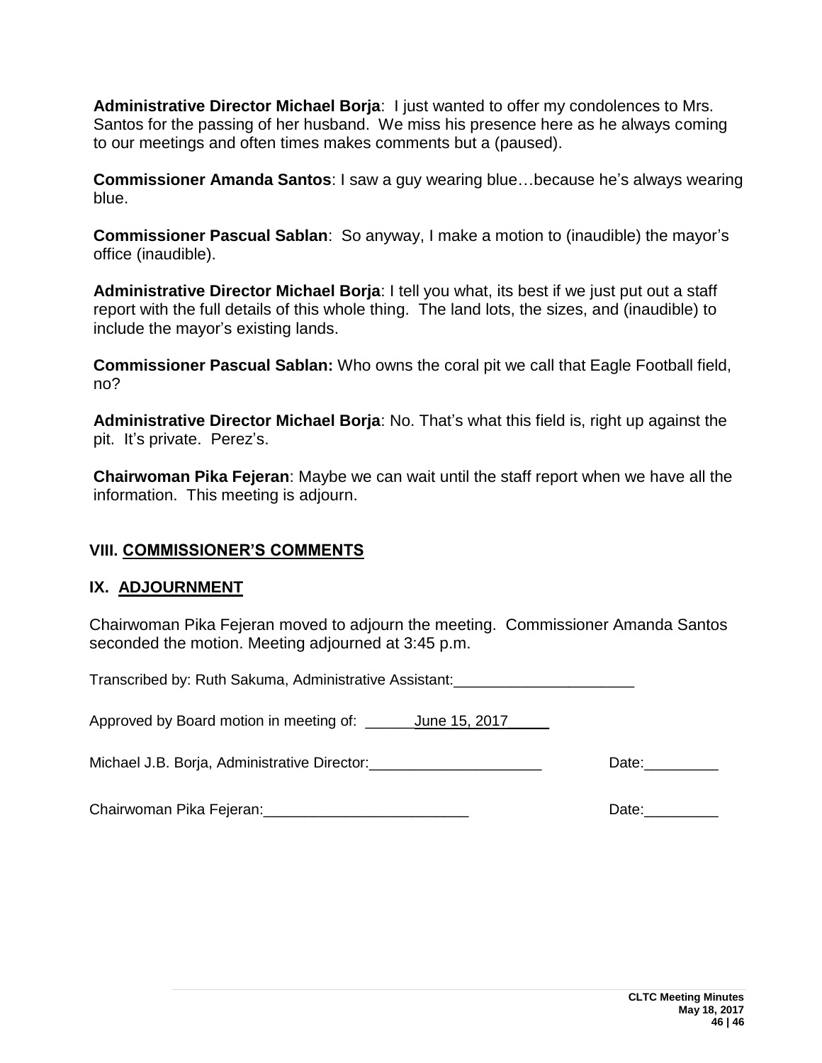**Administrative Director Michael Borja**: I just wanted to offer my condolences to Mrs. Santos for the passing of her husband. We miss his presence here as he always coming to our meetings and often times makes comments but a (paused).

**Commissioner Amanda Santos**: I saw a guy wearing blue…because he's always wearing blue.

**Commissioner Pascual Sablan**: So anyway, I make a motion to (inaudible) the mayor's office (inaudible).

**Administrative Director Michael Borja**: I tell you what, its best if we just put out a staff report with the full details of this whole thing. The land lots, the sizes, and (inaudible) to include the mayor's existing lands.

**Commissioner Pascual Sablan:** Who owns the coral pit we call that Eagle Football field, no?

**Administrative Director Michael Borja**: No. That's what this field is, right up against the pit. It's private. Perez's.

**Chairwoman Pika Fejeran**: Maybe we can wait until the staff report when we have all the information. This meeting is adjourn.

## VIII. COMMISSIONER'S COMMENTS

## IX. ADJOURNMENT

Chairwoman Pika Fejeran moved to adjourn the meeting. Commissioner Amanda Santos seconded the motion. Meeting adjourned at 3:45 p.m.

Transcribed by: Ruth Sakuma, Administrative Assistant:______________________

Approved by Board motion in meeting of: ______June 15, 2017_____

Michael J.B. Borja, Administrative Director:_____________________ Date:_________

Chairwoman Pika Fejeran:_________________________ Date:_________